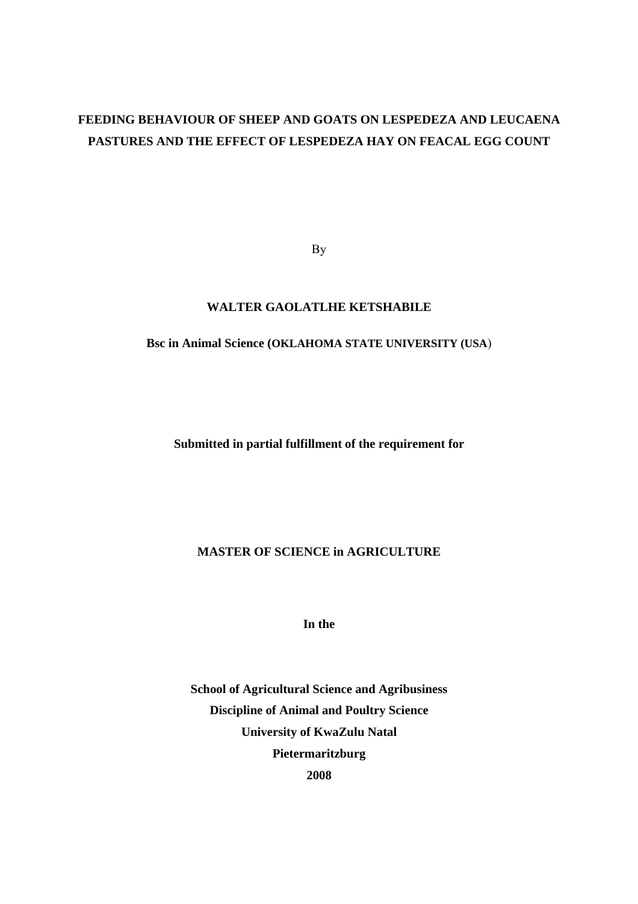# FEEDING BEHAVIOUR OF SHEEP AND GOATS ON LESPEDEZA AND LEUCAENA PASTURES AND THE EFFECT OF LESPEDEZA HAY ON FEACAL EGG COUNT

By

**WALTER GAOLATLHE KETSHABILE**

**Bsc in Animal Science (OKLAHOMA STATE UNIVERSITY (USA)**

**Submitted in partial fulfillment of the requirement for**

**MASTER OF SCIENCE in AGRICULTURE**

**In the**

**School of Agricultural Science and Agribusiness**
**Discipline of Animal and Poultry Science**
**University of KwaZulu Natal**
**Pietermaritzburg**
**2008**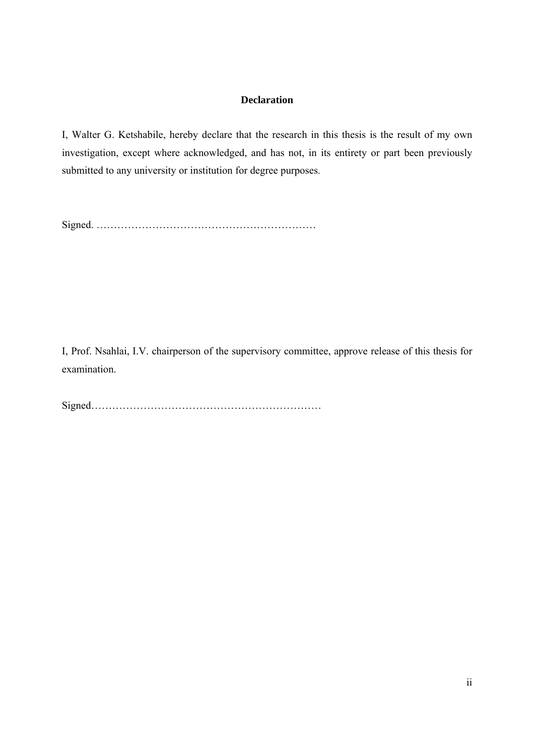# Declaration

I, Walter G. Ketshabile, hereby declare that the research in this thesis is the result of my own investigation, except where acknowledged, and has not, in its entirety or part been previously submitted to any university or institution for degree purposes.

Signed. ………………………………………………………

I, Prof. Nsahlai, I.V. chairperson of the supervisory committee, approve release of this thesis for examination.

Signed…………………………………………………………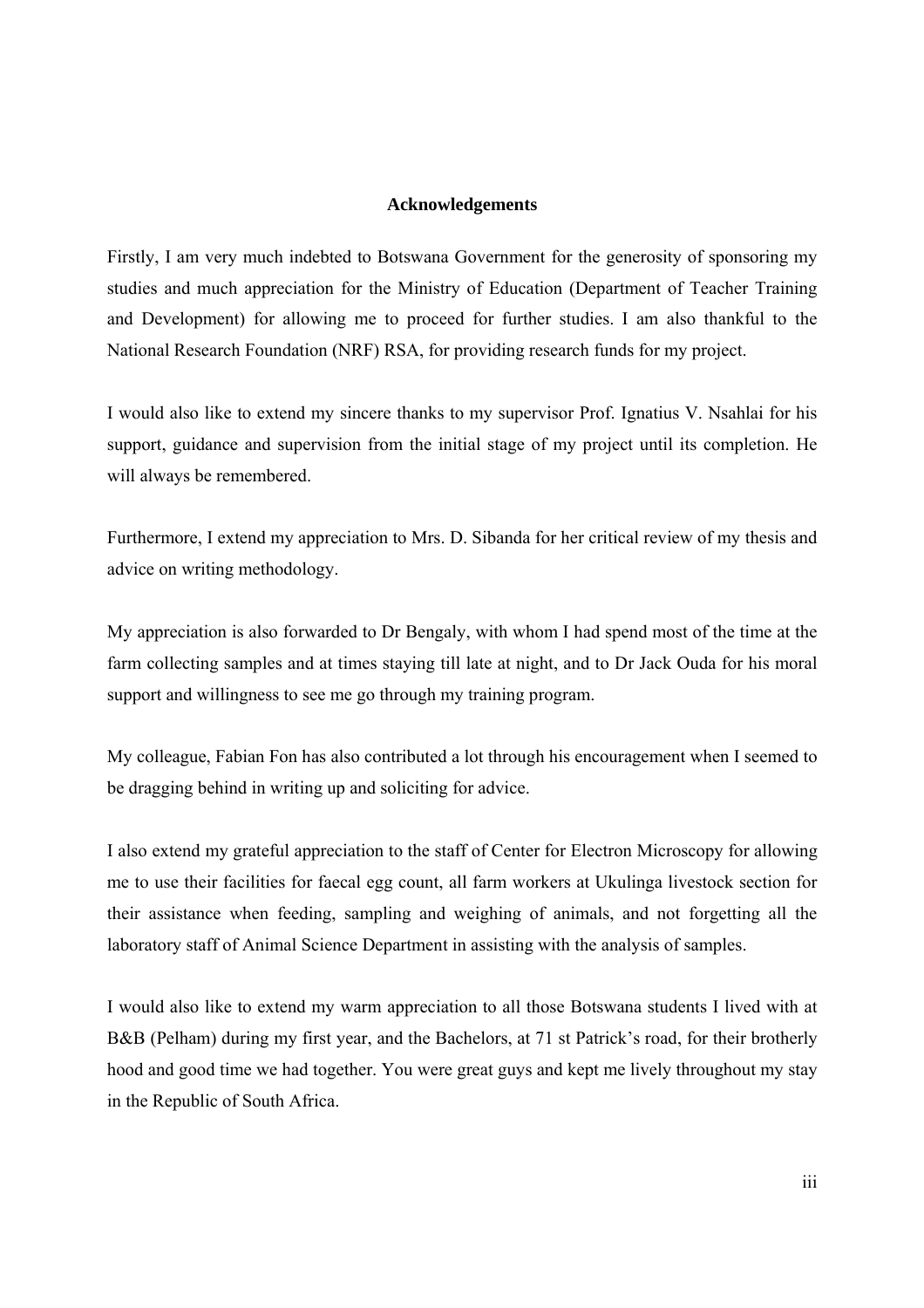## Acknowledgements

Firstly, I am very much indebted to Botswana Government for the generosity of sponsoring my studies and much appreciation for the Ministry of Education (Department of Teacher Training and Development) for allowing me to proceed for further studies. I am also thankful to the National Research Foundation (NRF) RSA, for providing research funds for my project.

I would also like to extend my sincere thanks to my supervisor Prof. Ignatius V. Nsahlai for his support, guidance and supervision from the initial stage of my project until its completion. He will always be remembered.

Furthermore, I extend my appreciation to Mrs. D. Sibanda for her critical review of my thesis and advice on writing methodology.

My appreciation is also forwarded to Dr Bengaly, with whom I had spend most of the time at the farm collecting samples and at times staying till late at night, and to Dr Jack Ouda for his moral support and willingness to see me go through my training program.

My colleague, Fabian Fon has also contributed a lot through his encouragement when I seemed to be dragging behind in writing up and soliciting for advice.

I also extend my grateful appreciation to the staff of Center for Electron Microscopy for allowing me to use their facilities for faecal egg count, all farm workers at Ukulinga livestock section for their assistance when feeding, sampling and weighing of animals, and not forgetting all the laboratory staff of Animal Science Department in assisting with the analysis of samples.

I would also like to extend my warm appreciation to all those Botswana students I lived with at B&B (Pelham) during my first year, and the Bachelors, at 71 st Patrick's road, for their brotherly hood and good time we had together. You were great guys and kept me lively throughout my stay in the Republic of South Africa.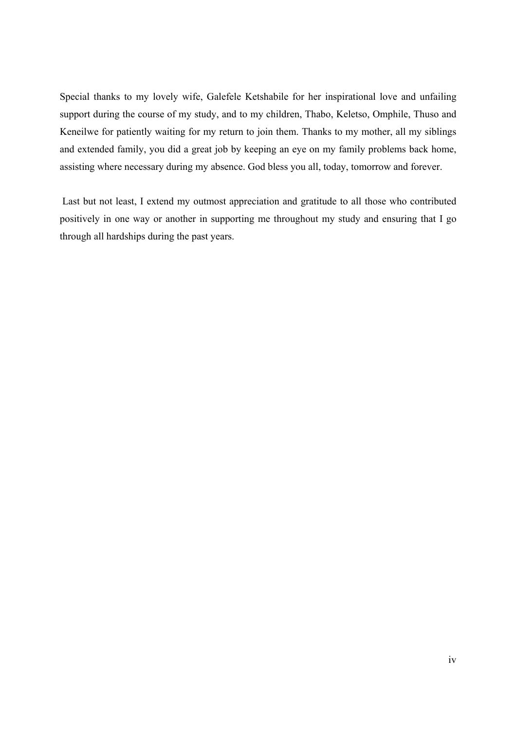Special thanks to my lovely wife, Galefele Ketshabile for her inspirational love and unfailing support during the course of my study, and to my children, Thabo, Keletso, Omphile, Thuso and Keneilwe for patiently waiting for my return to join them. Thanks to my mother, all my siblings and extended family, you did a great job by keeping an eye on my family problems back home, assisting where necessary during my absence. God bless you all, today, tomorrow and forever.

Last but not least, I extend my outmost appreciation and gratitude to all those who contributed positively in one way or another in supporting me throughout my study and ensuring that I go through all hardships during the past years.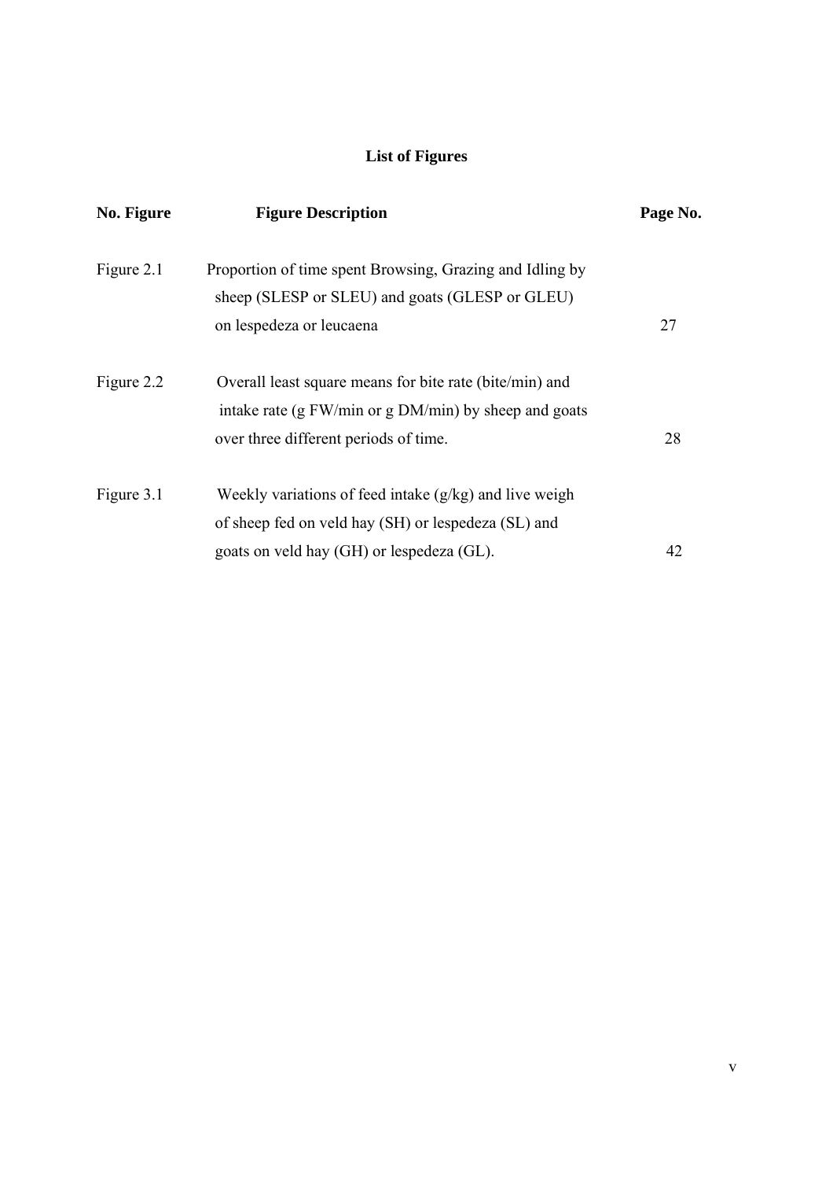# List of Figures

| No. Figure | Figure Description | Page No. |
| --- | --- | --- |
| Figure 2.1 | Proportion of time spent Browsing, Grazing and Idling by sheep (SLESP or SLEU) and goats (GLESP or GLEU) on lespedeza or leucaena | 27 |
| Figure 2.2 | Overall least square means for bite rate (bite/min) and intake rate (g FW/min or g DM/min) by sheep and goats over three different periods of time. | 28 |
| Figure 3.1 | Weekly variations of feed intake (g/kg) and live weigh of sheep fed on veld hay (SH) or lespedeza (SL) and goats on veld hay (GH) or lespedeza (GL). | 42 |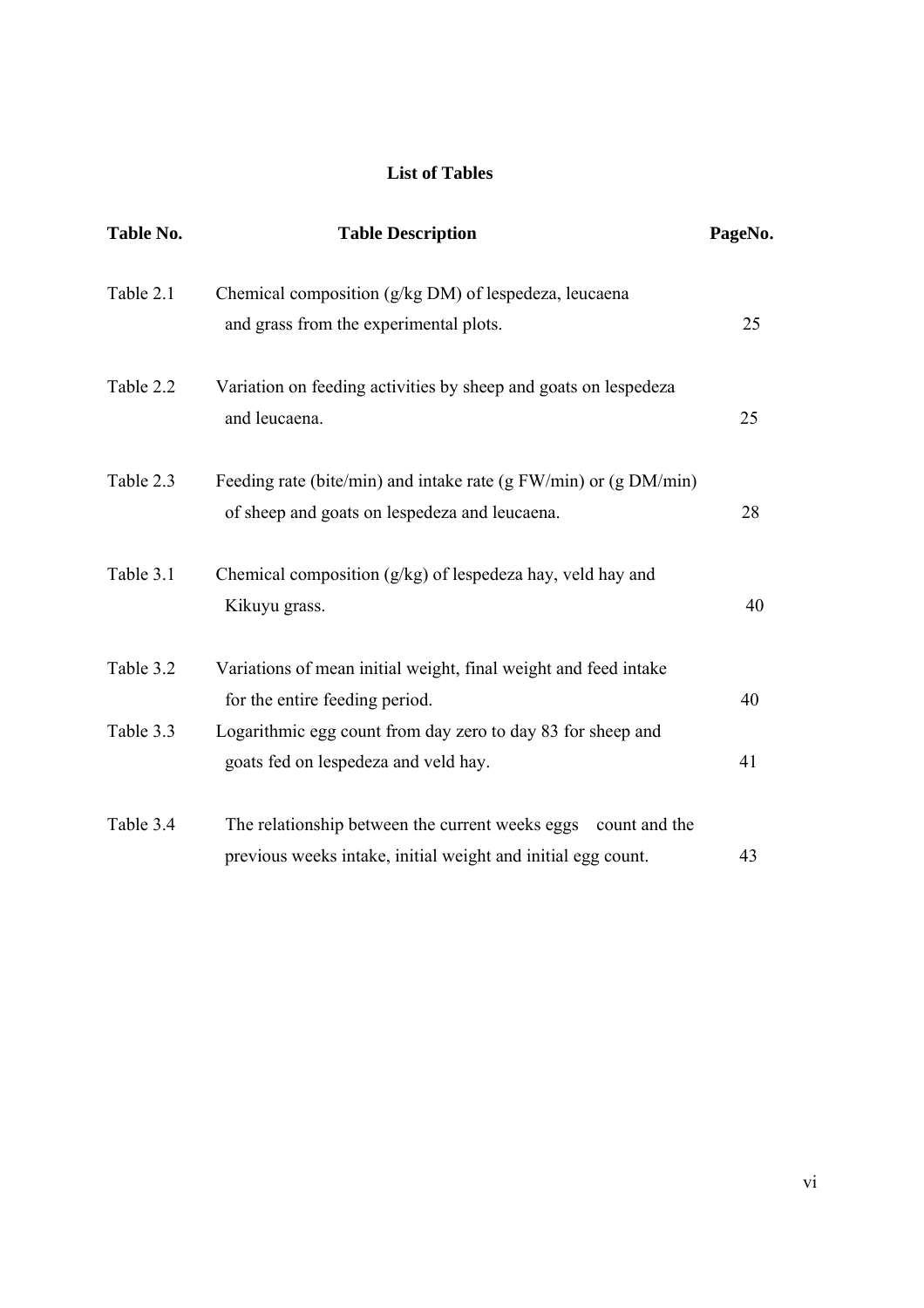# List of Tables

| Table No. | Table Description | PageNo. |
|---|---|---|
| Table 2.1 | Chemical composition (g/kg DM) of lespedeza, leucaena and grass from the experimental plots. | 25 |
| Table 2.2 | Variation on feeding activities by sheep and goats on lespedeza and leucaena. | 25 |
| Table 2.3 | Feeding rate (bite/min) and intake rate (g FW/min) or (g DM/min) of sheep and goats on lespedeza and leucaena. | 28 |
| Table 3.1 | Chemical composition (g/kg) of lespedeza hay, veld hay and Kikuyu grass. | 40 |
| Table 3.2 | Variations of mean initial weight, final weight and feed intake for the entire feeding period. | 40 |
| Table 3.3 | Logarithmic egg count from day zero to day 83 for sheep and goats fed on lespedeza and veld hay. | 41 |
| Table 3.4 | The relationship between the current weeks eggs count and the previous weeks intake, initial weight and initial egg count. | 43 |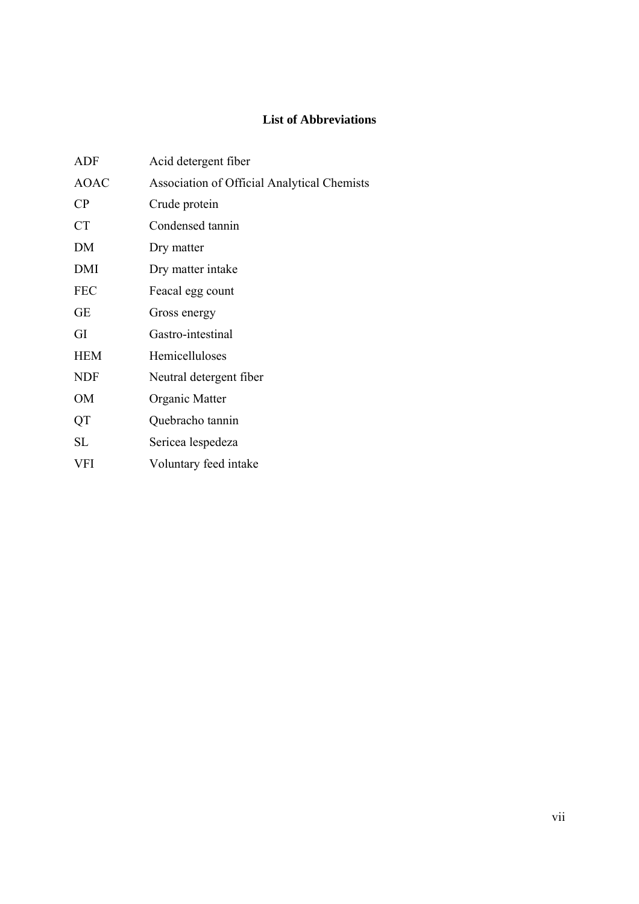# List of Abbreviations

| | |
|---|---|
| ADF | Acid detergent fiber |
| AOAC | Association of Official Analytical Chemists |
| CP | Crude protein |
| CT | Condensed tannin |
| DM | Dry matter |
| DMI | Dry matter intake |
| FEC | Feacal egg count |
| GE | Gross energy |
| GI | Gastro-intestinal |
| HEM | Hemicelluloses |
| NDF | Neutral detergent fiber |
| OM | Organic Matter |
| QT | Quebracho tannin |
| SL | Sericea lespedeza |
| VFI | Voluntary feed intake |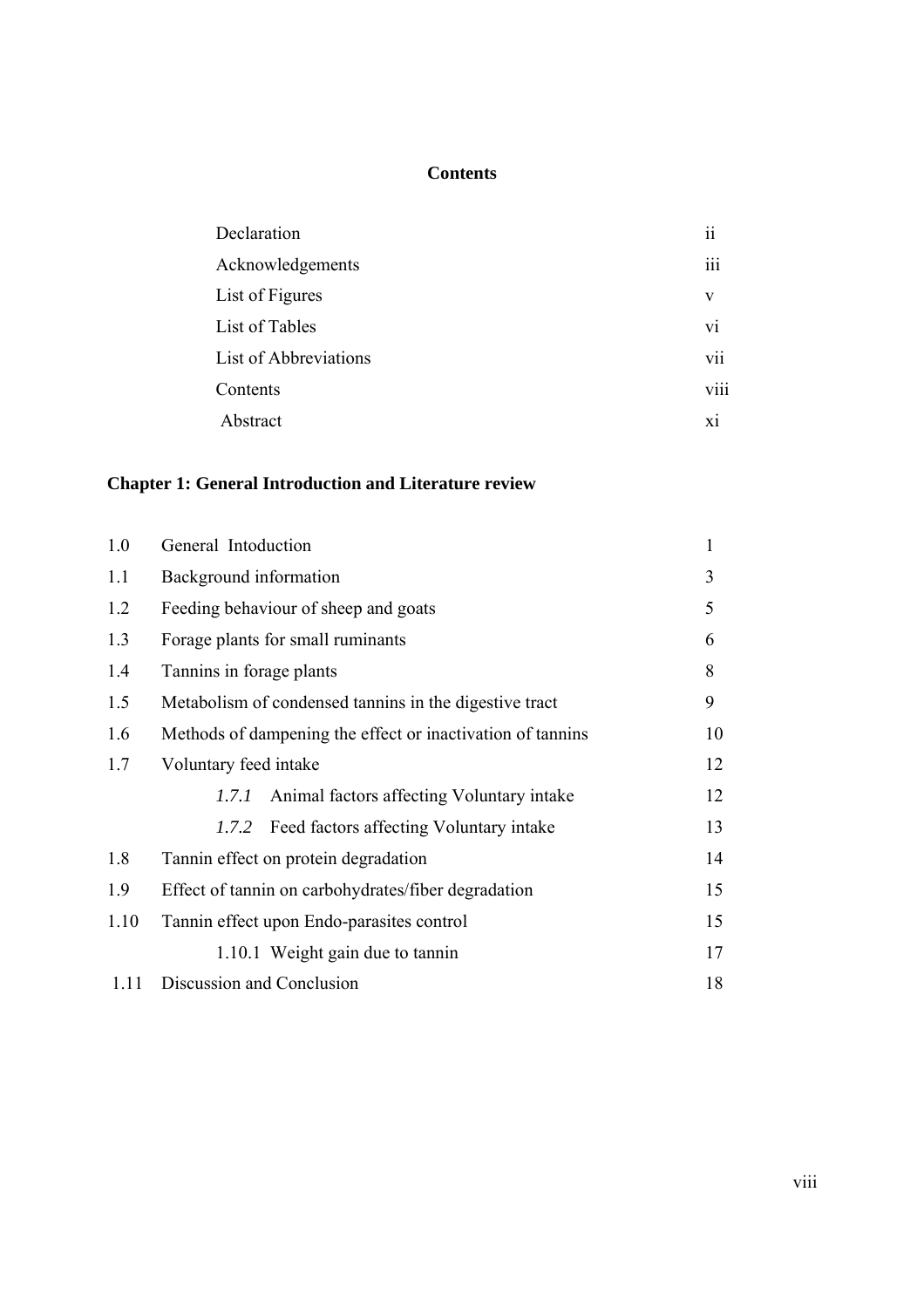**Contents**

| | |
|---|---|
| Declaration | ii |
| Acknowledgements | iii |
| List of Figures | v |
| List of Tables | vi |
| List of Abbreviations | vii |
| Contents | viii |
| Abstract | xi |

**Chapter 1: General Introduction and Literature review**

| | | |
|---|---|---|
| 1.0 | General Intoduction | 1 |
| 1.1 | Background information | 3 |
| 1.2 | Feeding behaviour of sheep and goats | 5 |
| 1.3 | Forage plants for small ruminants | 6 |
| 1.4 | Tannins in forage plants | 8 |
| 1.5 | Metabolism of condensed tannins in the digestive tract | 9 |
| 1.6 | Methods of dampening the effect or inactivation of tannins | 10 |
| 1.7 | Voluntary feed intake | 12 |
| | *1.7.1* Animal factors affecting Voluntary intake | 12 |
| | *1.7.2* Feed factors affecting Voluntary intake | 13 |
| 1.8 | Tannin effect on protein degradation | 14 |
| 1.9 | Effect of tannin on carbohydrates/fiber degradation | 15 |
| 1.10 | Tannin effect upon Endo-parasites control | 15 |
| | 1.10.1 Weight gain due to tannin | 17 |
| 1.11 | Discussion and Conclusion | 18 |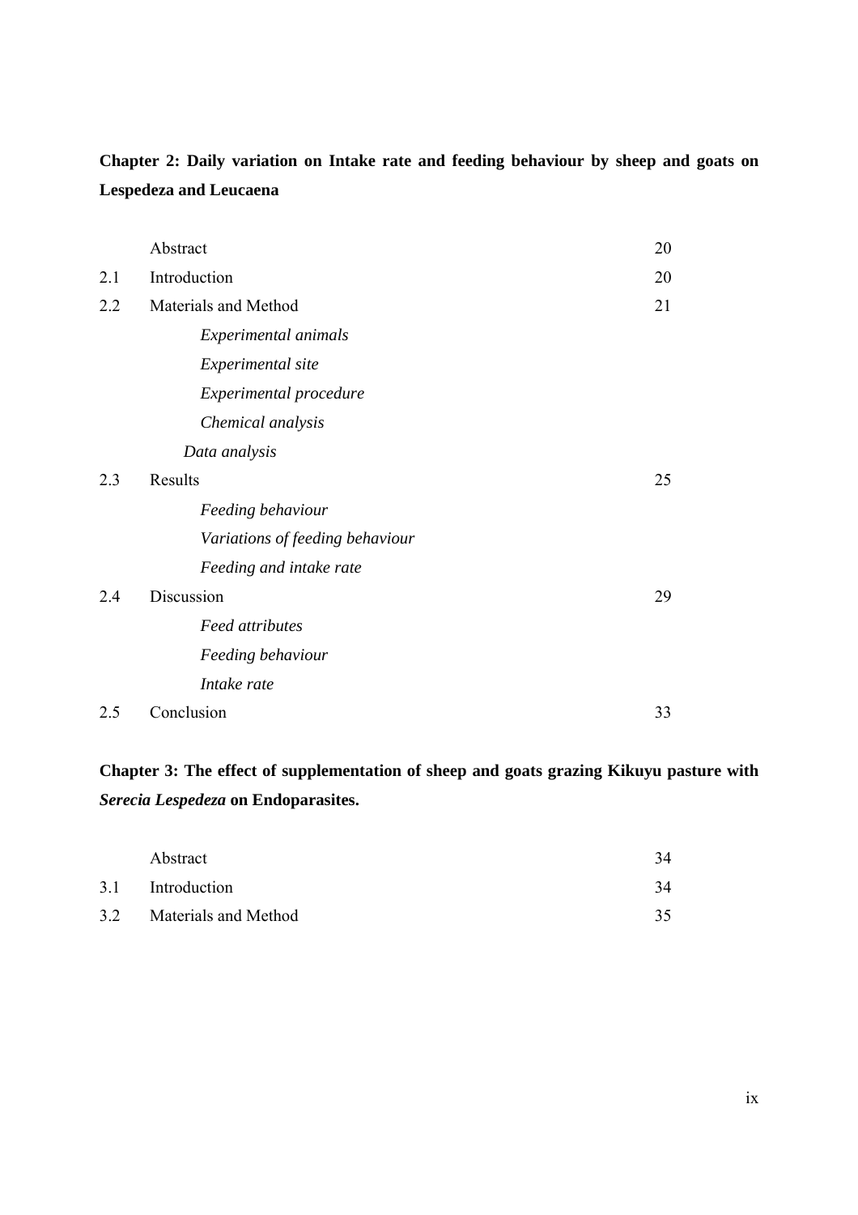**Chapter 2: Daily variation on Intake rate and feeding behaviour by sheep and goats on Lespedeza and Leucaena**

| | | |
|---|---|---|
| | Abstract | 20 |
| 2.1 | Introduction | 20 |
| 2.2 | Materials and Method | 21 |
| | *Experimental animals* | |
| | *Experimental site* | |
| | *Experimental procedure* | |
| | *Chemical analysis* | |
| | *Data analysis* | |
| 2.3 | Results | 25 |
| | *Feeding behaviour* | |
| | *Variations of feeding behaviour* | |
| | *Feeding and intake rate* | |
| 2.4 | Discussion | 29 |
| | *Feed attributes* | |
| | *Feeding behaviour* | |
| | *Intake rate* | |
| 2.5 | Conclusion | 33 |

**Chapter 3: The effect of supplementation of sheep and goats grazing Kikuyu pasture with *Serecia Lespedeza* on Endoparasites.**

| | | |
|---|---|---|
| | Abstract | 34 |
| 3.1 | Introduction | 34 |
| 3.2 | Materials and Method | 35 |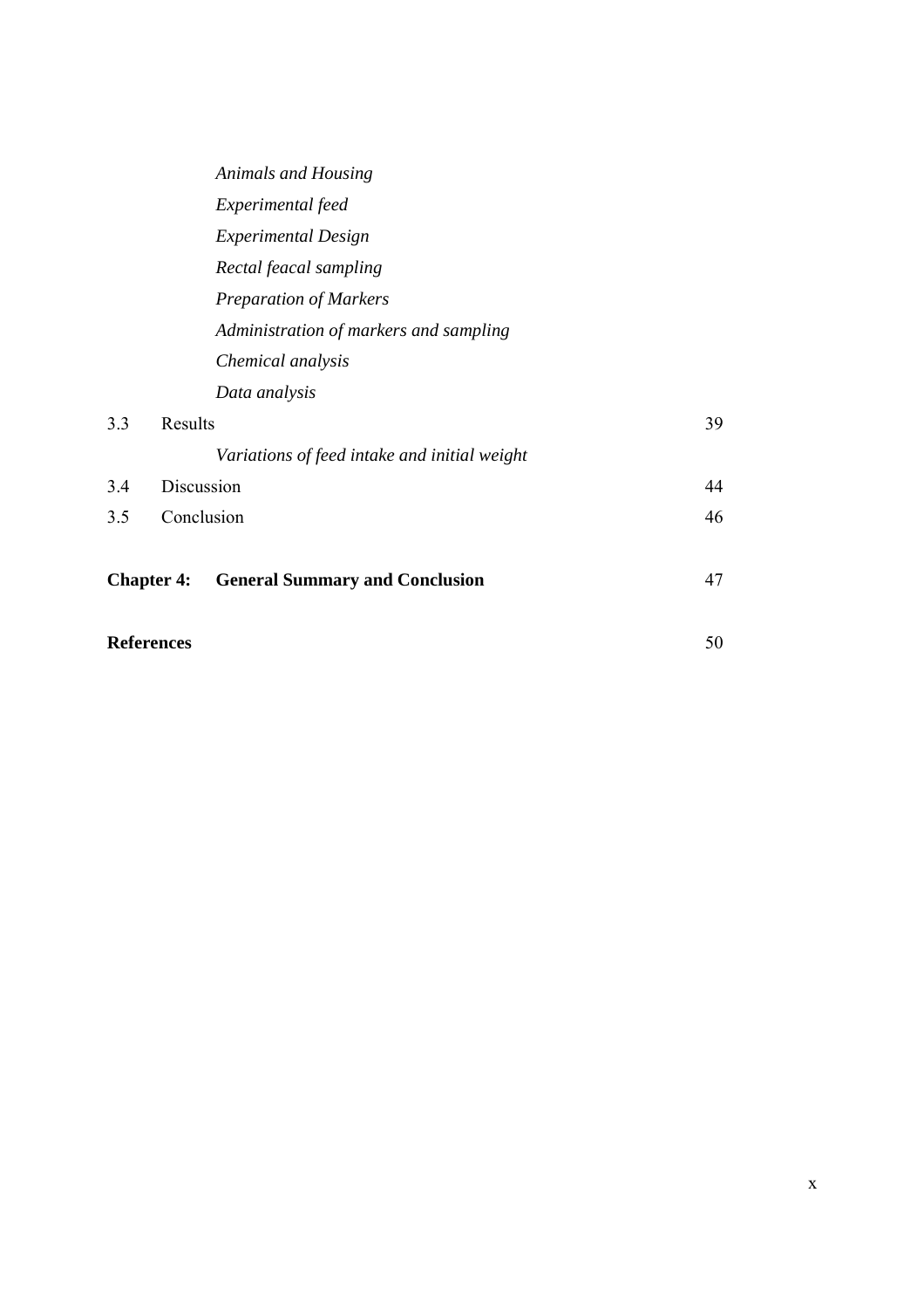*Animals and Housing*

*Experimental feed*

*Experimental Design*

*Rectal feacal sampling*

*Preparation of Markers*

*Administration of markers and sampling*

*Chemical analysis*

*Data analysis*

3.3 Results 39

*Variations of feed intake and initial weight*

3.4 Discussion 44

3.5 Conclusion 46

**Chapter 4: General Summary and Conclusion** 47

**References** 50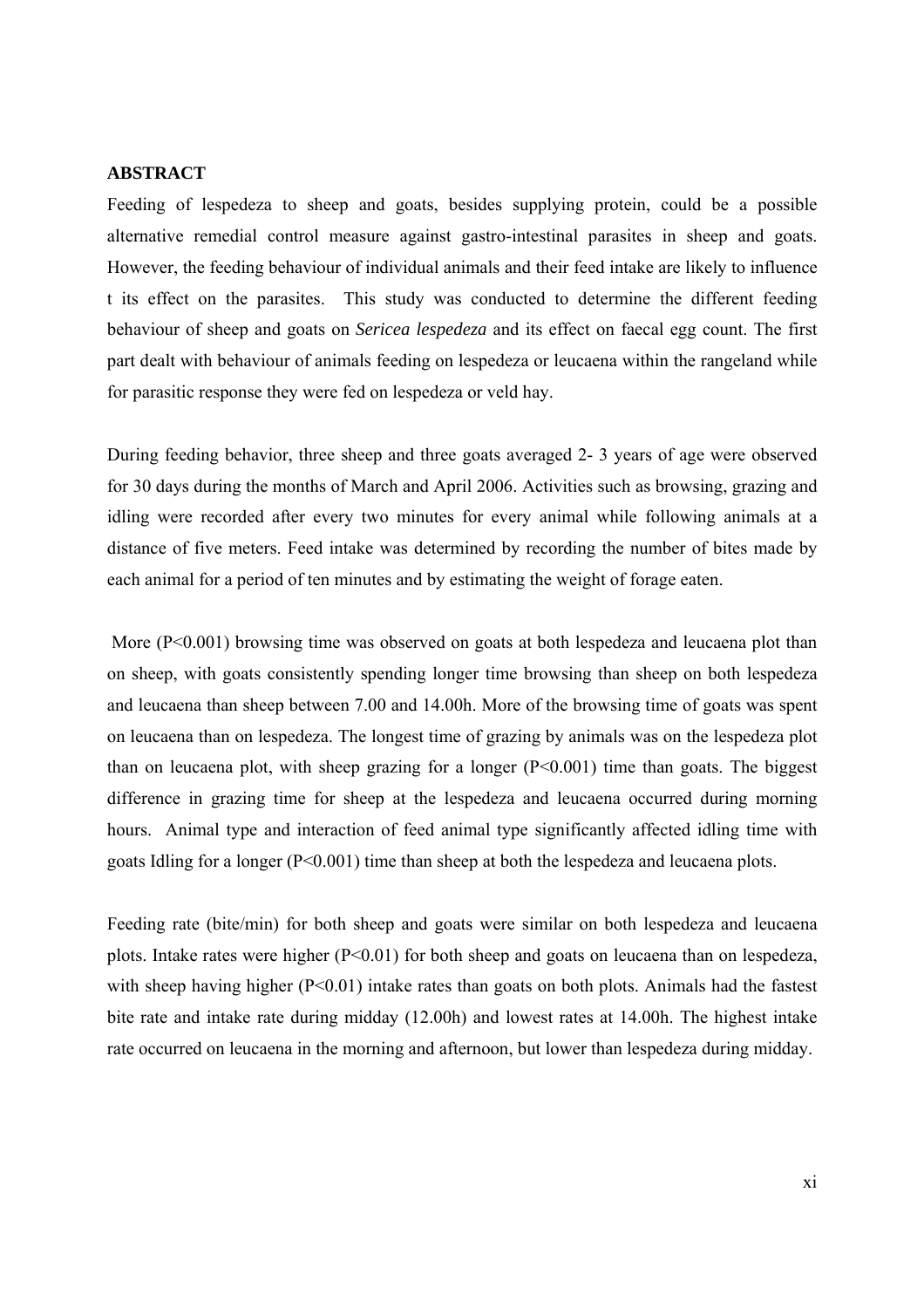## ABSTRACT

Feeding of lespedeza to sheep and goats, besides supplying protein, could be a possible alternative remedial control measure against gastro-intestinal parasites in sheep and goats. However, the feeding behaviour of individual animals and their feed intake are likely to influence t its effect on the parasites. This study was conducted to determine the different feeding behaviour of sheep and goats on *Sericea lespedeza* and its effect on faecal egg count. The first part dealt with behaviour of animals feeding on lespedeza or leucaena within the rangeland while for parasitic response they were fed on lespedeza or veld hay.

During feeding behavior, three sheep and three goats averaged 2- 3 years of age were observed for 30 days during the months of March and April 2006. Activities such as browsing, grazing and idling were recorded after every two minutes for every animal while following animals at a distance of five meters. Feed intake was determined by recording the number of bites made by each animal for a period of ten minutes and by estimating the weight of forage eaten.

More ($P<0.001$) browsing time was observed on goats at both lespedeza and leucaena plot than on sheep, with goats consistently spending longer time browsing than sheep on both lespedeza and leucaena than sheep between 7.00 and 14.00h. More of the browsing time of goats was spent on leucaena than on lespedeza. The longest time of grazing by animals was on the lespedeza plot than on leucaena plot, with sheep grazing for a longer ($P<0.001$) time than goats. The biggest difference in grazing time for sheep at the lespedeza and leucaena occurred during morning hours. Animal type and interaction of feed animal type significantly affected idling time with goats Idling for a longer ($P<0.001$) time than sheep at both the lespedeza and leucaena plots.

Feeding rate (bite/min) for both sheep and goats were similar on both lespedeza and leucaena plots. Intake rates were higher ($P<0.01$) for both sheep and goats on leucaena than on lespedeza, with sheep having higher ($P<0.01$) intake rates than goats on both plots. Animals had the fastest bite rate and intake rate during midday (12.00h) and lowest rates at 14.00h. The highest intake rate occurred on leucaena in the morning and afternoon, but lower than lespedeza during midday.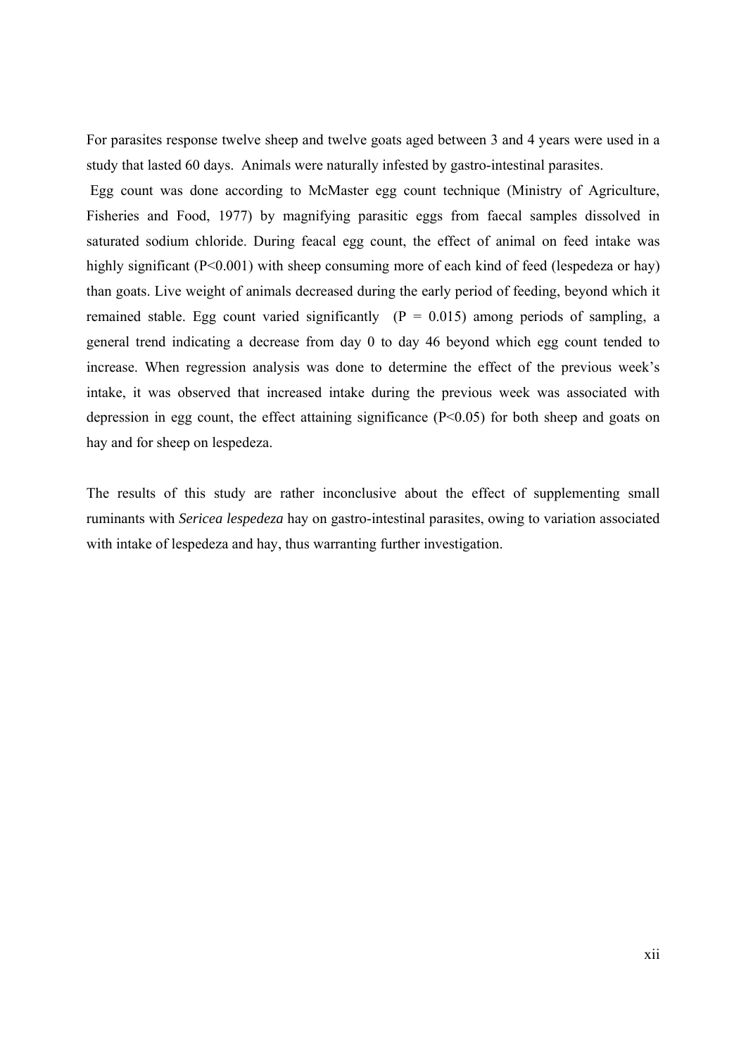For parasites response twelve sheep and twelve goats aged between 3 and 4 years were used in a study that lasted 60 days. Animals were naturally infested by gastro-intestinal parasites.

Egg count was done according to McMaster egg count technique (Ministry of Agriculture, Fisheries and Food, 1977) by magnifying parasitic eggs from faecal samples dissolved in saturated sodium chloride. During feacal egg count, the effect of animal on feed intake was highly significant ($P<0.001$) with sheep consuming more of each kind of feed (lespedeza or hay) than goats. Live weight of animals decreased during the early period of feeding, beyond which it remained stable. Egg count varied significantly ($P = 0.015$) among periods of sampling, a general trend indicating a decrease from day 0 to day 46 beyond which egg count tended to increase. When regression analysis was done to determine the effect of the previous week's intake, it was observed that increased intake during the previous week was associated with depression in egg count, the effect attaining significance ($P<0.05$) for both sheep and goats on hay and for sheep on lespedeza.

The results of this study are rather inconclusive about the effect of supplementing small ruminants with *Sericea lespedeza* hay on gastro-intestinal parasites, owing to variation associated with intake of lespedeza and hay, thus warranting further investigation.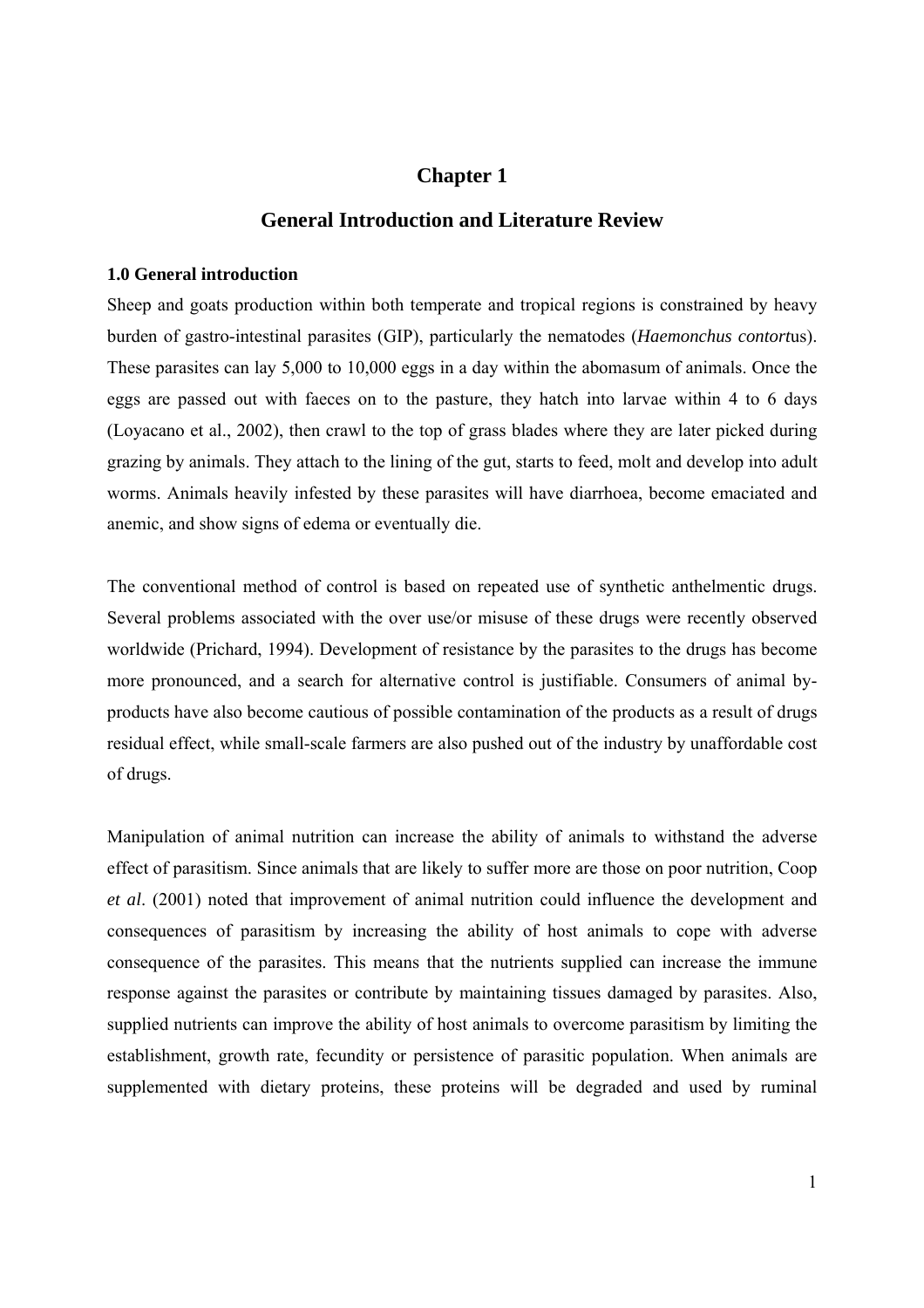# Chapter 1

## General Introduction and Literature Review

### 1.0 General introduction

Sheep and goats production within both temperate and tropical regions is constrained by heavy burden of gastro-intestinal parasites (GIP), particularly the nematodes (*Haemonchus contort*us). These parasites can lay 5,000 to 10,000 eggs in a day within the abomasum of animals. Once the eggs are passed out with faeces on to the pasture, they hatch into larvae within 4 to 6 days (Loyacano et al., 2002), then crawl to the top of grass blades where they are later picked during grazing by animals. They attach to the lining of the gut, starts to feed, molt and develop into adult worms. Animals heavily infested by these parasites will have diarrhoea, become emaciated and anemic, and show signs of edema or eventually die.

The conventional method of control is based on repeated use of synthetic anthelmentic drugs. Several problems associated with the over use/or misuse of these drugs were recently observed worldwide (Prichard, 1994). Development of resistance by the parasites to the drugs has become more pronounced, and a search for alternative control is justifiable. Consumers of animal by-products have also become cautious of possible contamination of the products as a result of drugs residual effect, while small-scale farmers are also pushed out of the industry by unaffordable cost of drugs.

Manipulation of animal nutrition can increase the ability of animals to withstand the adverse effect of parasitism. Since animals that are likely to suffer more are those on poor nutrition, Coop *et al*. (2001) noted that improvement of animal nutrition could influence the development and consequences of parasitism by increasing the ability of host animals to cope with adverse consequence of the parasites. This means that the nutrients supplied can increase the immune response against the parasites or contribute by maintaining tissues damaged by parasites. Also, supplied nutrients can improve the ability of host animals to overcome parasitism by limiting the establishment, growth rate, fecundity or persistence of parasitic population. When animals are supplemented with dietary proteins, these proteins will be degraded and used by ruminal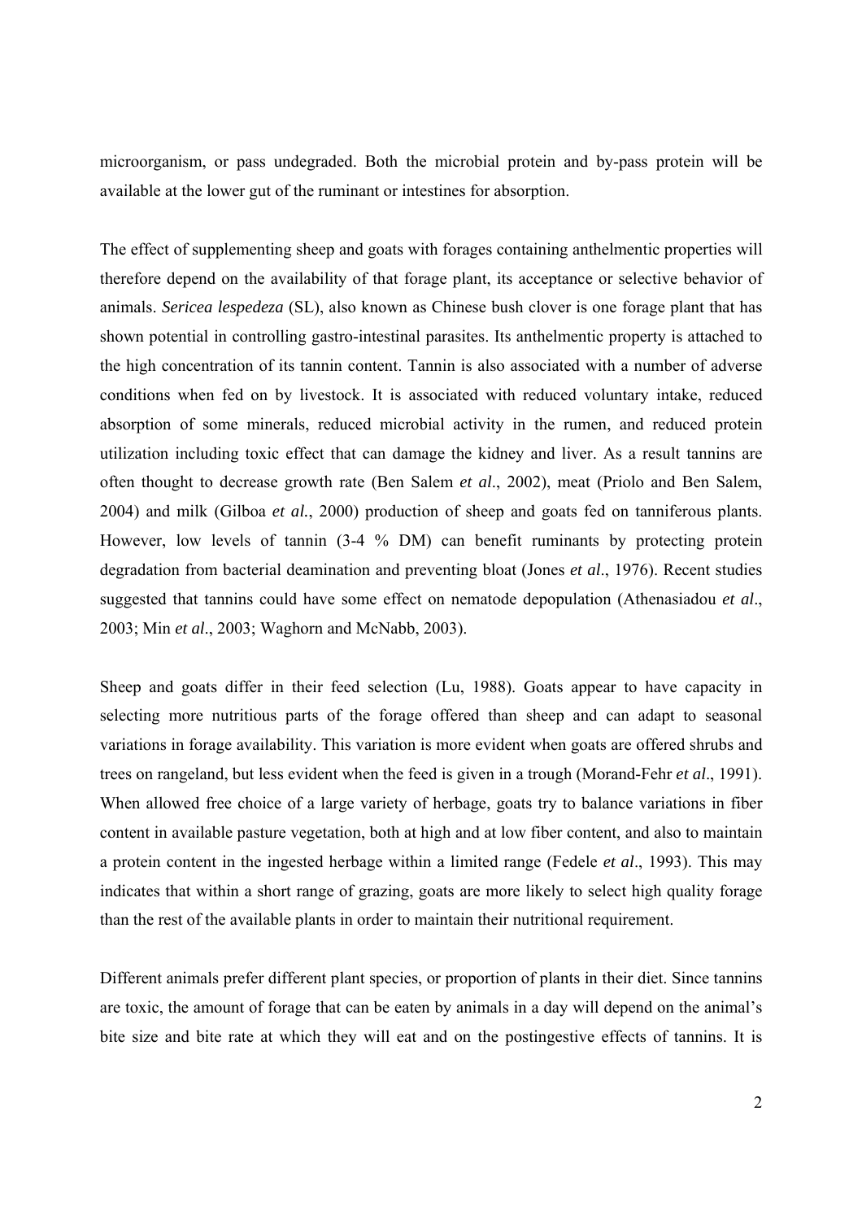microorganism, or pass undegraded. Both the microbial protein and by-pass protein will be available at the lower gut of the ruminant or intestines for absorption.

The effect of supplementing sheep and goats with forages containing anthelmentic properties will therefore depend on the availability of that forage plant, its acceptance or selective behavior of animals. *Sericea lespedeza* (SL), also known as Chinese bush clover is one forage plant that has shown potential in controlling gastro-intestinal parasites. Its anthelmentic property is attached to the high concentration of its tannin content. Tannin is also associated with a number of adverse conditions when fed on by livestock. It is associated with reduced voluntary intake, reduced absorption of some minerals, reduced microbial activity in the rumen, and reduced protein utilization including toxic effect that can damage the kidney and liver. As a result tannins are often thought to decrease growth rate (Ben Salem *et al*., 2002), meat (Priolo and Ben Salem, 2004) and milk (Gilboa *et al.*, 2000) production of sheep and goats fed on tanniferous plants. However, low levels of tannin (3-4 % DM) can benefit ruminants by protecting protein degradation from bacterial deamination and preventing bloat (Jones *et al*., 1976). Recent studies suggested that tannins could have some effect on nematode depopulation (Athenasiadou *et al*., 2003; Min *et al*., 2003; Waghorn and McNabb, 2003).

Sheep and goats differ in their feed selection (Lu, 1988). Goats appear to have capacity in selecting more nutritious parts of the forage offered than sheep and can adapt to seasonal variations in forage availability. This variation is more evident when goats are offered shrubs and trees on rangeland, but less evident when the feed is given in a trough (Morand-Fehr *et al*., 1991). When allowed free choice of a large variety of herbage, goats try to balance variations in fiber content in available pasture vegetation, both at high and at low fiber content, and also to maintain a protein content in the ingested herbage within a limited range (Fedele *et al*., 1993). This may indicates that within a short range of grazing, goats are more likely to select high quality forage than the rest of the available plants in order to maintain their nutritional requirement.

Different animals prefer different plant species, or proportion of plants in their diet. Since tannins are toxic, the amount of forage that can be eaten by animals in a day will depend on the animal's bite size and bite rate at which they will eat and on the postingestive effects of tannins. It is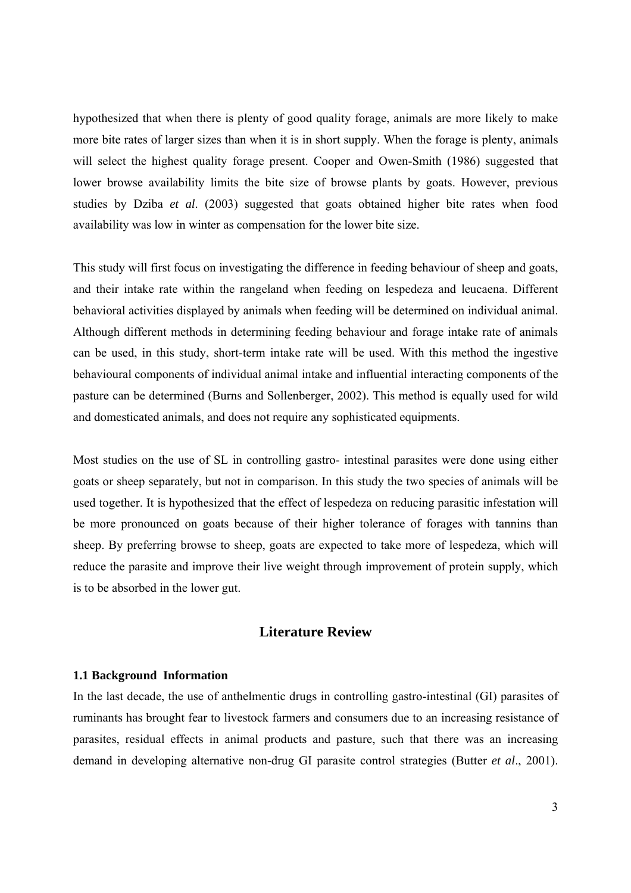hypothesized that when there is plenty of good quality forage, animals are more likely to make more bite rates of larger sizes than when it is in short supply. When the forage is plenty, animals will select the highest quality forage present. Cooper and Owen-Smith (1986) suggested that lower browse availability limits the bite size of browse plants by goats. However, previous studies by Dziba *et al*. (2003) suggested that goats obtained higher bite rates when food availability was low in winter as compensation for the lower bite size.

This study will first focus on investigating the difference in feeding behaviour of sheep and goats, and their intake rate within the rangeland when feeding on lespedeza and leucaena. Different behavioral activities displayed by animals when feeding will be determined on individual animal. Although different methods in determining feeding behaviour and forage intake rate of animals can be used, in this study, short-term intake rate will be used. With this method the ingestive behavioural components of individual animal intake and influential interacting components of the pasture can be determined (Burns and Sollenberger, 2002). This method is equally used for wild and domesticated animals, and does not require any sophisticated equipments.

Most studies on the use of SL in controlling gastro- intestinal parasites were done using either goats or sheep separately, but not in comparison. In this study the two species of animals will be used together. It is hypothesized that the effect of lespedeza on reducing parasitic infestation will be more pronounced on goats because of their higher tolerance of forages with tannins than sheep. By preferring browse to sheep, goats are expected to take more of lespedeza, which will reduce the parasite and improve their live weight through improvement of protein supply, which is to be absorbed in the lower gut.

## Literature Review

### 1.1 Background Information

In the last decade, the use of anthelmentic drugs in controlling gastro-intestinal (GI) parasites of ruminants has brought fear to livestock farmers and consumers due to an increasing resistance of parasites, residual effects in animal products and pasture, such that there was an increasing demand in developing alternative non-drug GI parasite control strategies (Butter *et al*., 2001).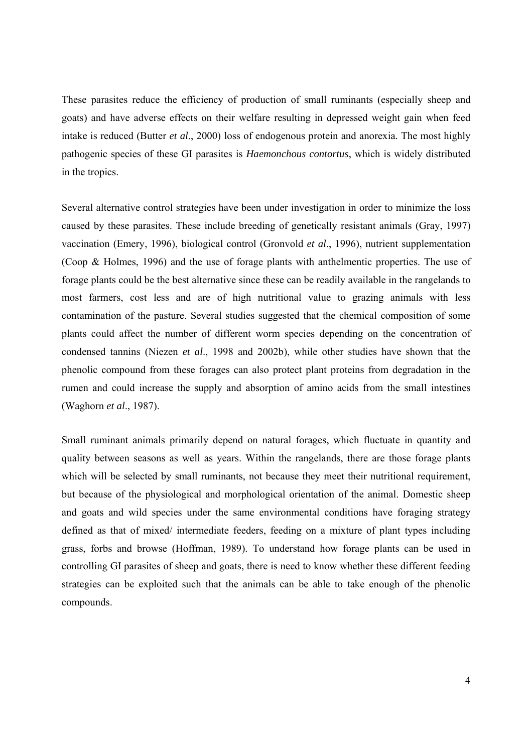These parasites reduce the efficiency of production of small ruminants (especially sheep and goats) and have adverse effects on their welfare resulting in depressed weight gain when feed intake is reduced (Butter *et al*., 2000) loss of endogenous protein and anorexia. The most highly pathogenic species of these GI parasites is *Haemonchous contortus*, which is widely distributed in the tropics.

Several alternative control strategies have been under investigation in order to minimize the loss caused by these parasites. These include breeding of genetically resistant animals (Gray, 1997) vaccination (Emery, 1996), biological control (Gronvold *et al*., 1996), nutrient supplementation (Coop & Holmes, 1996) and the use of forage plants with anthelmentic properties. The use of forage plants could be the best alternative since these can be readily available in the rangelands to most farmers, cost less and are of high nutritional value to grazing animals with less contamination of the pasture. Several studies suggested that the chemical composition of some plants could affect the number of different worm species depending on the concentration of condensed tannins (Niezen *et al*., 1998 and 2002b), while other studies have shown that the phenolic compound from these forages can also protect plant proteins from degradation in the rumen and could increase the supply and absorption of amino acids from the small intestines (Waghorn *et al*., 1987).

Small ruminant animals primarily depend on natural forages, which fluctuate in quantity and quality between seasons as well as years. Within the rangelands, there are those forage plants which will be selected by small ruminants, not because they meet their nutritional requirement, but because of the physiological and morphological orientation of the animal. Domestic sheep and goats and wild species under the same environmental conditions have foraging strategy defined as that of mixed/ intermediate feeders, feeding on a mixture of plant types including grass, forbs and browse (Hoffman, 1989). To understand how forage plants can be used in controlling GI parasites of sheep and goats, there is need to know whether these different feeding strategies can be exploited such that the animals can be able to take enough of the phenolic compounds.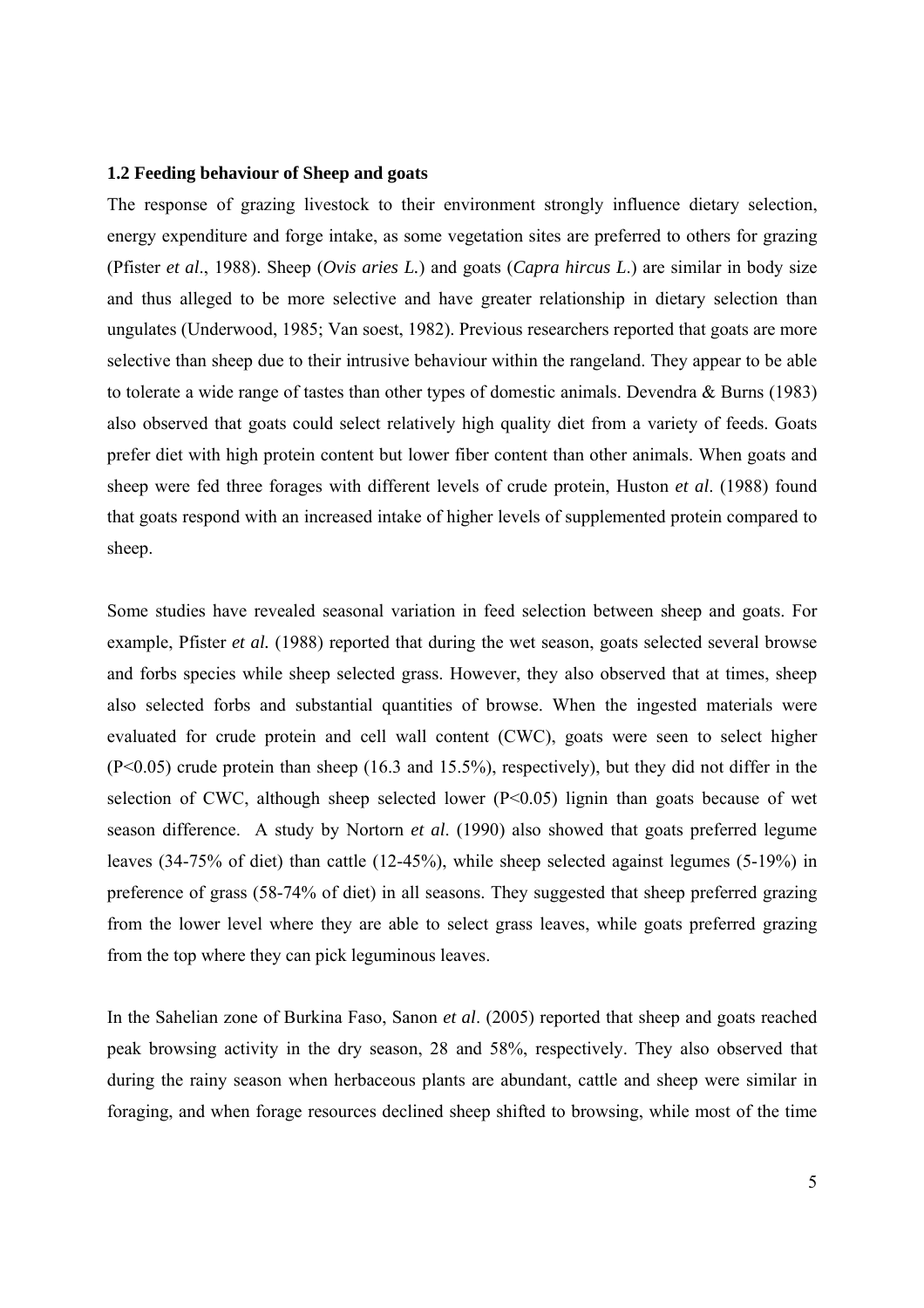### 1.2 Feeding behaviour of Sheep and goats

The response of grazing livestock to their environment strongly influence dietary selection, energy expenditure and forge intake, as some vegetation sites are preferred to others for grazing (Pfister *et al*., 1988). Sheep (*Ovis aries L.*) and goats (*Capra hircus L*.) are similar in body size and thus alleged to be more selective and have greater relationship in dietary selection than ungulates (Underwood, 1985; Van soest, 1982). Previous researchers reported that goats are more selective than sheep due to their intrusive behaviour within the rangeland. They appear to be able to tolerate a wide range of tastes than other types of domestic animals. Devendra & Burns (1983) also observed that goats could select relatively high quality diet from a variety of feeds. Goats prefer diet with high protein content but lower fiber content than other animals. When goats and sheep were fed three forages with different levels of crude protein, Huston *et al*. (1988) found that goats respond with an increased intake of higher levels of supplemented protein compared to sheep.

Some studies have revealed seasonal variation in feed selection between sheep and goats. For example, Pfister *et al.* (1988) reported that during the wet season, goats selected several browse and forbs species while sheep selected grass. However, they also observed that at times, sheep also selected forbs and substantial quantities of browse. When the ingested materials were evaluated for crude protein and cell wall content (CWC), goats were seen to select higher ($P<0.05$) crude protein than sheep (16.3 and 15.5%), respectively), but they did not differ in the selection of CWC, although sheep selected lower ($P<0.05$) lignin than goats because of wet season difference. A study by Nortorn *et al*. (1990) also showed that goats preferred legume leaves (34-75% of diet) than cattle (12-45%), while sheep selected against legumes (5-19%) in preference of grass (58-74% of diet) in all seasons. They suggested that sheep preferred grazing from the lower level where they are able to select grass leaves, while goats preferred grazing from the top where they can pick leguminous leaves.

In the Sahelian zone of Burkina Faso, Sanon *et al*. (2005) reported that sheep and goats reached peak browsing activity in the dry season, 28 and 58%, respectively. They also observed that during the rainy season when herbaceous plants are abundant, cattle and sheep were similar in foraging, and when forage resources declined sheep shifted to browsing, while most of the time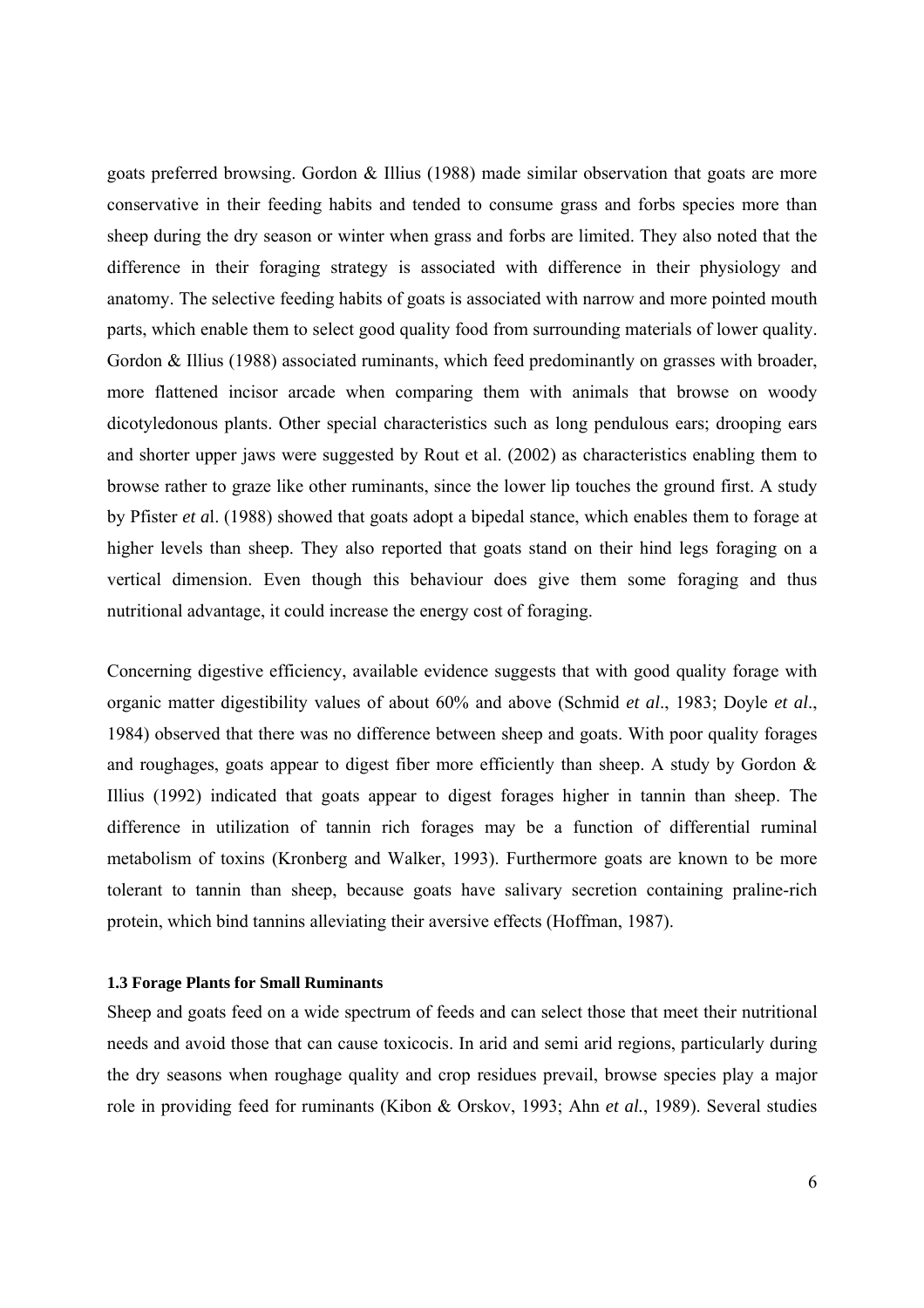goats preferred browsing. Gordon & Illius (1988) made similar observation that goats are more conservative in their feeding habits and tended to consume grass and forbs species more than sheep during the dry season or winter when grass and forbs are limited. They also noted that the difference in their foraging strategy is associated with difference in their physiology and anatomy. The selective feeding habits of goats is associated with narrow and more pointed mouth parts, which enable them to select good quality food from surrounding materials of lower quality. Gordon & Illius (1988) associated ruminants, which feed predominantly on grasses with broader, more flattened incisor arcade when comparing them with animals that browse on woody dicotyledonous plants. Other special characteristics such as long pendulous ears; drooping ears and shorter upper jaws were suggested by Rout et al. (2002) as characteristics enabling them to browse rather to graze like other ruminants, since the lower lip touches the ground first. A study by Pfister *et a*l. (1988) showed that goats adopt a bipedal stance, which enables them to forage at higher levels than sheep. They also reported that goats stand on their hind legs foraging on a vertical dimension. Even though this behaviour does give them some foraging and thus nutritional advantage, it could increase the energy cost of foraging.

Concerning digestive efficiency, available evidence suggests that with good quality forage with organic matter digestibility values of about 60% and above (Schmid *et al*., 1983; Doyle *et al*., 1984) observed that there was no difference between sheep and goats. With poor quality forages and roughages, goats appear to digest fiber more efficiently than sheep. A study by Gordon & Illius (1992) indicated that goats appear to digest forages higher in tannin than sheep. The difference in utilization of tannin rich forages may be a function of differential ruminal metabolism of toxins (Kronberg and Walker, 1993). Furthermore goats are known to be more tolerant to tannin than sheep, because goats have salivary secretion containing praline-rich protein, which bind tannins alleviating their aversive effects (Hoffman, 1987).

### 1.3 Forage Plants for Small Ruminants

Sheep and goats feed on a wide spectrum of feeds and can select those that meet their nutritional needs and avoid those that can cause toxicocis. In arid and semi arid regions, particularly during the dry seasons when roughage quality and crop residues prevail, browse species play a major role in providing feed for ruminants (Kibon & Orskov, 1993; Ahn *et al.*, 1989). Several studies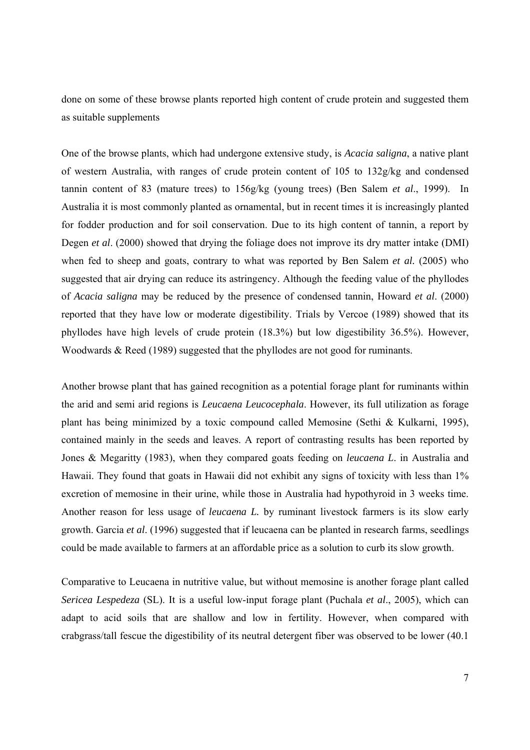done on some of these browse plants reported high content of crude protein and suggested them as suitable supplements

One of the browse plants, which had undergone extensive study, is *Acacia saligna*, a native plant of western Australia, with ranges of crude protein content of 105 to 132g/kg and condensed tannin content of 83 (mature trees) to 156g/kg (young trees) (Ben Salem *et al*., 1999). In Australia it is most commonly planted as ornamental, but in recent times it is increasingly planted for fodder production and for soil conservation. Due to its high content of tannin, a report by Degen *et al*. (2000) showed that drying the foliage does not improve its dry matter intake (DMI) when fed to sheep and goats, contrary to what was reported by Ben Salem *et al.* (2005) who suggested that air drying can reduce its astringency. Although the feeding value of the phyllodes of *Acacia saligna* may be reduced by the presence of condensed tannin, Howard *et al*. (2000) reported that they have low or moderate digestibility. Trials by Vercoe (1989) showed that its phyllodes have high levels of crude protein (18.3%) but low digestibility 36.5%). However, Woodwards & Reed (1989) suggested that the phyllodes are not good for ruminants.

Another browse plant that has gained recognition as a potential forage plant for ruminants within the arid and semi arid regions is *Leucaena Leucocephala*. However, its full utilization as forage plant has being minimized by a toxic compound called Memosine (Sethi & Kulkarni, 1995), contained mainly in the seeds and leaves. A report of contrasting results has been reported by Jones & Megaritty (1983), when they compared goats feeding on *leucaena L*. in Australia and Hawaii. They found that goats in Hawaii did not exhibit any signs of toxicity with less than 1% excretion of memosine in their urine, while those in Australia had hypothyroid in 3 weeks time. Another reason for less usage of *leucaena L.* by ruminant livestock farmers is its slow early growth. Garcia *et al*. (1996) suggested that if leucaena can be planted in research farms, seedlings could be made available to farmers at an affordable price as a solution to curb its slow growth.

Comparative to Leucaena in nutritive value, but without memosine is another forage plant called *Sericea Lespedeza* (SL). It is a useful low-input forage plant (Puchala *et al*., 2005), which can adapt to acid soils that are shallow and low in fertility. However, when compared with crabgrass/tall fescue the digestibility of its neutral detergent fiber was observed to be lower (40.1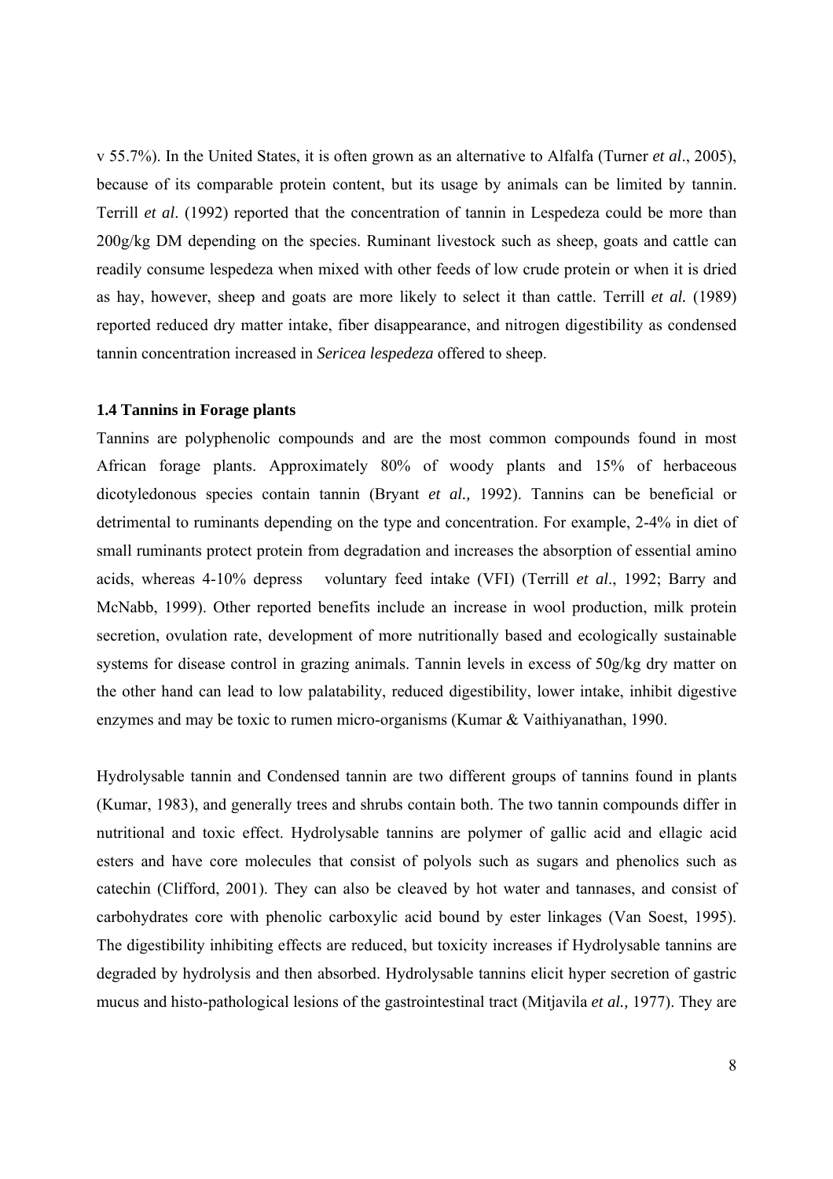v 55.7%). In the United States, it is often grown as an alternative to Alfalfa (Turner *et al*., 2005), because of its comparable protein content, but its usage by animals can be limited by tannin. Terrill *et al*. (1992) reported that the concentration of tannin in Lespedeza could be more than 200g/kg DM depending on the species. Ruminant livestock such as sheep, goats and cattle can readily consume lespedeza when mixed with other feeds of low crude protein or when it is dried as hay, however, sheep and goats are more likely to select it than cattle. Terrill *et al.* (1989) reported reduced dry matter intake, fiber disappearance, and nitrogen digestibility as condensed tannin concentration increased in *Sericea lespedeza* offered to sheep.

### 1.4 Tannins in Forage plants

Tannins are polyphenolic compounds and are the most common compounds found in most African forage plants. Approximately 80% of woody plants and 15% of herbaceous dicotyledonous species contain tannin (Bryant *et al.,* 1992). Tannins can be beneficial or detrimental to ruminants depending on the type and concentration. For example, 2-4% in diet of small ruminants protect protein from degradation and increases the absorption of essential amino acids, whereas 4-10% depress voluntary feed intake (VFI) (Terrill *et al*., 1992; Barry and McNabb, 1999). Other reported benefits include an increase in wool production, milk protein secretion, ovulation rate, development of more nutritionally based and ecologically sustainable systems for disease control in grazing animals. Tannin levels in excess of 50g/kg dry matter on the other hand can lead to low palatability, reduced digestibility, lower intake, inhibit digestive enzymes and may be toxic to rumen micro-organisms (Kumar & Vaithiyanathan, 1990.

Hydrolysable tannin and Condensed tannin are two different groups of tannins found in plants (Kumar, 1983), and generally trees and shrubs contain both. The two tannin compounds differ in nutritional and toxic effect. Hydrolysable tannins are polymer of gallic acid and ellagic acid esters and have core molecules that consist of polyols such as sugars and phenolics such as catechin (Clifford, 2001). They can also be cleaved by hot water and tannases, and consist of carbohydrates core with phenolic carboxylic acid bound by ester linkages (Van Soest, 1995). The digestibility inhibiting effects are reduced, but toxicity increases if Hydrolysable tannins are degraded by hydrolysis and then absorbed. Hydrolysable tannins elicit hyper secretion of gastric mucus and histo-pathological lesions of the gastrointestinal tract (Mitjavila *et al.,* 1977). They are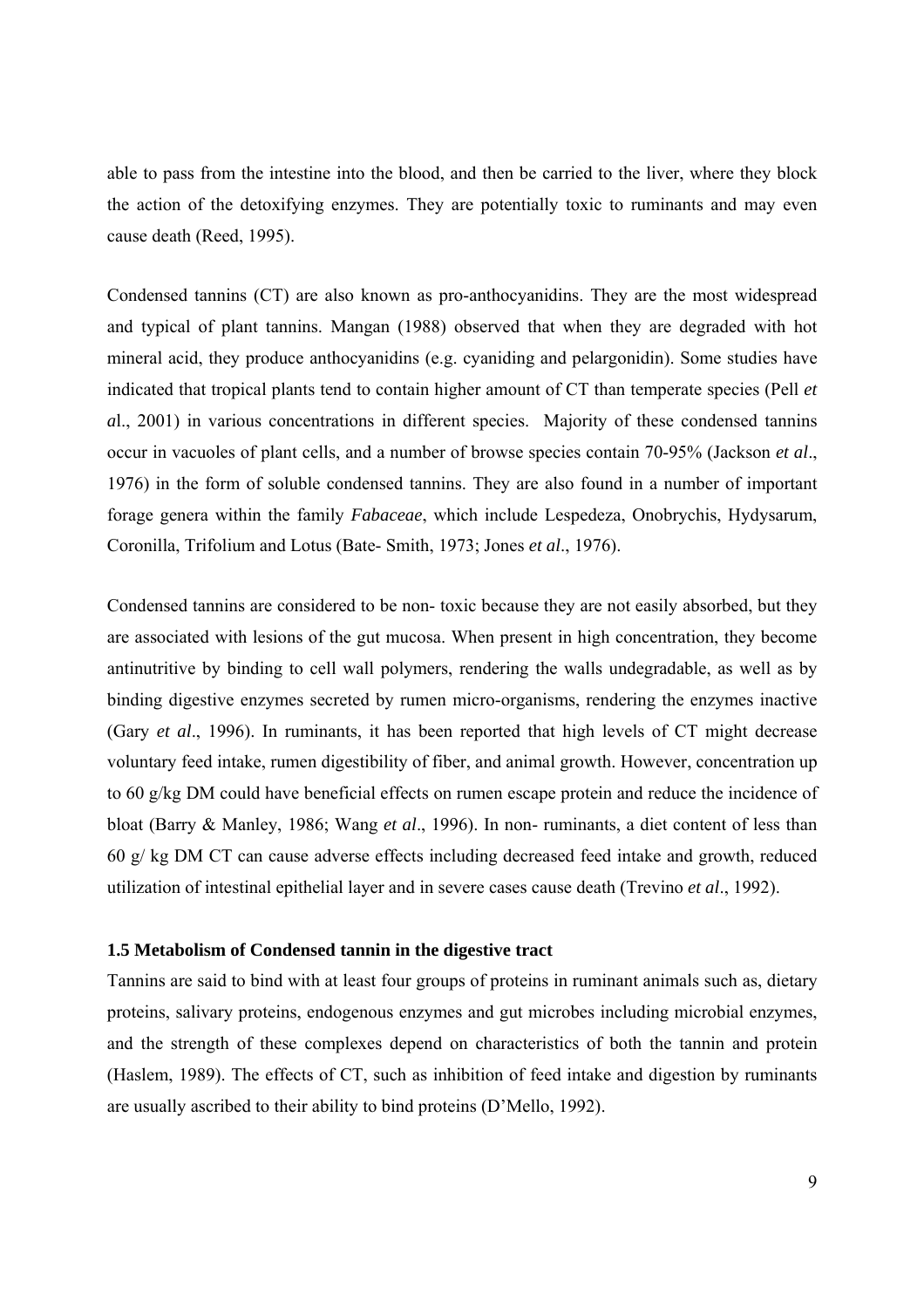able to pass from the intestine into the blood, and then be carried to the liver, where they block the action of the detoxifying enzymes. They are potentially toxic to ruminants and may even cause death (Reed, 1995).

Condensed tannins (CT) are also known as pro-anthocyanidins. They are the most widespread and typical of plant tannins. Mangan (1988) observed that when they are degraded with hot mineral acid, they produce anthocyanidins (e.g. cyaniding and pelargonidin). Some studies have indicated that tropical plants tend to contain higher amount of CT than temperate species (Pell *et a*l., 2001) in various concentrations in different species. Majority of these condensed tannins occur in vacuoles of plant cells, and a number of browse species contain 70-95% (Jackson *et al*., 1976) in the form of soluble condensed tannins. They are also found in a number of important forage genera within the family *Fabaceae*, which include Lespedeza, Onobrychis, Hydysarum, Coronilla, Trifolium and Lotus (Bate- Smith, 1973; Jones *et al*., 1976).

Condensed tannins are considered to be non- toxic because they are not easily absorbed, but they are associated with lesions of the gut mucosa. When present in high concentration, they become antinutritive by binding to cell wall polymers, rendering the walls undegradable, as well as by binding digestive enzymes secreted by rumen micro-organisms, rendering the enzymes inactive (Gary *et al*., 1996). In ruminants, it has been reported that high levels of CT might decrease voluntary feed intake, rumen digestibility of fiber, and animal growth. However, concentration up to 60 g/kg DM could have beneficial effects on rumen escape protein and reduce the incidence of bloat (Barry & Manley, 1986; Wang *et al*., 1996). In non- ruminants, a diet content of less than 60 g/ kg DM CT can cause adverse effects including decreased feed intake and growth, reduced utilization of intestinal epithelial layer and in severe cases cause death (Trevino *et al*., 1992).

### 1.5 Metabolism of Condensed tannin in the digestive tract

Tannins are said to bind with at least four groups of proteins in ruminant animals such as, dietary proteins, salivary proteins, endogenous enzymes and gut microbes including microbial enzymes, and the strength of these complexes depend on characteristics of both the tannin and protein (Haslem, 1989). The effects of CT, such as inhibition of feed intake and digestion by ruminants are usually ascribed to their ability to bind proteins (D'Mello, 1992).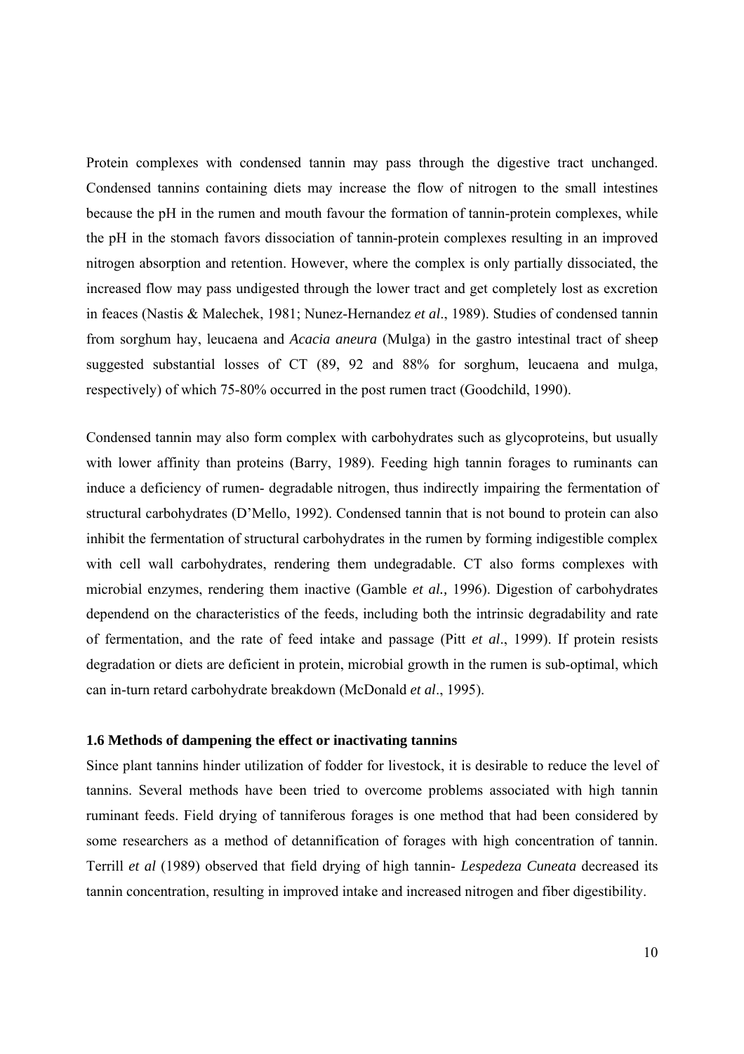Protein complexes with condensed tannin may pass through the digestive tract unchanged. Condensed tannins containing diets may increase the flow of nitrogen to the small intestines because the pH in the rumen and mouth favour the formation of tannin-protein complexes, while the pH in the stomach favors dissociation of tannin-protein complexes resulting in an improved nitrogen absorption and retention. However, where the complex is only partially dissociated, the increased flow may pass undigested through the lower tract and get completely lost as excretion in feaces (Nastis & Malechek, 1981; Nunez-Hernandez *et al*., 1989). Studies of condensed tannin from sorghum hay, leucaena and *Acacia aneura* (Mulga) in the gastro intestinal tract of sheep suggested substantial losses of CT (89, 92 and 88% for sorghum, leucaena and mulga, respectively) of which 75-80% occurred in the post rumen tract (Goodchild, 1990).

Condensed tannin may also form complex with carbohydrates such as glycoproteins, but usually with lower affinity than proteins (Barry, 1989). Feeding high tannin forages to ruminants can induce a deficiency of rumen- degradable nitrogen, thus indirectly impairing the fermentation of structural carbohydrates (D'Mello, 1992). Condensed tannin that is not bound to protein can also inhibit the fermentation of structural carbohydrates in the rumen by forming indigestible complex with cell wall carbohydrates, rendering them undegradable. CT also forms complexes with microbial enzymes, rendering them inactive (Gamble *et al.,* 1996). Digestion of carbohydrates dependend on the characteristics of the feeds, including both the intrinsic degradability and rate of fermentation, and the rate of feed intake and passage (Pitt *et al*., 1999). If protein resists degradation or diets are deficient in protein, microbial growth in the rumen is sub-optimal, which can in-turn retard carbohydrate breakdown (McDonald *et al*., 1995).

### 1.6 Methods of dampening the effect or inactivating tannins

Since plant tannins hinder utilization of fodder for livestock, it is desirable to reduce the level of tannins. Several methods have been tried to overcome problems associated with high tannin ruminant feeds. Field drying of tanniferous forages is one method that had been considered by some researchers as a method of detannification of forages with high concentration of tannin. Terrill *et al* (1989) observed that field drying of high tannin- *Lespedeza Cuneata* decreased its tannin concentration, resulting in improved intake and increased nitrogen and fiber digestibility.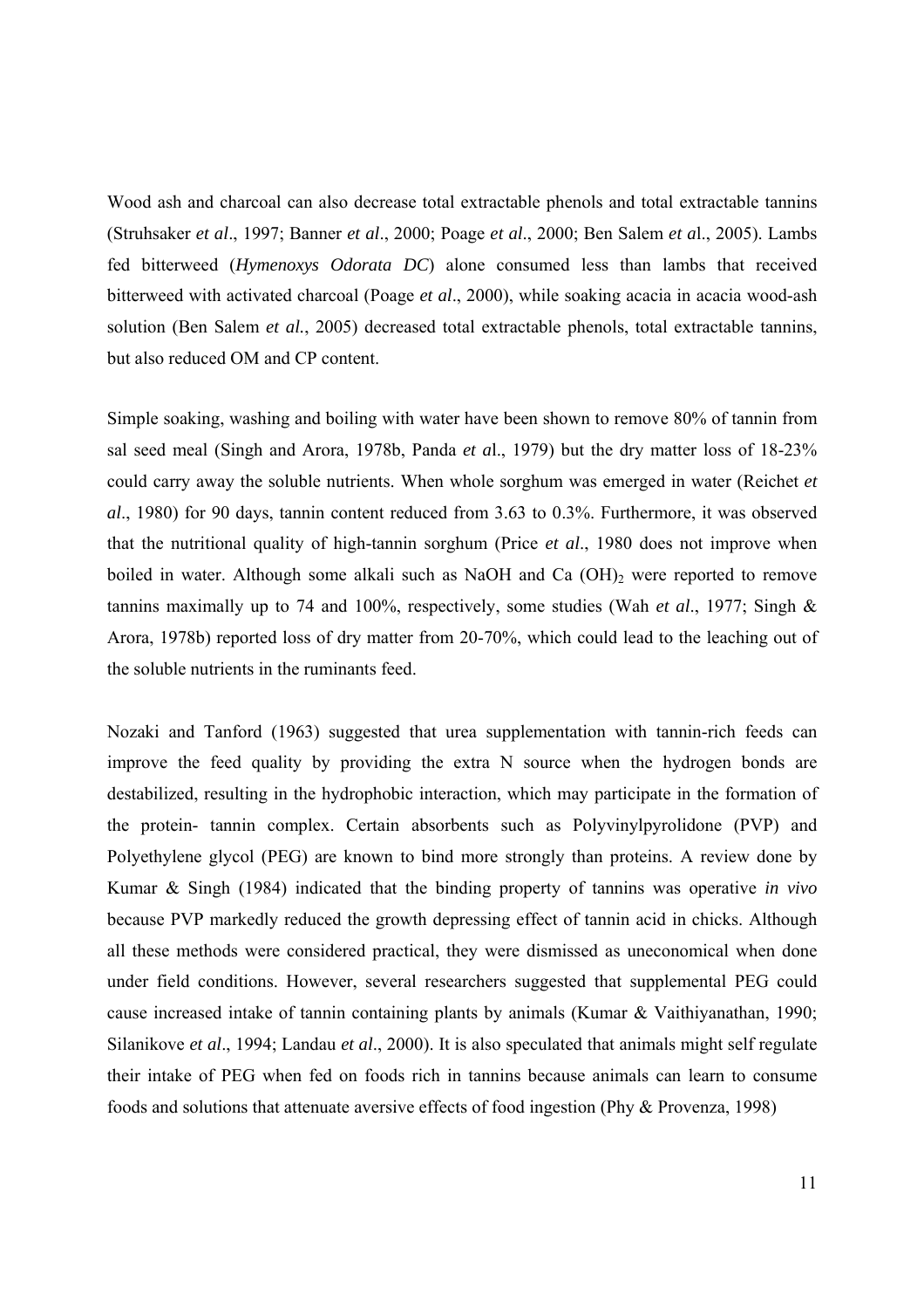Wood ash and charcoal can also decrease total extractable phenols and total extractable tannins (Struhsaker *et al*., 1997; Banner *et al*., 2000; Poage *et al*., 2000; Ben Salem *et a*l., 2005). Lambs fed bitterweed (*Hymenoxys Odorata DC*) alone consumed less than lambs that received bitterweed with activated charcoal (Poage *et al*., 2000), while soaking acacia in acacia wood-ash solution (Ben Salem *et al.*, 2005) decreased total extractable phenols, total extractable tannins, but also reduced OM and CP content.

Simple soaking, washing and boiling with water have been shown to remove 80% of tannin from sal seed meal (Singh and Arora, 1978b, Panda *et a*l., 1979) but the dry matter loss of 18-23% could carry away the soluble nutrients. When whole sorghum was emerged in water (Reichet *et al*., 1980) for 90 days, tannin content reduced from 3.63 to 0.3%. Furthermore, it was observed that the nutritional quality of high-tannin sorghum (Price *et al*., 1980 does not improve when boiled in water. Although some alkali such as NaOH and Ca $(OH)_2$ were reported to remove tannins maximally up to 74 and 100%, respectively, some studies (Wah *et al*., 1977; Singh & Arora, 1978b) reported loss of dry matter from 20-70%, which could lead to the leaching out of the soluble nutrients in the ruminants feed.

Nozaki and Tanford (1963) suggested that urea supplementation with tannin-rich feeds can improve the feed quality by providing the extra N source when the hydrogen bonds are destabilized, resulting in the hydrophobic interaction, which may participate in the formation of the protein- tannin complex. Certain absorbents such as Polyvinylpyrolidone (PVP) and Polyethylene glycol (PEG) are known to bind more strongly than proteins. A review done by Kumar & Singh (1984) indicated that the binding property of tannins was operative *in vivo* because PVP markedly reduced the growth depressing effect of tannin acid in chicks. Although all these methods were considered practical, they were dismissed as uneconomical when done under field conditions. However, several researchers suggested that supplemental PEG could cause increased intake of tannin containing plants by animals (Kumar & Vaithiyanathan, 1990; Silanikove *et al*., 1994; Landau *et al*., 2000). It is also speculated that animals might self regulate their intake of PEG when fed on foods rich in tannins because animals can learn to consume foods and solutions that attenuate aversive effects of food ingestion (Phy & Provenza, 1998)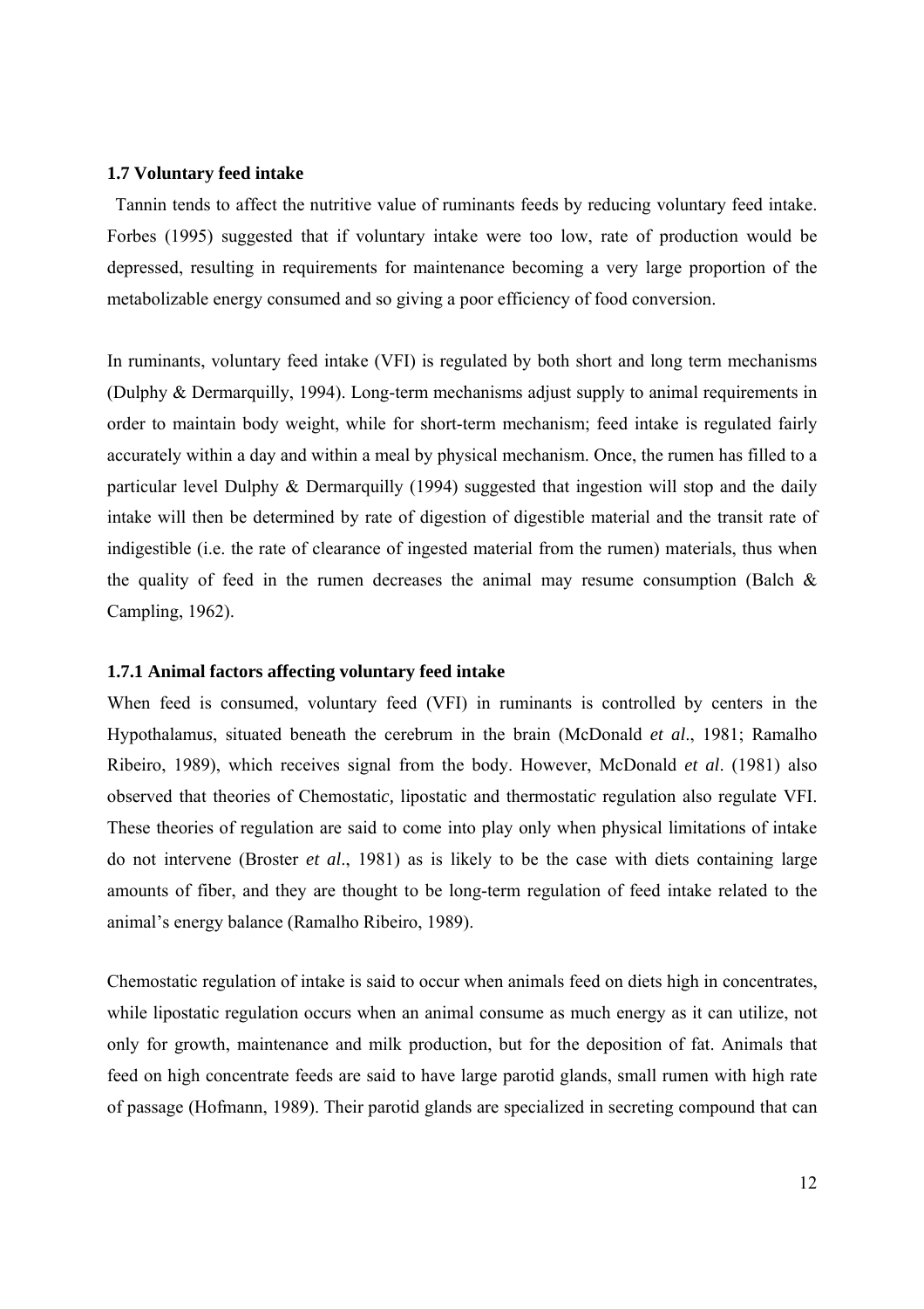### 1.7 Voluntary feed intake

Tannin tends to affect the nutritive value of ruminants feeds by reducing voluntary feed intake. Forbes (1995) suggested that if voluntary intake were too low, rate of production would be depressed, resulting in requirements for maintenance becoming a very large proportion of the metabolizable energy consumed and so giving a poor efficiency of food conversion.

In ruminants, voluntary feed intake (VFI) is regulated by both short and long term mechanisms (Dulphy & Dermarquilly, 1994). Long-term mechanisms adjust supply to animal requirements in order to maintain body weight, while for short-term mechanism; feed intake is regulated fairly accurately within a day and within a meal by physical mechanism. Once, the rumen has filled to a particular level Dulphy & Dermarquilly (1994) suggested that ingestion will stop and the daily intake will then be determined by rate of digestion of digestible material and the transit rate of indigestible (i.e. the rate of clearance of ingested material from the rumen) materials, thus when the quality of feed in the rumen decreases the animal may resume consumption (Balch & Campling, 1962).

#### 1.7.1 Animal factors affecting voluntary feed intake

When feed is consumed, voluntary feed (VFI) in ruminants is controlled by centers in the Hypothalamus, situated beneath the cerebrum in the brain (McDonald *et al*., 1981; Ramalho Ribeiro, 1989), which receives signal from the body. However, McDonald *et al*. (1981) also observed that theories of Chemostati*c,* lipostatic and thermostati*c* regulation also regulate VFI. These theories of regulation are said to come into play only when physical limitations of intake do not intervene (Broster *et al*., 1981) as is likely to be the case with diets containing large amounts of fiber, and they are thought to be long-term regulation of feed intake related to the animal's energy balance (Ramalho Ribeiro, 1989).

Chemostatic regulation of intake is said to occur when animals feed on diets high in concentrates, while lipostatic regulation occurs when an animal consume as much energy as it can utilize, not only for growth, maintenance and milk production, but for the deposition of fat. Animals that feed on high concentrate feeds are said to have large parotid glands, small rumen with high rate of passage (Hofmann, 1989). Their parotid glands are specialized in secreting compound that can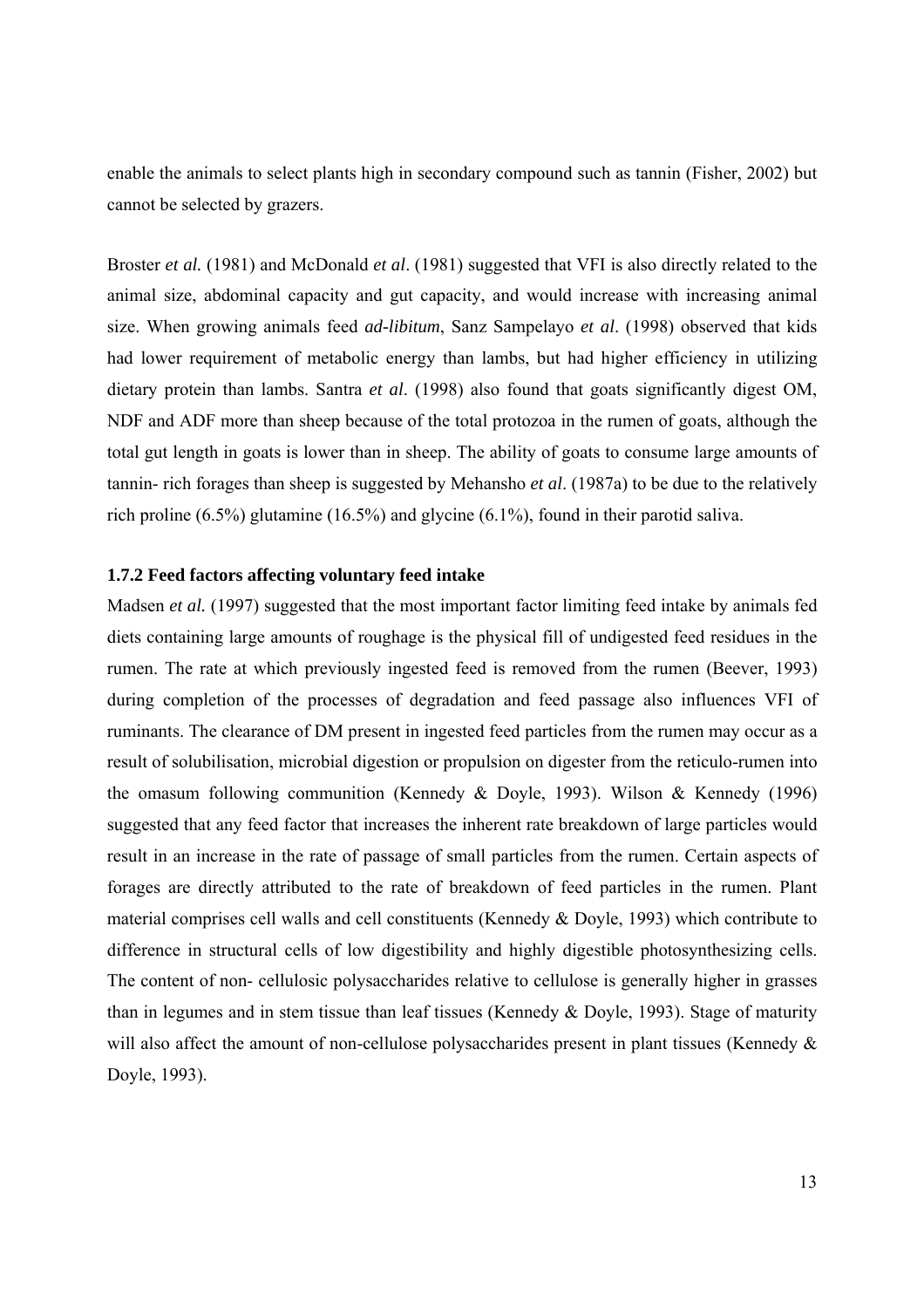enable the animals to select plants high in secondary compound such as tannin (Fisher, 2002) but cannot be selected by grazers.

Broster *et al.* (1981) and McDonald *et al*. (1981) suggested that VFI is also directly related to the animal size, abdominal capacity and gut capacity, and would increase with increasing animal size. When growing animals feed *ad-libitum*, Sanz Sampelayo *et al*. (1998) observed that kids had lower requirement of metabolic energy than lambs, but had higher efficiency in utilizing dietary protein than lambs. Santra *et al*. (1998) also found that goats significantly digest OM, NDF and ADF more than sheep because of the total protozoa in the rumen of goats, although the total gut length in goats is lower than in sheep. The ability of goats to consume large amounts of tannin- rich forages than sheep is suggested by Mehansho *et al*. (1987a) to be due to the relatively rich proline (6.5%) glutamine (16.5%) and glycine (6.1%), found in their parotid saliva.

### 1.7.2 Feed factors affecting voluntary feed intake

Madsen *et al.* (1997) suggested that the most important factor limiting feed intake by animals fed diets containing large amounts of roughage is the physical fill of undigested feed residues in the rumen. The rate at which previously ingested feed is removed from the rumen (Beever, 1993) during completion of the processes of degradation and feed passage also influences VFI of ruminants. The clearance of DM present in ingested feed particles from the rumen may occur as a result of solubilisation, microbial digestion or propulsion on digester from the reticulo-rumen into the omasum following communition (Kennedy & Doyle, 1993). Wilson & Kennedy (1996) suggested that any feed factor that increases the inherent rate breakdown of large particles would result in an increase in the rate of passage of small particles from the rumen. Certain aspects of forages are directly attributed to the rate of breakdown of feed particles in the rumen. Plant material comprises cell walls and cell constituents (Kennedy & Doyle, 1993) which contribute to difference in structural cells of low digestibility and highly digestible photosynthesizing cells. The content of non- cellulosic polysaccharides relative to cellulose is generally higher in grasses than in legumes and in stem tissue than leaf tissues (Kennedy & Doyle, 1993). Stage of maturity will also affect the amount of non-cellulose polysaccharides present in plant tissues (Kennedy & Doyle, 1993).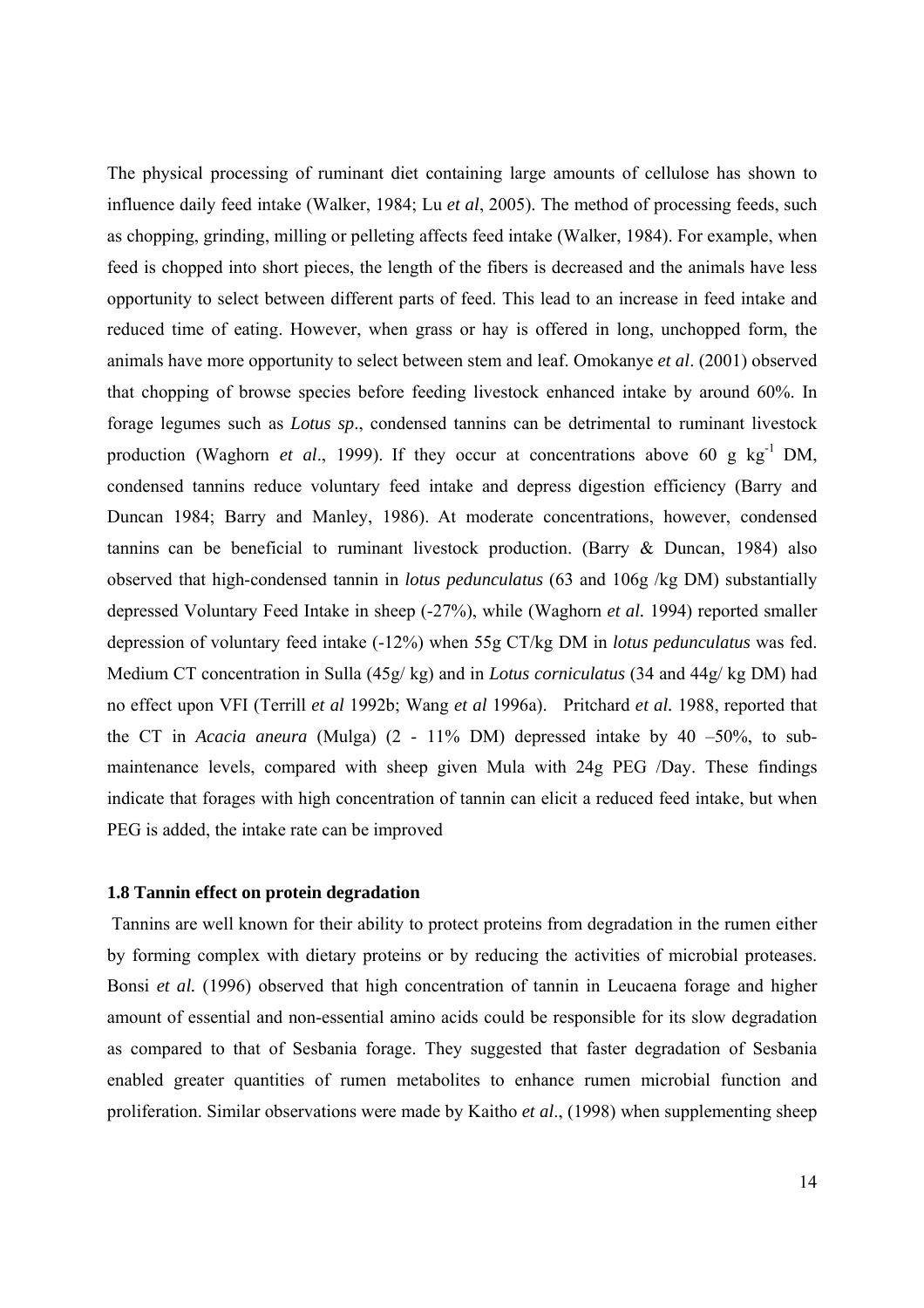The physical processing of ruminant diet containing large amounts of cellulose has shown to influence daily feed intake (Walker, 1984; Lu *et al*, 2005). The method of processing feeds, such as chopping, grinding, milling or pelleting affects feed intake (Walker, 1984). For example, when feed is chopped into short pieces, the length of the fibers is decreased and the animals have less opportunity to select between different parts of feed. This lead to an increase in feed intake and reduced time of eating. However, when grass or hay is offered in long, unchopped form, the animals have more opportunity to select between stem and leaf. Omokanye *et al*. (2001) observed that chopping of browse species before feeding livestock enhanced intake by around 60%. In forage legumes such as *Lotus sp*., condensed tannins can be detrimental to ruminant livestock production (Waghorn *et al*., 1999). If they occur at concentrations above 60 g $kg^{-1}$ DM, condensed tannins reduce voluntary feed intake and depress digestion efficiency (Barry and Duncan 1984; Barry and Manley, 1986). At moderate concentrations, however, condensed tannins can be beneficial to ruminant livestock production. (Barry & Duncan, 1984) also observed that high-condensed tannin in *lotus pedunculatus* (63 and 106g /kg DM) substantially depressed Voluntary Feed Intake in sheep (-27%), while (Waghorn *et al.* 1994) reported smaller depression of voluntary feed intake (-12%) when 55g CT/kg DM in *lotus pedunculatus* was fed. Medium CT concentration in Sulla (45g/ kg) and in *Lotus corniculatus* (34 and 44g/ kg DM) had no effect upon VFI (Terrill *et al* 1992b; Wang *et al* 1996a). Pritchard *et al.* 1988, reported that the CT in *Acacia aneura* (Mulga) (2 - 11% DM) depressed intake by 40 –50%, to sub-maintenance levels, compared with sheep given Mula with 24g PEG /Day. These findings indicate that forages with high concentration of tannin can elicit a reduced feed intake, but when PEG is added, the intake rate can be improved

### 1.8 Tannin effect on protein degradation

Tannins are well known for their ability to protect proteins from degradation in the rumen either by forming complex with dietary proteins or by reducing the activities of microbial proteases. Bonsi *et al.* (1996) observed that high concentration of tannin in Leucaena forage and higher amount of essential and non-essential amino acids could be responsible for its slow degradation as compared to that of Sesbania forage. They suggested that faster degradation of Sesbania enabled greater quantities of rumen metabolites to enhance rumen microbial function and proliferation. Similar observations were made by Kaitho *et al*., (1998) when supplementing sheep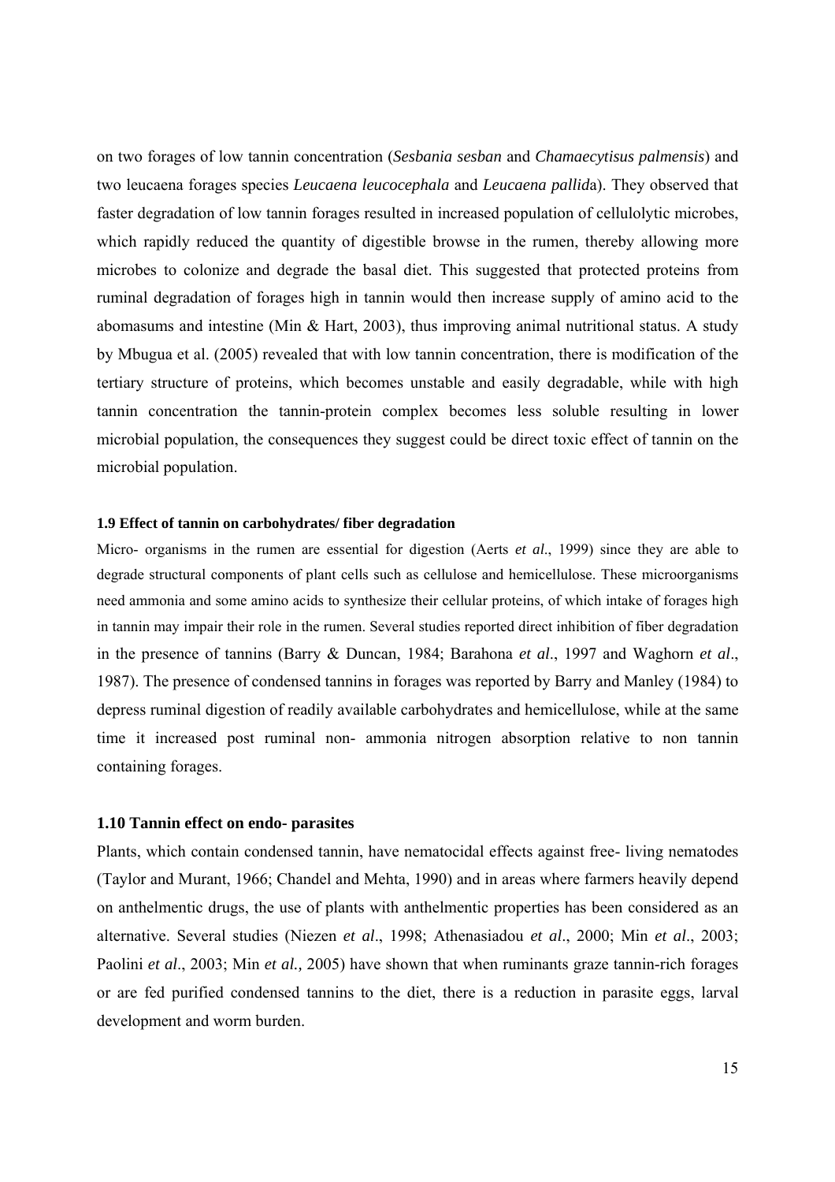on two forages of low tannin concentration (*Sesbania sesban* and *Chamaecytisus palmensis*) and two leucaena forages species *Leucaena leucocephala* and *Leucaena pallida*). They observed that faster degradation of low tannin forages resulted in increased population of cellulolytic microbes, which rapidly reduced the quantity of digestible browse in the rumen, thereby allowing more microbes to colonize and degrade the basal diet. This suggested that protected proteins from ruminal degradation of forages high in tannin would then increase supply of amino acid to the abomasums and intestine (Min & Hart, 2003), thus improving animal nutritional status. A study by Mbugua et al. (2005) revealed that with low tannin concentration, there is modification of the tertiary structure of proteins, which becomes unstable and easily degradable, while with high tannin concentration the tannin-protein complex becomes less soluble resulting in lower microbial population, the consequences they suggest could be direct toxic effect of tannin on the microbial population.

#### 1.9 Effect of tannin on carbohydrates/ fiber degradation

Micro- organisms in the rumen are essential for digestion (Aerts *et al*., 1999) since they are able to degrade structural components of plant cells such as cellulose and hemicellulose. These microorganisms need ammonia and some amino acids to synthesize their cellular proteins, of which intake of forages high in tannin may impair their role in the rumen. Several studies reported direct inhibition of fiber degradation in the presence of tannins (Barry & Duncan, 1984; Barahona *et al*., 1997 and Waghorn *et al*., 1987). The presence of condensed tannins in forages was reported by Barry and Manley (1984) to depress ruminal digestion of readily available carbohydrates and hemicellulose, while at the same time it increased post ruminal non- ammonia nitrogen absorption relative to non tannin containing forages.

### 1.10 Tannin effect on endo- parasites

Plants, which contain condensed tannin, have nematocidal effects against free- living nematodes (Taylor and Murant, 1966; Chandel and Mehta, 1990) and in areas where farmers heavily depend on anthelmentic drugs, the use of plants with anthelmentic properties has been considered as an alternative. Several studies (Niezen *et al*., 1998; Athenasiadou *et al*., 2000; Min *et al*., 2003; Paolini *et al*., 2003; Min *et al.,* 2005) have shown that when ruminants graze tannin-rich forages or are fed purified condensed tannins to the diet, there is a reduction in parasite eggs, larval development and worm burden.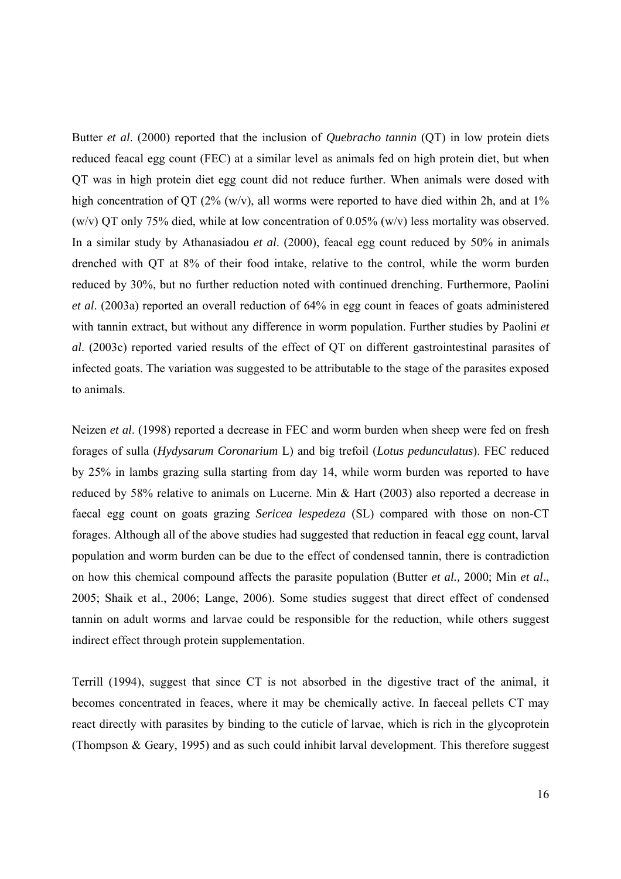Butter *et al*. (2000) reported that the inclusion of *Quebracho tannin* (QT) in low protein diets reduced feacal egg count (FEC) at a similar level as animals fed on high protein diet, but when QT was in high protein diet egg count did not reduce further. When animals were dosed with high concentration of QT (2% (w/v), all worms were reported to have died within 2h, and at 1% (w/v) QT only 75% died, while at low concentration of 0.05% (w/v) less mortality was observed. In a similar study by Athanasiadou *et al*. (2000), feacal egg count reduced by 50% in animals drenched with QT at 8% of their food intake, relative to the control, while the worm burden reduced by 30%, but no further reduction noted with continued drenching. Furthermore, Paolini *et al*. (2003a) reported an overall reduction of 64% in egg count in feaces of goats administered with tannin extract, but without any difference in worm population. Further studies by Paolini *et al*. (2003c) reported varied results of the effect of QT on different gastrointestinal parasites of infected goats. The variation was suggested to be attributable to the stage of the parasites exposed to animals.

Neizen *et al*. (1998) reported a decrease in FEC and worm burden when sheep were fed on fresh forages of sulla (*Hydysarum Coronarium* L) and big trefoil (*Lotus pedunculatus*). FEC reduced by 25% in lambs grazing sulla starting from day 14, while worm burden was reported to have reduced by 58% relative to animals on Lucerne. Min & Hart (2003) also reported a decrease in faecal egg count on goats grazing *Sericea lespedeza* (SL) compared with those on non-CT forages. Although all of the above studies had suggested that reduction in feacal egg count, larval population and worm burden can be due to the effect of condensed tannin, there is contradiction on how this chemical compound affects the parasite population (Butter *et al.,* 2000; Min *et al*., 2005; Shaik et al., 2006; Lange, 2006). Some studies suggest that direct effect of condensed tannin on adult worms and larvae could be responsible for the reduction, while others suggest indirect effect through protein supplementation.

Terrill (1994), suggest that since CT is not absorbed in the digestive tract of the animal, it becomes concentrated in feaces, where it may be chemically active. In faeceal pellets CT may react directly with parasites by binding to the cuticle of larvae, which is rich in the glycoprotein (Thompson & Geary, 1995) and as such could inhibit larval development. This therefore suggest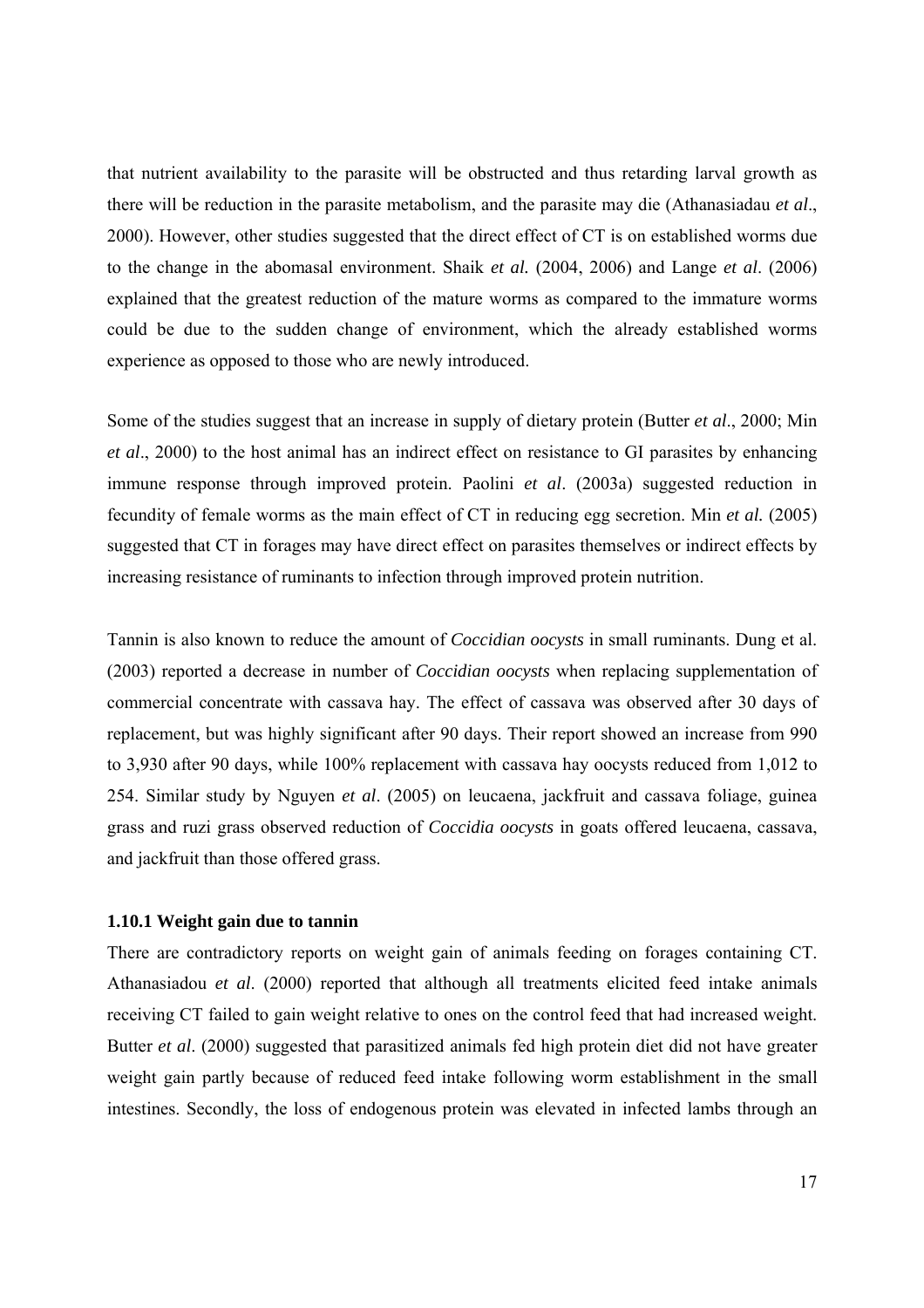that nutrient availability to the parasite will be obstructed and thus retarding larval growth as there will be reduction in the parasite metabolism, and the parasite may die (Athanasiadau *et al*., 2000). However, other studies suggested that the direct effect of CT is on established worms due to the change in the abomasal environment. Shaik *et al.* (2004, 2006) and Lange *et al*. (2006) explained that the greatest reduction of the mature worms as compared to the immature worms could be due to the sudden change of environment, which the already established worms experience as opposed to those who are newly introduced.

Some of the studies suggest that an increase in supply of dietary protein (Butter *et al*., 2000; Min *et al*., 2000) to the host animal has an indirect effect on resistance to GI parasites by enhancing immune response through improved protein. Paolini *et al*. (2003a) suggested reduction in fecundity of female worms as the main effect of CT in reducing egg secretion. Min *et al.* (2005) suggested that CT in forages may have direct effect on parasites themselves or indirect effects by increasing resistance of ruminants to infection through improved protein nutrition.

Tannin is also known to reduce the amount of *Coccidian oocysts* in small ruminants. Dung et al. (2003) reported a decrease in number of *Coccidian oocysts* when replacing supplementation of commercial concentrate with cassava hay. The effect of cassava was observed after 30 days of replacement, but was highly significant after 90 days. Their report showed an increase from 990 to 3,930 after 90 days, while 100% replacement with cassava hay oocysts reduced from 1,012 to 254. Similar study by Nguyen *et al*. (2005) on leucaena, jackfruit and cassava foliage, guinea grass and ruzi grass observed reduction of *Coccidia oocysts* in goats offered leucaena, cassava, and jackfruit than those offered grass.

### 1.10.1 Weight gain due to tannin

There are contradictory reports on weight gain of animals feeding on forages containing CT. Athanasiadou *et al*. (2000) reported that although all treatments elicited feed intake animals receiving CT failed to gain weight relative to ones on the control feed that had increased weight. Butter *et al*. (2000) suggested that parasitized animals fed high protein diet did not have greater weight gain partly because of reduced feed intake following worm establishment in the small intestines. Secondly, the loss of endogenous protein was elevated in infected lambs through an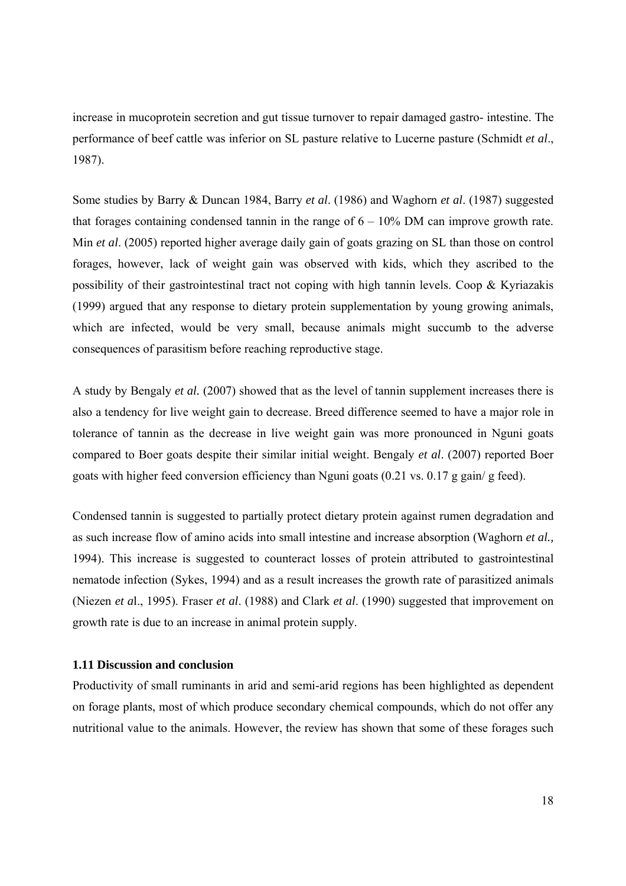increase in mucoprotein secretion and gut tissue turnover to repair damaged gastro- intestine. The performance of beef cattle was inferior on SL pasture relative to Lucerne pasture (Schmidt *et al*., 1987).

Some studies by Barry & Duncan 1984, Barry *et al*. (1986) and Waghorn *et al*. (1987) suggested that forages containing condensed tannin in the range of 6 – 10% DM can improve growth rate. Min *et al*. (2005) reported higher average daily gain of goats grazing on SL than those on control forages, however, lack of weight gain was observed with kids, which they ascribed to the possibility of their gastrointestinal tract not coping with high tannin levels. Coop & Kyriazakis (1999) argued that any response to dietary protein supplementation by young growing animals, which are infected, would be very small, because animals might succumb to the adverse consequences of parasitism before reaching reproductive stage.

A study by Bengaly *et al.* (2007) showed that as the level of tannin supplement increases there is also a tendency for live weight gain to decrease. Breed difference seemed to have a major role in tolerance of tannin as the decrease in live weight gain was more pronounced in Nguni goats compared to Boer goats despite their similar initial weight. Bengaly *et al*. (2007) reported Boer goats with higher feed conversion efficiency than Nguni goats (0.21 vs. 0.17 g gain/ g feed).

Condensed tannin is suggested to partially protect dietary protein against rumen degradation and as such increase flow of amino acids into small intestine and increase absorption (Waghorn *et al.,* 1994). This increase is suggested to counteract losses of protein attributed to gastrointestinal nematode infection (Sykes, 1994) and as a result increases the growth rate of parasitized animals (Niezen *et a*l., 1995). Fraser *et al*. (1988) and Clark *et al*. (1990) suggested that improvement on growth rate is due to an increase in animal protein supply.

### 1.11 Discussion and conclusion

Productivity of small ruminants in arid and semi-arid regions has been highlighted as dependent on forage plants, most of which produce secondary chemical compounds, which do not offer any nutritional value to the animals. However, the review has shown that some of these forages such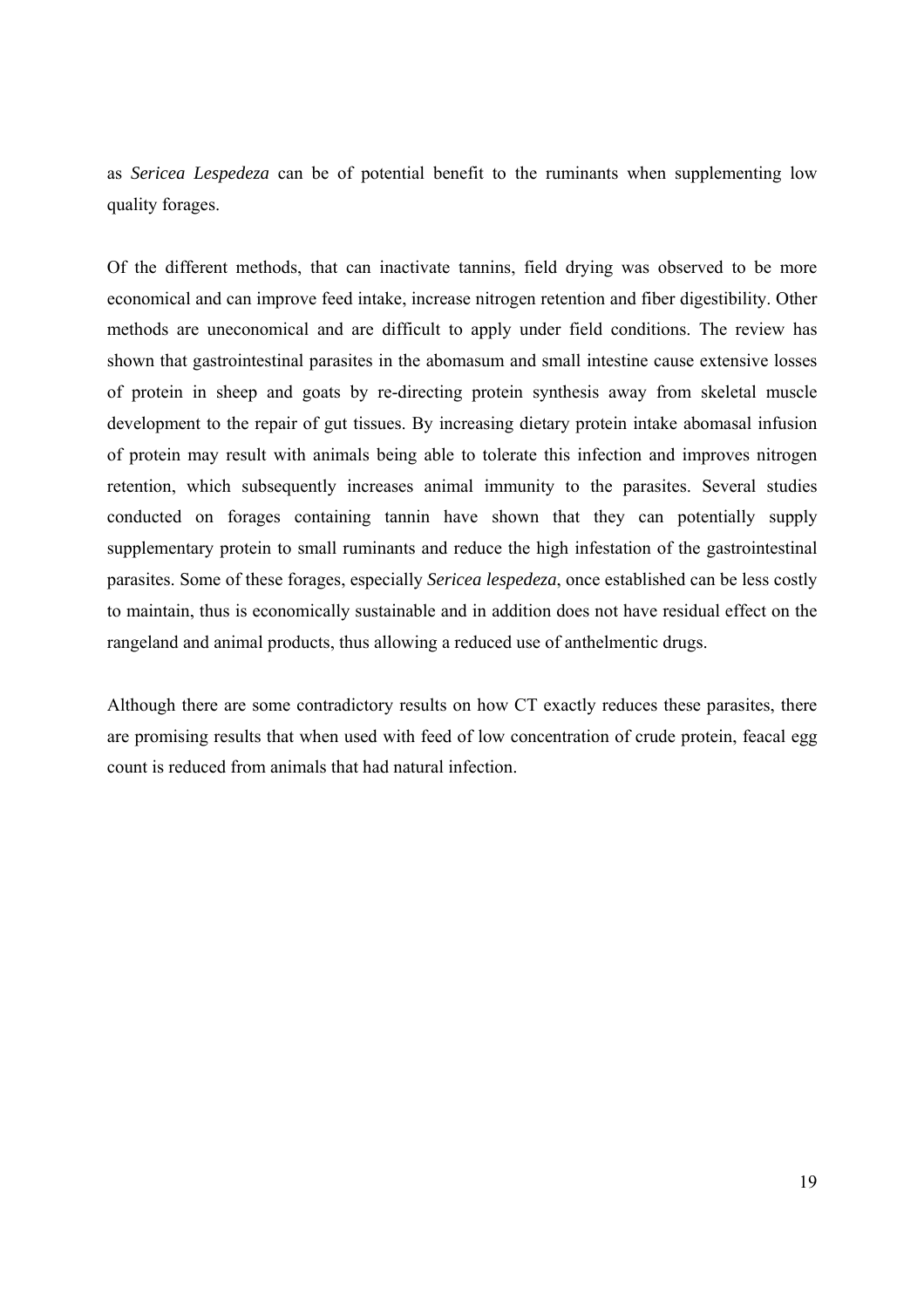as *Sericea Lespedeza* can be of potential benefit to the ruminants when supplementing low quality forages.

Of the different methods, that can inactivate tannins, field drying was observed to be more economical and can improve feed intake, increase nitrogen retention and fiber digestibility. Other methods are uneconomical and are difficult to apply under field conditions. The review has shown that gastrointestinal parasites in the abomasum and small intestine cause extensive losses of protein in sheep and goats by re-directing protein synthesis away from skeletal muscle development to the repair of gut tissues. By increasing dietary protein intake abomasal infusion of protein may result with animals being able to tolerate this infection and improves nitrogen retention, which subsequently increases animal immunity to the parasites. Several studies conducted on forages containing tannin have shown that they can potentially supply supplementary protein to small ruminants and reduce the high infestation of the gastrointestinal parasites. Some of these forages, especially *Sericea lespedeza*, once established can be less costly to maintain, thus is economically sustainable and in addition does not have residual effect on the rangeland and animal products, thus allowing a reduced use of anthelmentic drugs.

Although there are some contradictory results on how CT exactly reduces these parasites, there are promising results that when used with feed of low concentration of crude protein, feacal egg count is reduced from animals that had natural infection.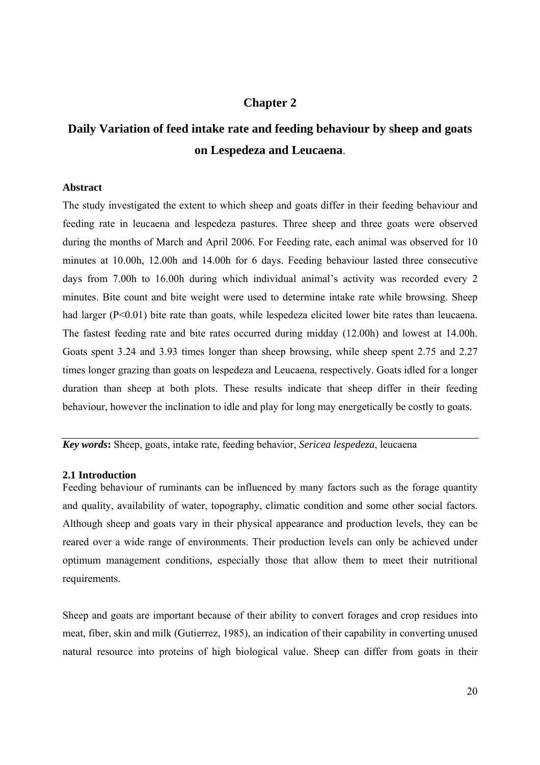# Chapter 2

## Daily Variation of feed intake rate and feeding behaviour by sheep and goats on Lespedeza and Leucaena.

### Abstract

The study investigated the extent to which sheep and goats differ in their feeding behaviour and feeding rate in leucaena and lespedeza pastures. Three sheep and three goats were observed during the months of March and April 2006. For Feeding rate, each animal was observed for 10 minutes at 10.00h, 12.00h and 14.00h for 6 days. Feeding behaviour lasted three consecutive days from 7.00h to 16.00h during which individual animal's activity was recorded every 2 minutes. Bite count and bite weight were used to determine intake rate while browsing. Sheep had larger ($P<0.01$) bite rate than goats, while lespedeza elicited lower bite rates than leucaena. The fastest feeding rate and bite rates occurred during midday (12.00h) and lowest at 14.00h. Goats spent 3.24 and 3.93 times longer than sheep browsing, while sheep spent 2.75 and 2.27 times longer grazing than goats on lespedeza and Leucaena, respectively. Goats idled for a longer duration than sheep at both plots. These results indicate that sheep differ in their feeding behaviour, however the inclination to idle and play for long may energetically be costly to goats.

***Key words*:** Sheep, goats, intake rate, feeding behavior, *Sericea lespedeza*, leucaena

### 2.1 Introduction

Feeding behaviour of ruminants can be influenced by many factors such as the forage quantity and quality, availability of water, topography, climatic condition and some other social factors. Although sheep and goats vary in their physical appearance and production levels, they can be reared over a wide range of environments. Their production levels can only be achieved under optimum management conditions, especially those that allow them to meet their nutritional requirements.

Sheep and goats are important because of their ability to convert forages and crop residues into meat, fiber, skin and milk (Gutierrez, 1985), an indication of their capability in converting unused natural resource into proteins of high biological value. Sheep can differ from goats in their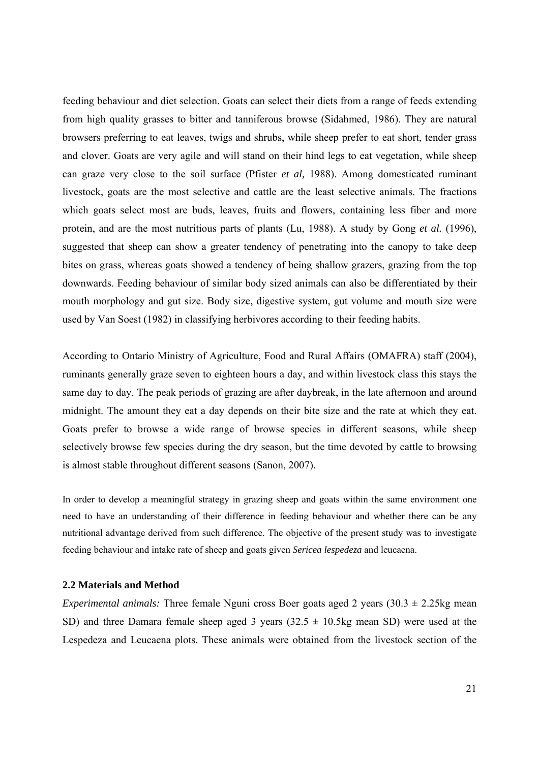feeding behaviour and diet selection. Goats can select their diets from a range of feeds extending from high quality grasses to bitter and tanniferous browse (Sidahmed, 1986). They are natural browsers preferring to eat leaves, twigs and shrubs, while sheep prefer to eat short, tender grass and clover. Goats are very agile and will stand on their hind legs to eat vegetation, while sheep can graze very close to the soil surface (Pfister *et al,* 1988). Among domesticated ruminant livestock, goats are the most selective and cattle are the least selective animals. The fractions which goats select most are buds, leaves, fruits and flowers, containing less fiber and more protein, and are the most nutritious parts of plants (Lu, 1988). A study by Gong *et al.* (1996), suggested that sheep can show a greater tendency of penetrating into the canopy to take deep bites on grass, whereas goats showed a tendency of being shallow grazers, grazing from the top downwards. Feeding behaviour of similar body sized animals can also be differentiated by their mouth morphology and gut size. Body size, digestive system, gut volume and mouth size were used by Van Soest (1982) in classifying herbivores according to their feeding habits.

According to Ontario Ministry of Agriculture, Food and Rural Affairs (OMAFRA) staff (2004), ruminants generally graze seven to eighteen hours a day, and within livestock class this stays the same day to day. The peak periods of grazing are after daybreak, in the late afternoon and around midnight. The amount they eat a day depends on their bite size and the rate at which they eat. Goats prefer to browse a wide range of browse species in different seasons, while sheep selectively browse few species during the dry season, but the time devoted by cattle to browsing is almost stable throughout different seasons (Sanon, 2007).

In order to develop a meaningful strategy in grazing sheep and goats within the same environment one need to have an understanding of their difference in feeding behaviour and whether there can be any nutritional advantage derived from such difference. The objective of the present study was to investigate feeding behaviour and intake rate of sheep and goats given *Sericea lespedeza* and leucaena.

### 2.2 Materials and Method

*Experimental animals:* Three female Nguni cross Boer goats aged 2 years (30.3 ± 2.25kg mean SD) and three Damara female sheep aged 3 years (32.5 ± 10.5kg mean SD) were used at the Lespedeza and Leucaena plots. These animals were obtained from the livestock section of the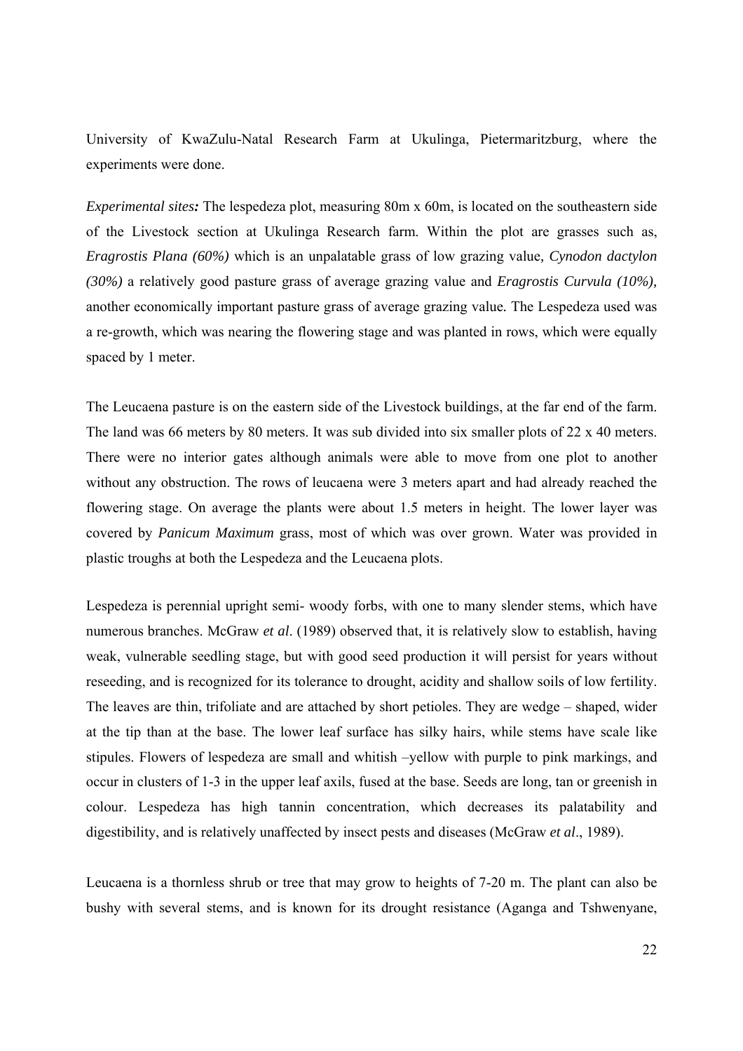University of KwaZulu-Natal Research Farm at Ukulinga, Pietermaritzburg, where the experiments were done.

***Experimental sites:*** The lespedeza plot, measuring 80m x 60m, is located on the southeastern side of the Livestock section at Ukulinga Research farm. Within the plot are grasses such as, *Eragrostis Plana (60%)* which is an unpalatable grass of low grazing value*, Cynodon dactylon (30%)* a relatively good pasture grass of average grazing value and *Eragrostis Curvula (10%),* another economically important pasture grass of average grazing value. The Lespedeza used was a re-growth, which was nearing the flowering stage and was planted in rows, which were equally spaced by 1 meter.

The Leucaena pasture is on the eastern side of the Livestock buildings, at the far end of the farm. The land was 66 meters by 80 meters. It was sub divided into six smaller plots of 22 x 40 meters. There were no interior gates although animals were able to move from one plot to another without any obstruction. The rows of leucaena were 3 meters apart and had already reached the flowering stage. On average the plants were about 1.5 meters in height. The lower layer was covered by *Panicum Maximum* grass, most of which was over grown. Water was provided in plastic troughs at both the Lespedeza and the Leucaena plots.

Lespedeza is perennial upright semi- woody forbs, with one to many slender stems, which have numerous branches. McGraw *et al*. (1989) observed that, it is relatively slow to establish, having weak, vulnerable seedling stage, but with good seed production it will persist for years without reseeding, and is recognized for its tolerance to drought, acidity and shallow soils of low fertility. The leaves are thin, trifoliate and are attached by short petioles. They are wedge – shaped, wider at the tip than at the base. The lower leaf surface has silky hairs, while stems have scale like stipules. Flowers of lespedeza are small and whitish –yellow with purple to pink markings, and occur in clusters of 1-3 in the upper leaf axils, fused at the base. Seeds are long, tan or greenish in colour. Lespedeza has high tannin concentration, which decreases its palatability and digestibility, and is relatively unaffected by insect pests and diseases (McGraw *et al*., 1989).

Leucaena is a thornless shrub or tree that may grow to heights of 7-20 m. The plant can also be bushy with several stems, and is known for its drought resistance (Aganga and Tshwenyane,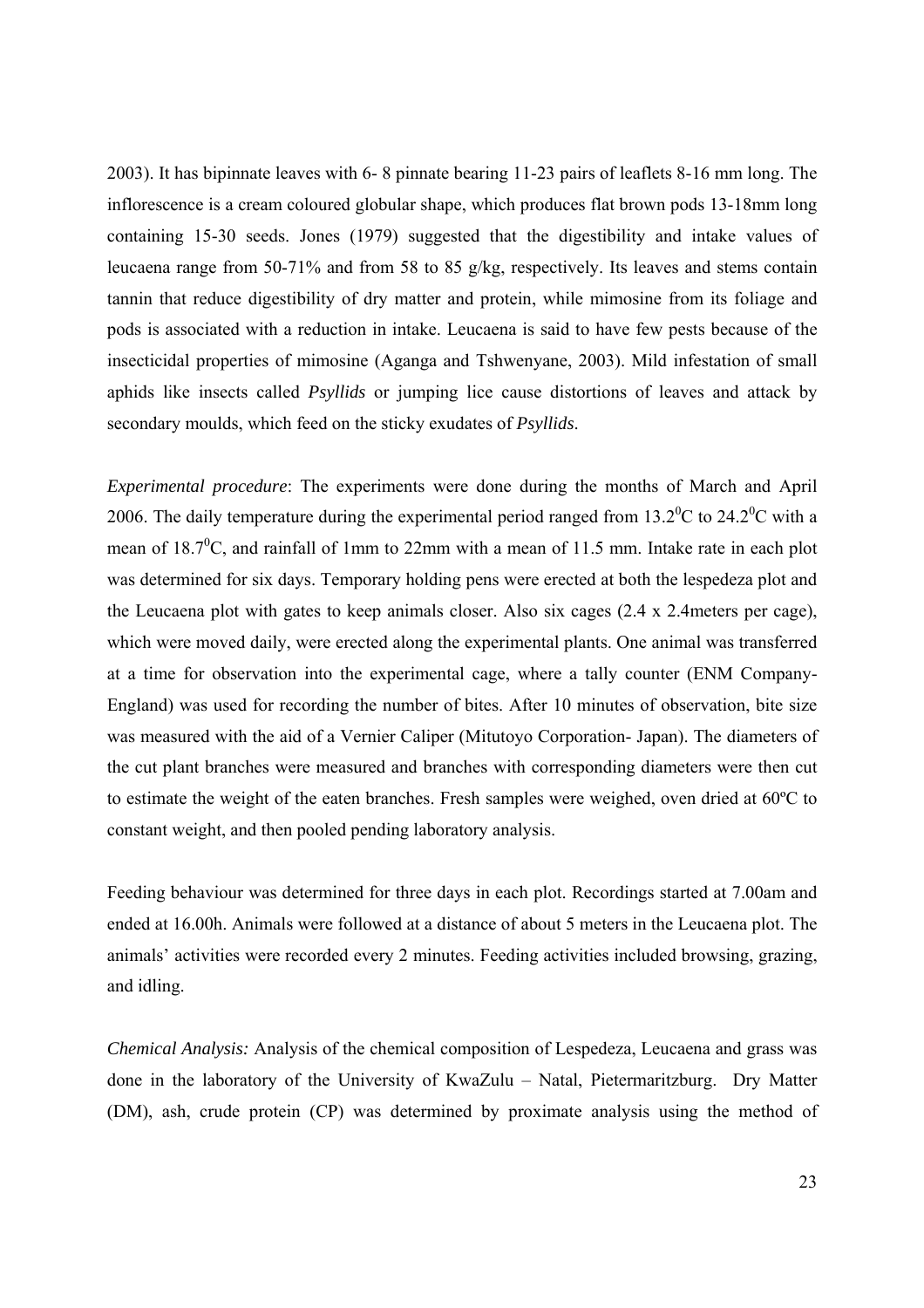2003). It has bipinnate leaves with 6- 8 pinnate bearing 11-23 pairs of leaflets 8-16 mm long. The inflorescence is a cream coloured globular shape, which produces flat brown pods 13-18mm long containing 15-30 seeds. Jones (1979) suggested that the digestibility and intake values of leucaena range from 50-71% and from 58 to 85 g/kg, respectively. Its leaves and stems contain tannin that reduce digestibility of dry matter and protein, while mimosine from its foliage and pods is associated with a reduction in intake. Leucaena is said to have few pests because of the insecticidal properties of mimosine (Aganga and Tshwenyane, 2003). Mild infestation of small aphids like insects called *Psyllids* or jumping lice cause distortions of leaves and attack by secondary moulds, which feed on the sticky exudates of *Psyllids*.

*Experimental procedure*: The experiments were done during the months of March and April 2006. The daily temperature during the experimental period ranged from $13.2^0$C to $24.2^0$C with a mean of $18.7^0$C, and rainfall of 1mm to 22mm with a mean of 11.5 mm. Intake rate in each plot was determined for six days. Temporary holding pens were erected at both the lespedeza plot and the Leucaena plot with gates to keep animals closer. Also six cages (2.4 x 2.4meters per cage), which were moved daily, were erected along the experimental plants. One animal was transferred at a time for observation into the experimental cage, where a tally counter (ENM Company-England) was used for recording the number of bites. After 10 minutes of observation, bite size was measured with the aid of a Vernier Caliper (Mitutoyo Corporation- Japan). The diameters of the cut plant branches were measured and branches with corresponding diameters were then cut to estimate the weight of the eaten branches. Fresh samples were weighed, oven dried at 60ºC to constant weight, and then pooled pending laboratory analysis.

Feeding behaviour was determined for three days in each plot. Recordings started at 7.00am and ended at 16.00h. Animals were followed at a distance of about 5 meters in the Leucaena plot. The animals' activities were recorded every 2 minutes. Feeding activities included browsing, grazing, and idling.

*Chemical Analysis:* Analysis of the chemical composition of Lespedeza, Leucaena and grass was done in the laboratory of the University of KwaZulu – Natal, Pietermaritzburg. Dry Matter (DM), ash, crude protein (CP) was determined by proximate analysis using the method of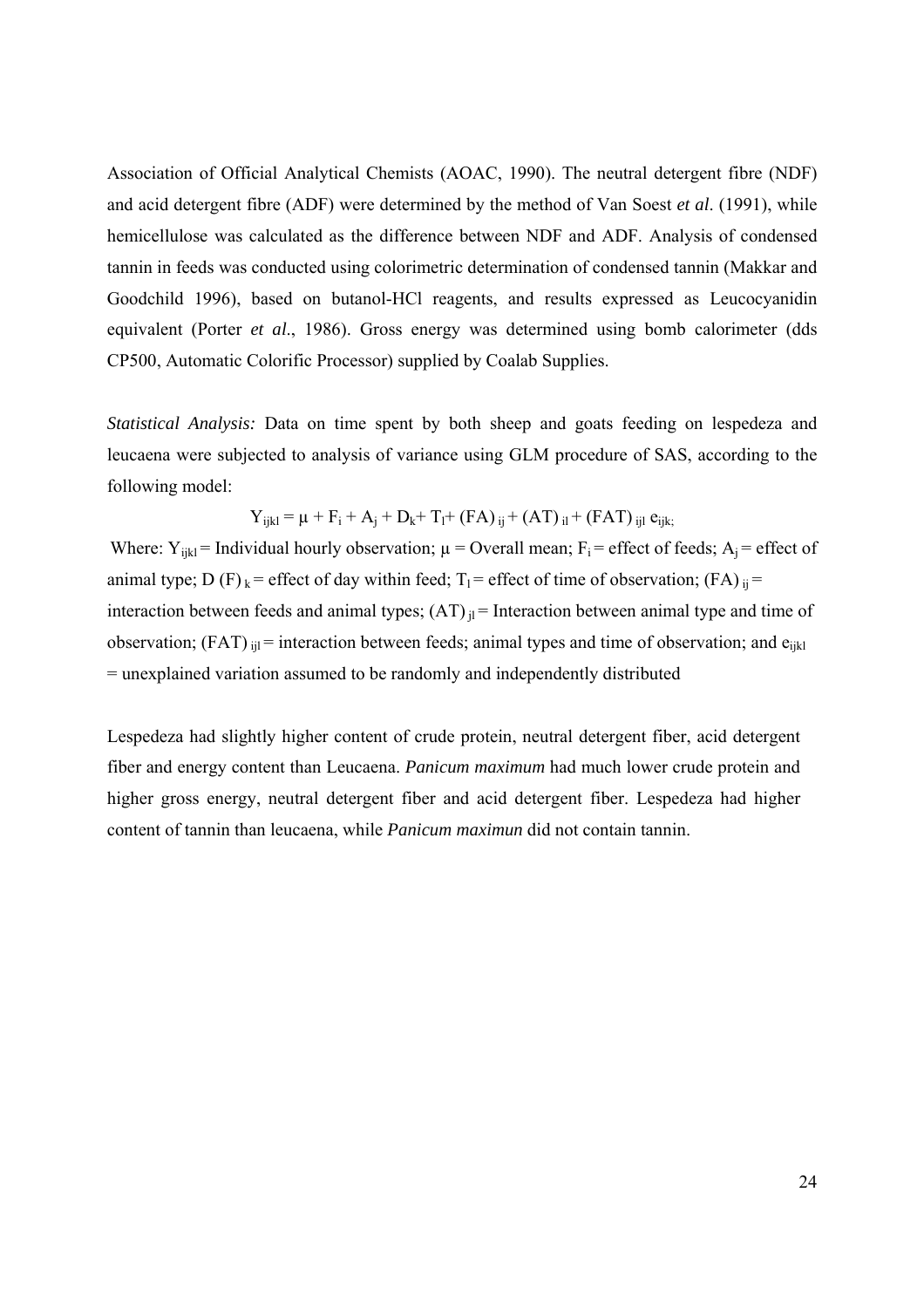Association of Official Analytical Chemists (AOAC, 1990). The neutral detergent fibre (NDF) and acid detergent fibre (ADF) were determined by the method of Van Soest *et al*. (1991), while hemicellulose was calculated as the difference between NDF and ADF. Analysis of condensed tannin in feeds was conducted using colorimetric determination of condensed tannin (Makkar and Goodchild 1996), based on butanol-HCl reagents, and results expressed as Leucocyanidin equivalent (Porter *et al*., 1986). Gross energy was determined using bomb calorimeter (dds CP500, Automatic Colorific Processor) supplied by Coalab Supplies.

*Statistical Analysis:* Data on time spent by both sheep and goats feeding on lespedeza and leucaena were subjected to analysis of variance using GLM procedure of SAS, according to the following model:

$$Y_{ijkl} = \mu + F_i + A_j + D_k + T_l + (FA)_{ij} + (AT)_{il} + (FAT)_{ijl}\ e_{ijk;}$$

Where: $Y_{ijkl}$ = Individual hourly observation; $\mu$ = Overall mean; $F_i$ = effect of feeds; $A_j$ = effect of animal type; $D(F)_k$ = effect of day within feed; $T_l$ = effect of time of observation; $(FA)_{ij}$ = interaction between feeds and animal types; $(AT)_{jl}$ = Interaction between animal type and time of observation; $(FAT)_{ijl}$ = interaction between feeds; animal types and time of observation; and $e_{ijkl}$ = unexplained variation assumed to be randomly and independently distributed

Lespedeza had slightly higher content of crude protein, neutral detergent fiber, acid detergent fiber and energy content than Leucaena. *Panicum maximum* had much lower crude protein and higher gross energy, neutral detergent fiber and acid detergent fiber. Lespedeza had higher content of tannin than leucaena, while *Panicum maximun* did not contain tannin.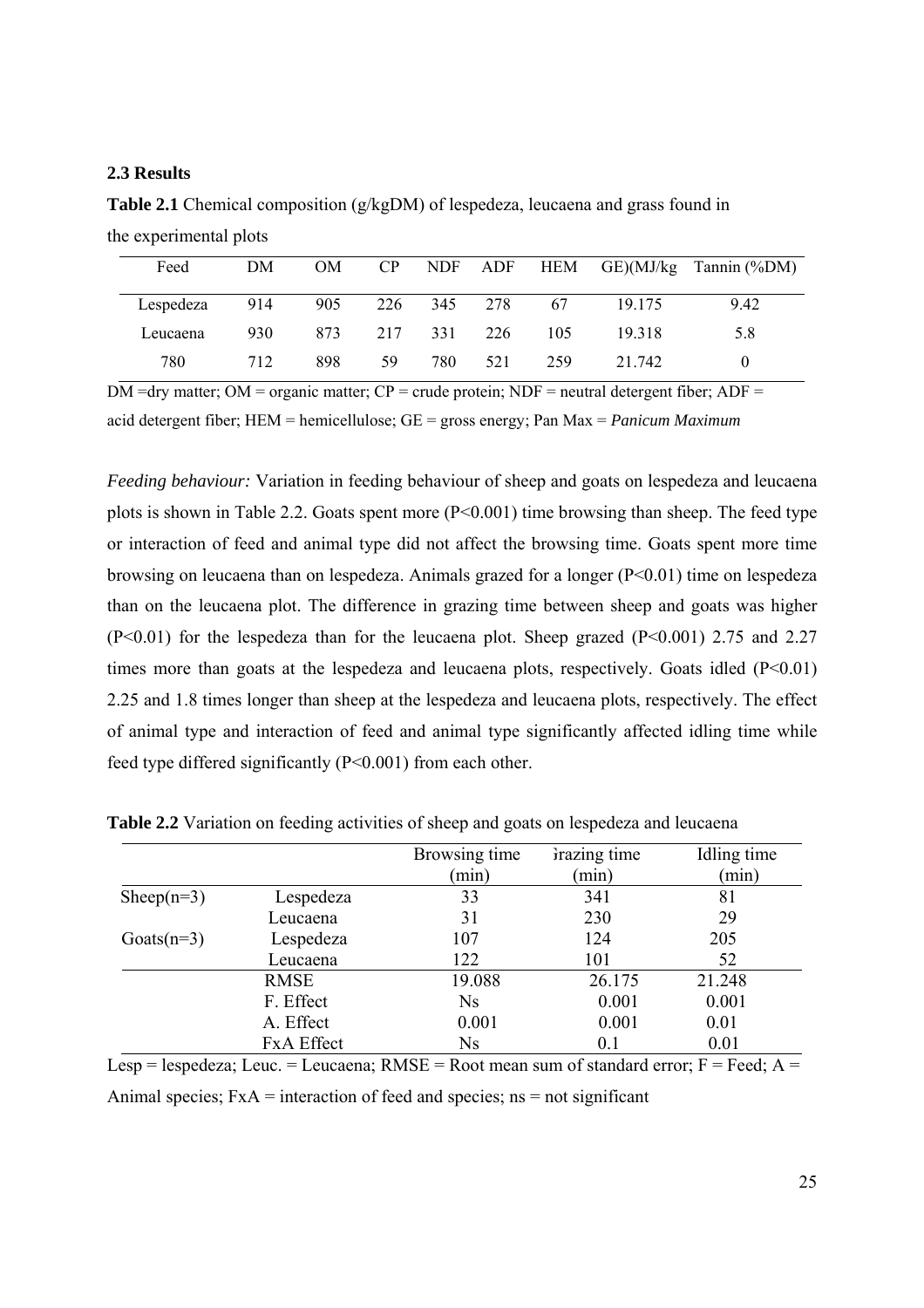### 2.3 Results

**Table 2.1** Chemical composition (g/kgDM) of lespedeza, leucaena and grass found in the experimental plots

| Feed | DM | OM | CP | NDF | ADF | HEM | GE)(MJ/kg | Tannin (%DM) |
|---|---|---|---|---|---|---|---|---|
| Lespedeza | 914 | 905 | 226 | 345 | 278 | 67 | 19.175 | 9.42 |
| Leucaena | 930 | 873 | 217 | 331 | 226 | 105 | 19.318 | 5.8 |
| 780 | 712 | 898 | 59 | 780 | 521 | 259 | 21.742 | 0 |

DM =dry matter; OM = organic matter; CP = crude protein; NDF = neutral detergent fiber; ADF = acid detergent fiber; HEM = hemicellulose; GE = gross energy; Pan Max = *Panicum Maximum*

*Feeding behaviour:* Variation in feeding behaviour of sheep and goats on lespedeza and leucaena plots is shown in Table 2.2. Goats spent more ($P<0.001$) time browsing than sheep. The feed type or interaction of feed and animal type did not affect the browsing time. Goats spent more time browsing on leucaena than on lespedeza. Animals grazed for a longer ($P<0.01$) time on lespedeza than on the leucaena plot. The difference in grazing time between sheep and goats was higher ($P<0.01$) for the lespedeza than for the leucaena plot. Sheep grazed ($P<0.001$) 2.75 and 2.27 times more than goats at the lespedeza and leucaena plots, respectively. Goats idled ($P<0.01$) 2.25 and 1.8 times longer than sheep at the lespedeza and leucaena plots, respectively. The effect of animal type and interaction of feed and animal type significantly affected idling time while feed type differed significantly ($P<0.001$) from each other.

**Table 2.2** Variation on feeding activities of sheep and goats on lespedeza and leucaena

| | | Browsing time (min) | Grazing time (min) | Idling time (min) |
|---|---|---|---|---|
| Sheep(n=3) | Lespedeza | 33 | 341 | 81 |
| | Leucaena | 31 | 230 | 29 |
| Goats(n=3) | Lespedeza | 107 | 124 | 205 |
| | Leucaena | 122 | 101 | 52 |
| | RMSE | 19.088 | 26.175 | 21.248 |
| | F. Effect | Ns | 0.001 | 0.001 |
| | A. Effect | 0.001 | 0.001 | 0.01 |
| | FxA Effect | Ns | 0.1 | 0.01 |

Lesp = lespedeza; Leuc. = Leucaena; RMSE = Root mean sum of standard error; F = Feed; A = Animal species; FxA = interaction of feed and species; ns = not significant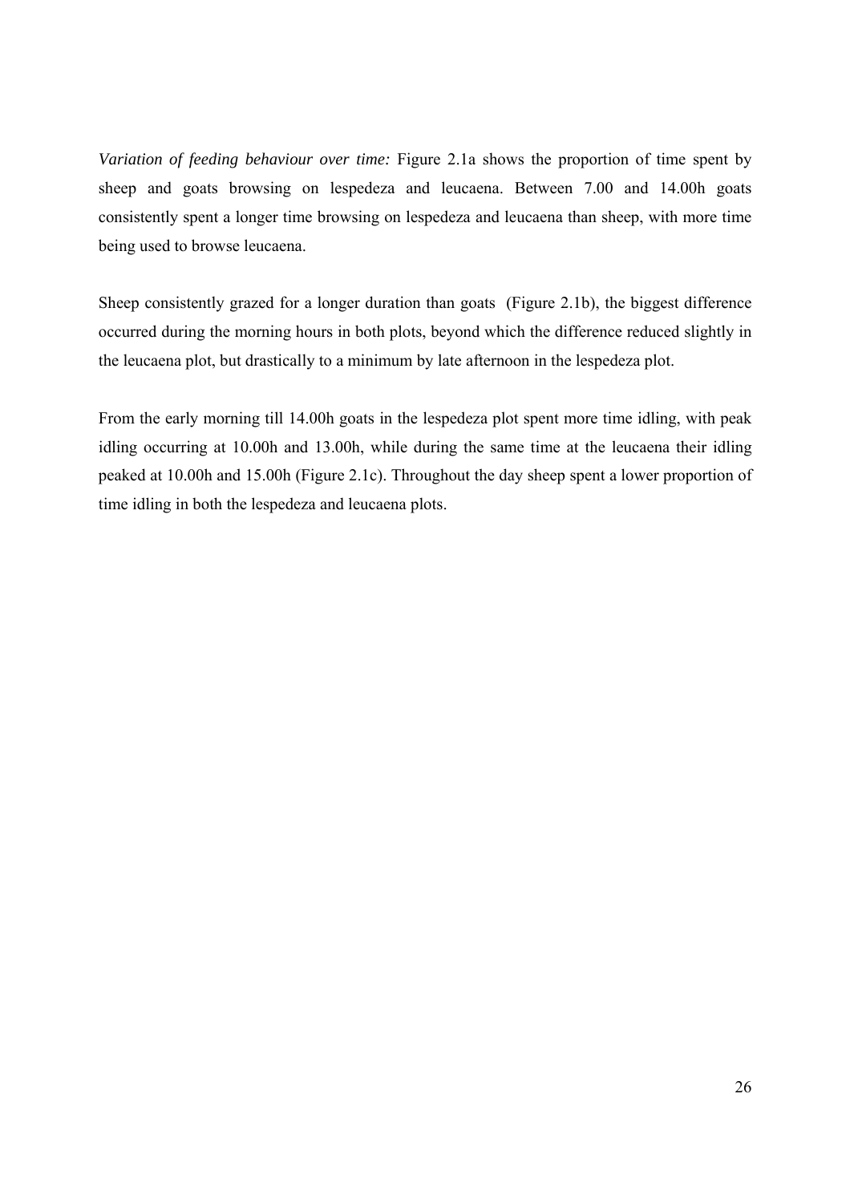*Variation of feeding behaviour over time:* Figure 2.1a shows the proportion of time spent by sheep and goats browsing on lespedeza and leucaena. Between 7.00 and 14.00h goats consistently spent a longer time browsing on lespedeza and leucaena than sheep, with more time being used to browse leucaena.

Sheep consistently grazed for a longer duration than goats  (Figure 2.1b), the biggest difference occurred during the morning hours in both plots, beyond which the difference reduced slightly in the leucaena plot, but drastically to a minimum by late afternoon in the lespedeza plot.

From the early morning till 14.00h goats in the lespedeza plot spent more time idling, with peak idling occurring at 10.00h and 13.00h, while during the same time at the leucaena their idling peaked at 10.00h and 15.00h (Figure 2.1c). Throughout the day sheep spent a lower proportion of time idling in both the lespedeza and leucaena plots.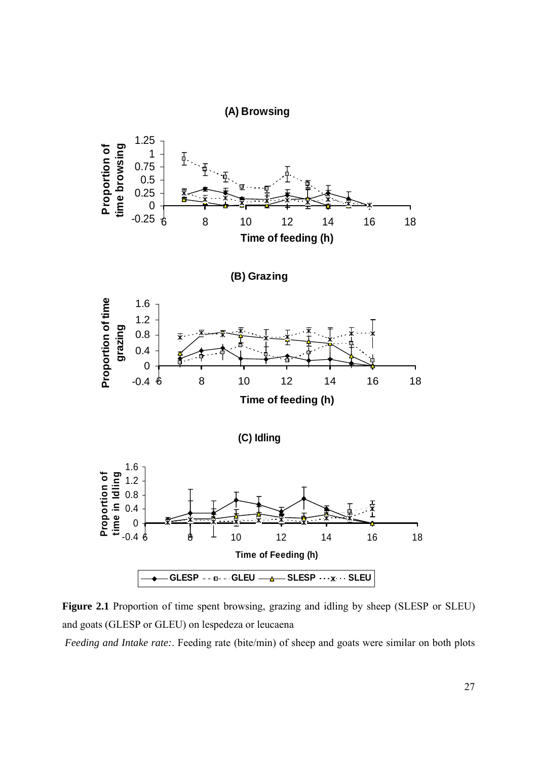**Figure 2.1** Proportion of time spent browsing, grazing and idling by sheep (SLESP or SLEU) and goats (GLESP or GLEU) on lespedeza or leucaena

*Feeding and Intake rate:*. Feeding rate (bite/min) of sheep and goats were similar on both plots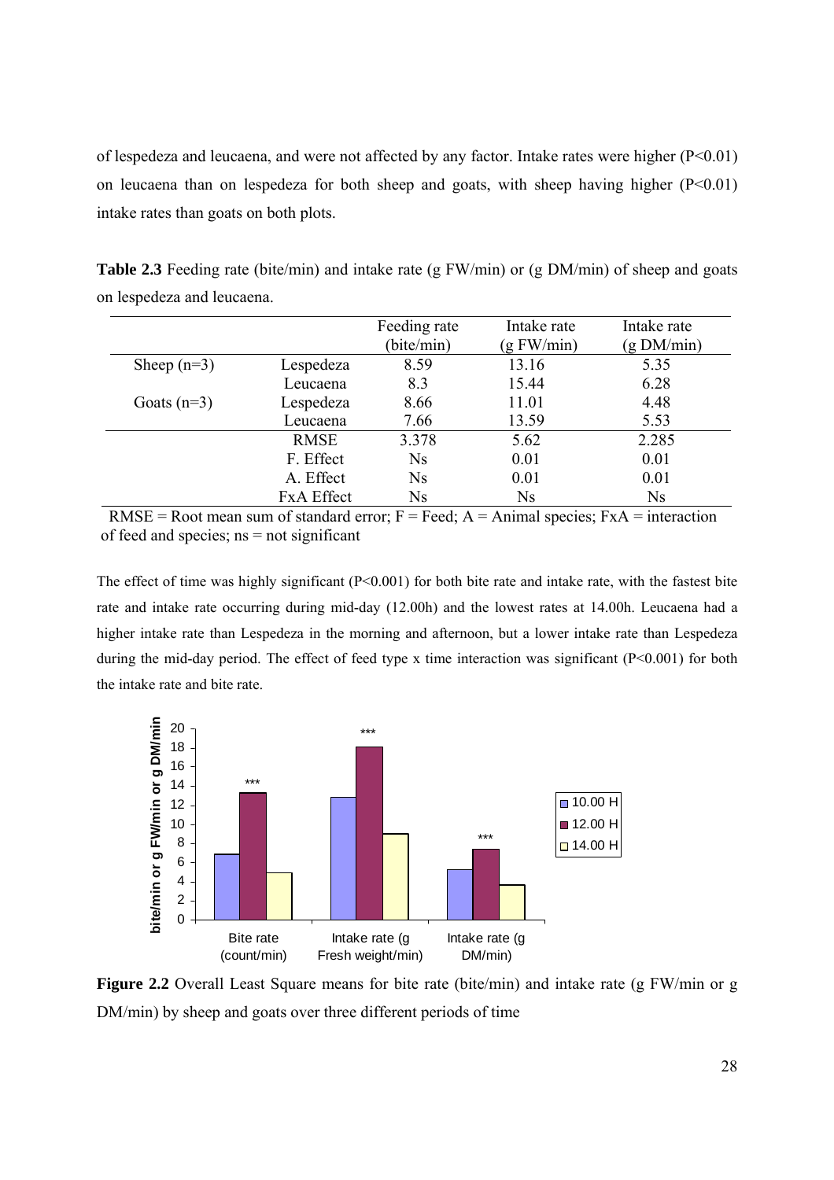of lespedeza and leucaena, and were not affected by any factor. Intake rates were higher ($P<0.01$) on leucaena than on lespedeza for both sheep and goats, with sheep having higher ($P<0.01$) intake rates than goats on both plots.

**Table 2.3** Feeding rate (bite/min) and intake rate (g FW/min) or (g DM/min) of sheep and goats on lespedeza and leucaena.

| | | Feeding rate (bite/min) | Intake rate (g FW/min) | Intake rate (g DM/min) |
|---|---|---|---|---|
| Sheep (n=3) | Lespedeza | 8.59 | 13.16 | 5.35 |
| | Leucaena | 8.3 | 15.44 | 6.28 |
| Goats (n=3) | Lespedeza | 8.66 | 11.01 | 4.48 |
| | Leucaena | 7.66 | 13.59 | 5.53 |
| | RMSE | 3.378 | 5.62 | 2.285 |
| | F. Effect | Ns | 0.01 | 0.01 |
| | A. Effect | Ns | 0.01 | 0.01 |
| | FxA Effect | Ns | Ns | Ns |

RMSE = Root mean sum of standard error; F = Feed; A = Animal species; FxA = interaction of feed and species; ns = not significant

The effect of time was highly significant ($P<0.001$) for both bite rate and intake rate, with the fastest bite rate and intake rate occurring during mid-day (12.00h) and the lowest rates at 14.00h. Leucaena had a higher intake rate than Lespedeza in the morning and afternoon, but a lower intake rate than Lespedeza during the mid-day period. The effect of feed type x time interaction was significant ($P<0.001$) for both the intake rate and bite rate.

**Figure 2.2** Overall Least Square means for bite rate (bite/min) and intake rate (g FW/min or g DM/min) by sheep and goats over three different periods of time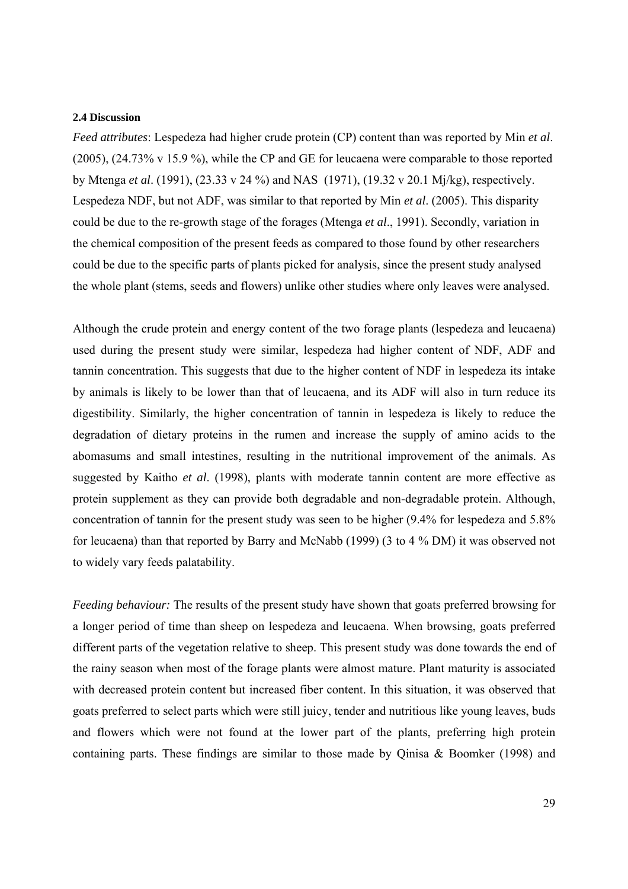### 2.4 Discussion

*Feed attributes*: Lespedeza had higher crude protein (CP) content than was reported by Min *et al*. (2005), (24.73% v 15.9 %), while the CP and GE for leucaena were comparable to those reported by Mtenga *et al*. (1991), (23.33 v 24 %) and NAS (1971), (19.32 v 20.1 Mj/kg), respectively. Lespedeza NDF, but not ADF, was similar to that reported by Min *et al*. (2005). This disparity could be due to the re-growth stage of the forages (Mtenga *et al*., 1991). Secondly, variation in the chemical composition of the present feeds as compared to those found by other researchers could be due to the specific parts of plants picked for analysis, since the present study analysed the whole plant (stems, seeds and flowers) unlike other studies where only leaves were analysed.

Although the crude protein and energy content of the two forage plants (lespedeza and leucaena) used during the present study were similar, lespedeza had higher content of NDF, ADF and tannin concentration. This suggests that due to the higher content of NDF in lespedeza its intake by animals is likely to be lower than that of leucaena, and its ADF will also in turn reduce its digestibility. Similarly, the higher concentration of tannin in lespedeza is likely to reduce the degradation of dietary proteins in the rumen and increase the supply of amino acids to the abomasums and small intestines, resulting in the nutritional improvement of the animals. As suggested by Kaitho *et al*. (1998), plants with moderate tannin content are more effective as protein supplement as they can provide both degradable and non-degradable protein. Although, concentration of tannin for the present study was seen to be higher (9.4% for lespedeza and 5.8% for leucaena) than that reported by Barry and McNabb (1999) (3 to 4 % DM) it was observed not to widely vary feeds palatability.

*Feeding behaviour:* The results of the present study have shown that goats preferred browsing for a longer period of time than sheep on lespedeza and leucaena. When browsing, goats preferred different parts of the vegetation relative to sheep. This present study was done towards the end of the rainy season when most of the forage plants were almost mature. Plant maturity is associated with decreased protein content but increased fiber content. In this situation, it was observed that goats preferred to select parts which were still juicy, tender and nutritious like young leaves, buds and flowers which were not found at the lower part of the plants, preferring high protein containing parts. These findings are similar to those made by Qinisa & Boomker (1998) and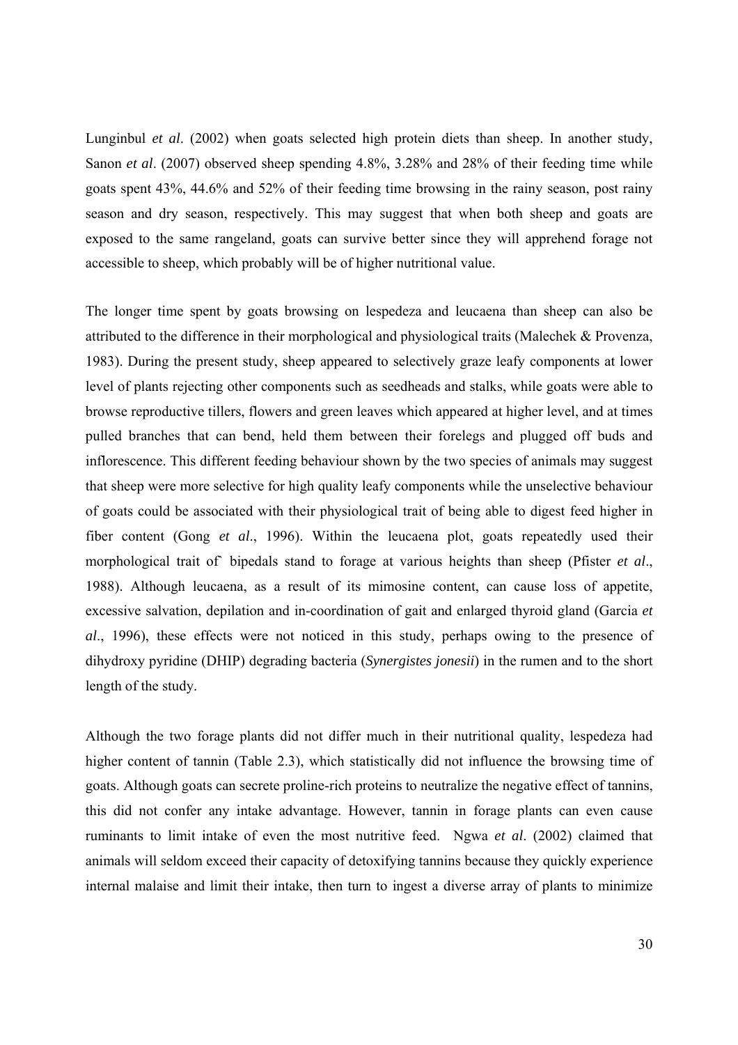Lunginbul *et al*. (2002) when goats selected high protein diets than sheep. In another study, Sanon *et al*. (2007) observed sheep spending 4.8%, 3.28% and 28% of their feeding time while goats spent 43%, 44.6% and 52% of their feeding time browsing in the rainy season, post rainy season and dry season, respectively. This may suggest that when both sheep and goats are exposed to the same rangeland, goats can survive better since they will apprehend forage not accessible to sheep, which probably will be of higher nutritional value.

The longer time spent by goats browsing on lespedeza and leucaena than sheep can also be attributed to the difference in their morphological and physiological traits (Malechek & Provenza, 1983). During the present study, sheep appeared to selectively graze leafy components at lower level of plants rejecting other components such as seedheads and stalks, while goats were able to browse reproductive tillers, flowers and green leaves which appeared at higher level, and at times pulled branches that can bend, held them between their forelegs and plugged off buds and inflorescence. This different feeding behaviour shown by the two species of animals may suggest that sheep were more selective for high quality leafy components while the unselective behaviour of goats could be associated with their physiological trait of being able to digest feed higher in fiber content (Gong *et al*., 1996). Within the leucaena plot, goats repeatedly used their morphological trait of` bipedals stand to forage at various heights than sheep (Pfister *et al*., 1988). Although leucaena, as a result of its mimosine content, can cause loss of appetite, excessive salvation, depilation and in-coordination of gait and enlarged thyroid gland (Garcia *et al*., 1996), these effects were not noticed in this study, perhaps owing to the presence of dihydroxy pyridine (DHIP) degrading bacteria (*Synergistes jonesii*) in the rumen and to the short length of the study.

Although the two forage plants did not differ much in their nutritional quality, lespedeza had higher content of tannin (Table 2.3), which statistically did not influence the browsing time of goats. Although goats can secrete proline-rich proteins to neutralize the negative effect of tannins, this did not confer any intake advantage. However, tannin in forage plants can even cause ruminants to limit intake of even the most nutritive feed. Ngwa *et al*. (2002) claimed that animals will seldom exceed their capacity of detoxifying tannins because they quickly experience internal malaise and limit their intake, then turn to ingest a diverse array of plants to minimize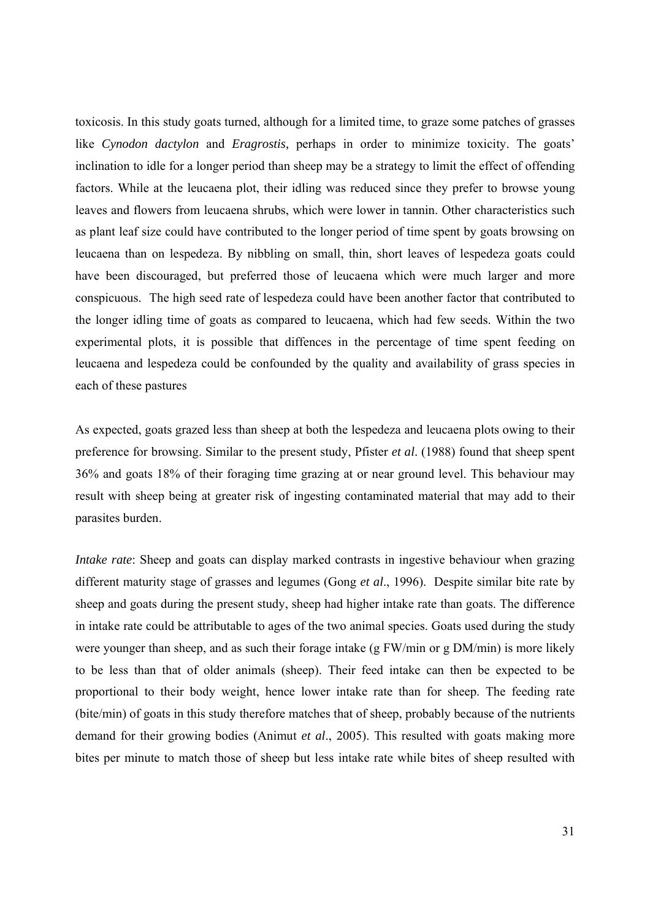toxicosis. In this study goats turned, although for a limited time, to graze some patches of grasses like *Cynodon dactylon* and *Eragrostis,* perhaps in order to minimize toxicity. The goats' inclination to idle for a longer period than sheep may be a strategy to limit the effect of offending factors. While at the leucaena plot, their idling was reduced since they prefer to browse young leaves and flowers from leucaena shrubs, which were lower in tannin. Other characteristics such as plant leaf size could have contributed to the longer period of time spent by goats browsing on leucaena than on lespedeza. By nibbling on small, thin, short leaves of lespedeza goats could have been discouraged, but preferred those of leucaena which were much larger and more conspicuous. The high seed rate of lespedeza could have been another factor that contributed to the longer idling time of goats as compared to leucaena, which had few seeds. Within the two experimental plots, it is possible that diffences in the percentage of time spent feeding on leucaena and lespedeza could be confounded by the quality and availability of grass species in each of these pastures

As expected, goats grazed less than sheep at both the lespedeza and leucaena plots owing to their preference for browsing. Similar to the present study, Pfister *et al*. (1988) found that sheep spent 36% and goats 18% of their foraging time grazing at or near ground level. This behaviour may result with sheep being at greater risk of ingesting contaminated material that may add to their parasites burden.

*Intake rate*: Sheep and goats can display marked contrasts in ingestive behaviour when grazing different maturity stage of grasses and legumes (Gong *et al*., 1996). Despite similar bite rate by sheep and goats during the present study, sheep had higher intake rate than goats. The difference in intake rate could be attributable to ages of the two animal species. Goats used during the study were younger than sheep, and as such their forage intake (g FW/min or g DM/min) is more likely to be less than that of older animals (sheep). Their feed intake can then be expected to be proportional to their body weight, hence lower intake rate than for sheep. The feeding rate (bite/min) of goats in this study therefore matches that of sheep, probably because of the nutrients demand for their growing bodies (Animut *et al*., 2005). This resulted with goats making more bites per minute to match those of sheep but less intake rate while bites of sheep resulted with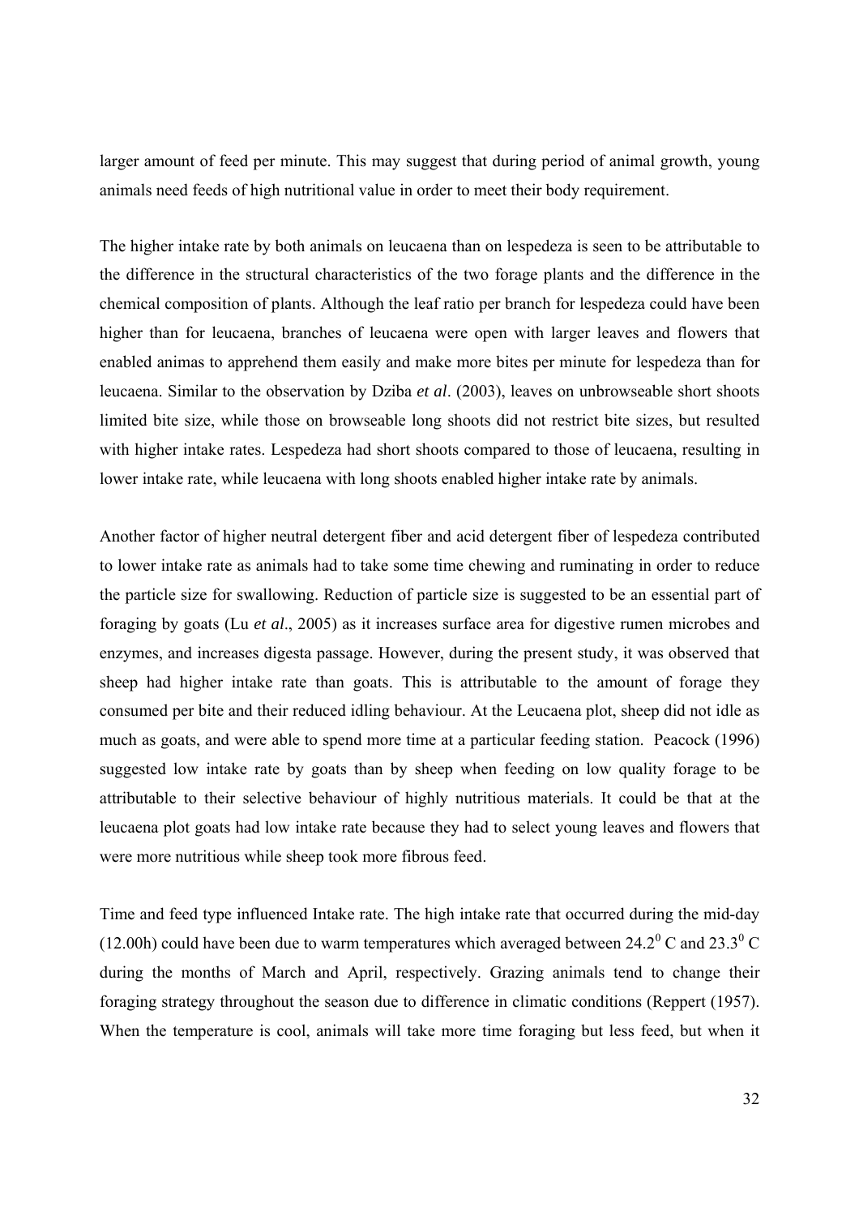larger amount of feed per minute. This may suggest that during period of animal growth, young animals need feeds of high nutritional value in order to meet their body requirement.

The higher intake rate by both animals on leucaena than on lespedeza is seen to be attributable to the difference in the structural characteristics of the two forage plants and the difference in the chemical composition of plants. Although the leaf ratio per branch for lespedeza could have been higher than for leucaena, branches of leucaena were open with larger leaves and flowers that enabled animas to apprehend them easily and make more bites per minute for lespedeza than for leucaena. Similar to the observation by Dziba *et al*. (2003), leaves on unbrowseable short shoots limited bite size, while those on browseable long shoots did not restrict bite sizes, but resulted with higher intake rates. Lespedeza had short shoots compared to those of leucaena, resulting in lower intake rate, while leucaena with long shoots enabled higher intake rate by animals.

Another factor of higher neutral detergent fiber and acid detergent fiber of lespedeza contributed to lower intake rate as animals had to take some time chewing and ruminating in order to reduce the particle size for swallowing. Reduction of particle size is suggested to be an essential part of foraging by goats (Lu *et al*., 2005) as it increases surface area for digestive rumen microbes and enzymes, and increases digesta passage. However, during the present study, it was observed that sheep had higher intake rate than goats. This is attributable to the amount of forage they consumed per bite and their reduced idling behaviour. At the Leucaena plot, sheep did not idle as much as goats, and were able to spend more time at a particular feeding station. Peacock (1996) suggested low intake rate by goats than by sheep when feeding on low quality forage to be attributable to their selective behaviour of highly nutritious materials. It could be that at the leucaena plot goats had low intake rate because they had to select young leaves and flowers that were more nutritious while sheep took more fibrous feed.

Time and feed type influenced Intake rate. The high intake rate that occurred during the mid-day (12.00h) could have been due to warm temperatures which averaged between $24.2^0$ C and $23.3^0$ C during the months of March and April, respectively. Grazing animals tend to change their foraging strategy throughout the season due to difference in climatic conditions (Reppert (1957). When the temperature is cool, animals will take more time foraging but less feed, but when it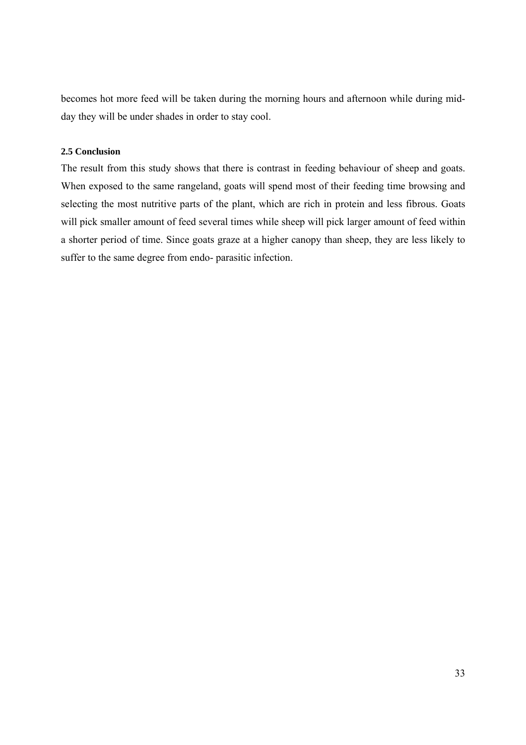becomes hot more feed will be taken during the morning hours and afternoon while during mid-day they will be under shades in order to stay cool.

### 2.5 Conclusion

The result from this study shows that there is contrast in feeding behaviour of sheep and goats. When exposed to the same rangeland, goats will spend most of their feeding time browsing and selecting the most nutritive parts of the plant, which are rich in protein and less fibrous. Goats will pick smaller amount of feed several times while sheep will pick larger amount of feed within a shorter period of time. Since goats graze at a higher canopy than sheep, they are less likely to suffer to the same degree from endo- parasitic infection.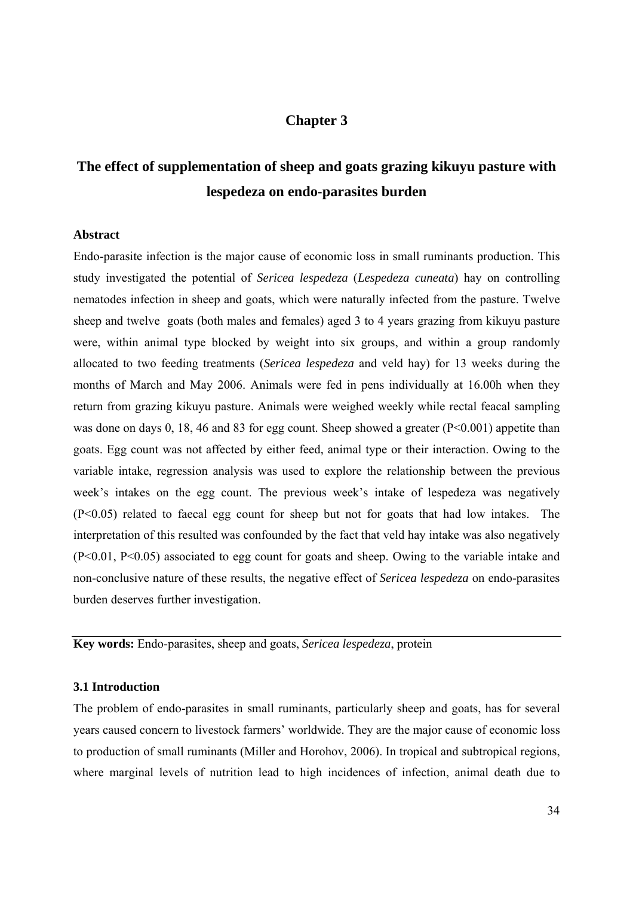# Chapter 3

# The effect of supplementation of sheep and goats grazing kikuyu pasture with lespedeza on endo-parasites burden

### Abstract

Endo-parasite infection is the major cause of economic loss in small ruminants production. This study investigated the potential of *Sericea lespedeza* (*Lespedeza cuneata*) hay on controlling nematodes infection in sheep and goats, which were naturally infected from the pasture. Twelve sheep and twelve goats (both males and females) aged 3 to 4 years grazing from kikuyu pasture were, within animal type blocked by weight into six groups, and within a group randomly allocated to two feeding treatments (*Sericea lespedeza* and veld hay) for 13 weeks during the months of March and May 2006. Animals were fed in pens individually at 16.00h when they return from grazing kikuyu pasture. Animals were weighed weekly while rectal feacal sampling was done on days 0, 18, 46 and 83 for egg count. Sheep showed a greater ($P<0.001$) appetite than goats. Egg count was not affected by either feed, animal type or their interaction. Owing to the variable intake, regression analysis was used to explore the relationship between the previous week's intakes on the egg count. The previous week's intake of lespedeza was negatively ($P<0.05$) related to faecal egg count for sheep but not for goats that had low intakes. The interpretation of this resulted was confounded by the fact that veld hay intake was also negatively ($P<0.01$, $P<0.05$) associated to egg count for goats and sheep. Owing to the variable intake and non-conclusive nature of these results, the negative effect of *Sericea lespedeza* on endo-parasites burden deserves further investigation.

**Key words:** Endo-parasites, sheep and goats, *Sericea lespedeza*, protein

### 3.1 Introduction

The problem of endo-parasites in small ruminants, particularly sheep and goats, has for several years caused concern to livestock farmers' worldwide. They are the major cause of economic loss to production of small ruminants (Miller and Horohov, 2006). In tropical and subtropical regions, where marginal levels of nutrition lead to high incidences of infection, animal death due to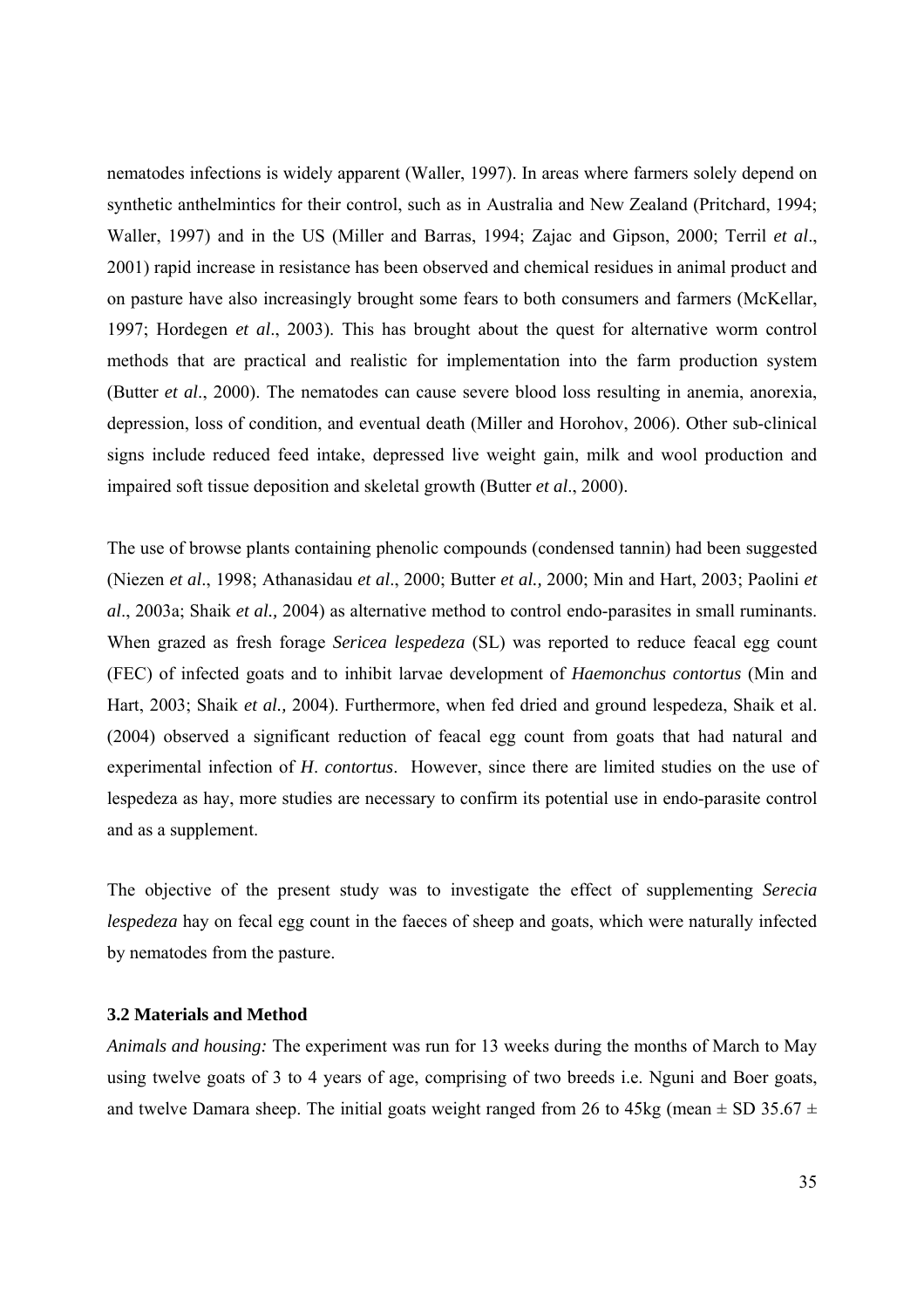nematodes infections is widely apparent (Waller, 1997). In areas where farmers solely depend on synthetic anthelmintics for their control, such as in Australia and New Zealand (Pritchard, 1994; Waller, 1997) and in the US (Miller and Barras, 1994; Zajac and Gipson, 2000; Terril *et al*., 2001) rapid increase in resistance has been observed and chemical residues in animal product and on pasture have also increasingly brought some fears to both consumers and farmers (McKellar, 1997; Hordegen *et al*., 2003). This has brought about the quest for alternative worm control methods that are practical and realistic for implementation into the farm production system (Butter *et al*., 2000). The nematodes can cause severe blood loss resulting in anemia, anorexia, depression, loss of condition, and eventual death (Miller and Horohov, 2006). Other sub-clinical signs include reduced feed intake, depressed live weight gain, milk and wool production and impaired soft tissue deposition and skeletal growth (Butter *et al*., 2000).

The use of browse plants containing phenolic compounds (condensed tannin) had been suggested (Niezen *et al*., 1998; Athanasidau *et al*., 2000; Butter *et al.,* 2000; Min and Hart, 2003; Paolini *et al*., 2003a; Shaik *et al.,* 2004) as alternative method to control endo-parasites in small ruminants. When grazed as fresh forage *Sericea lespedeza* (SL) was reported to reduce feacal egg count (FEC) of infected goats and to inhibit larvae development of *Haemonchus contortus* (Min and Hart, 2003; Shaik *et al.,* 2004). Furthermore, when fed dried and ground lespedeza, Shaik et al. (2004) observed a significant reduction of feacal egg count from goats that had natural and experimental infection of *H*. *contortus*. However, since there are limited studies on the use of lespedeza as hay, more studies are necessary to confirm its potential use in endo-parasite control and as a supplement.

The objective of the present study was to investigate the effect of supplementing *Serecia lespedeza* hay on fecal egg count in the faeces of sheep and goats, which were naturally infected by nematodes from the pasture.

### 3.2 Materials and Method

*Animals and housing:* The experiment was run for 13 weeks during the months of March to May using twelve goats of 3 to 4 years of age, comprising of two breeds i.e. Nguni and Boer goats, and twelve Damara sheep. The initial goats weight ranged from 26 to 45kg (mean ± SD 35.67 ±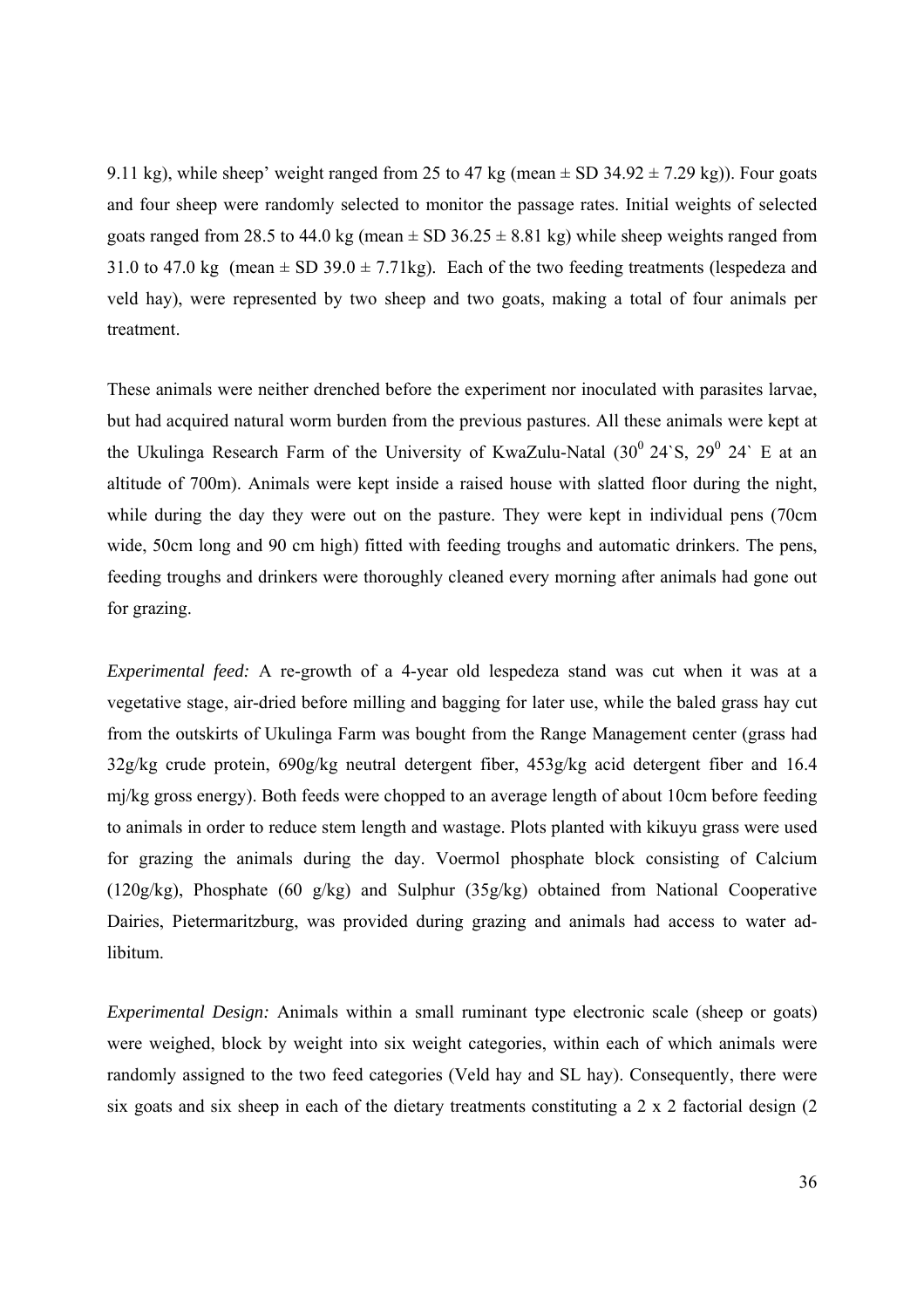9.11 kg), while sheep' weight ranged from 25 to 47 kg (mean ± SD 34.92 ± 7.29 kg)). Four goats and four sheep were randomly selected to monitor the passage rates. Initial weights of selected goats ranged from 28.5 to 44.0 kg (mean ± SD 36.25 ± 8.81 kg) while sheep weights ranged from 31.0 to 47.0 kg (mean ± SD 39.0 ± 7.71kg). Each of the two feeding treatments (lespedeza and veld hay), were represented by two sheep and two goats, making a total of four animals per treatment.

These animals were neither drenched before the experiment nor inoculated with parasites larvae, but had acquired natural worm burden from the previous pastures. All these animals were kept at the Ukulinga Research Farm of the University of KwaZulu-Natal ($30^0$ 24`S, $29^0$ 24` E at an altitude of 700m). Animals were kept inside a raised house with slatted floor during the night, while during the day they were out on the pasture. They were kept in individual pens (70cm wide, 50cm long and 90 cm high) fitted with feeding troughs and automatic drinkers. The pens, feeding troughs and drinkers were thoroughly cleaned every morning after animals had gone out for grazing.

*Experimental feed:* A re-growth of a 4-year old lespedeza stand was cut when it was at a vegetative stage, air-dried before milling and bagging for later use, while the baled grass hay cut from the outskirts of Ukulinga Farm was bought from the Range Management center (grass had 32g/kg crude protein, 690g/kg neutral detergent fiber, 453g/kg acid detergent fiber and 16.4 mj/kg gross energy). Both feeds were chopped to an average length of about 10cm before feeding to animals in order to reduce stem length and wastage. Plots planted with kikuyu grass were used for grazing the animals during the day. Voermol phosphate block consisting of Calcium (120g/kg), Phosphate (60 g/kg) and Sulphur (35g/kg) obtained from National Cooperative Dairies, Pietermaritzburg, was provided during grazing and animals had access to water ad-libitum.

*Experimental Design:* Animals within a small ruminant type electronic scale (sheep or goats) were weighed, block by weight into six weight categories, within each of which animals were randomly assigned to the two feed categories (Veld hay and SL hay). Consequently, there were six goats and six sheep in each of the dietary treatments constituting a 2 x 2 factorial design (2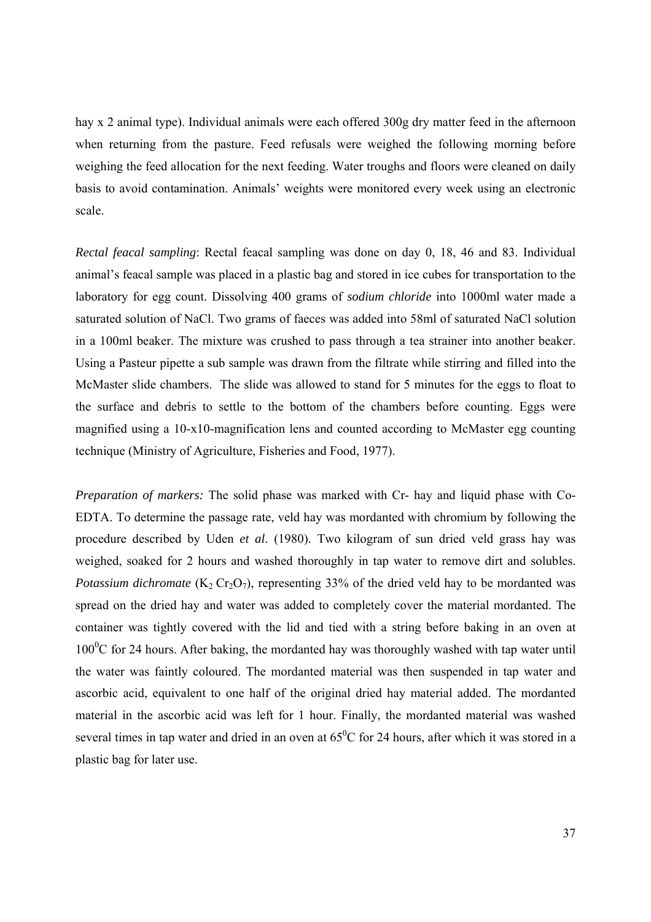hay x 2 animal type). Individual animals were each offered 300g dry matter feed in the afternoon when returning from the pasture. Feed refusals were weighed the following morning before weighing the feed allocation for the next feeding. Water troughs and floors were cleaned on daily basis to avoid contamination. Animals' weights were monitored every week using an electronic scale.

*Rectal feacal sampling*: Rectal feacal sampling was done on day 0, 18, 46 and 83. Individual animal's feacal sample was placed in a plastic bag and stored in ice cubes for transportation to the laboratory for egg count. Dissolving 400 grams of *sodium chloride* into 1000ml water made a saturated solution of NaCl. Two grams of faeces was added into 58ml of saturated NaCl solution in a 100ml beaker. The mixture was crushed to pass through a tea strainer into another beaker. Using a Pasteur pipette a sub sample was drawn from the filtrate while stirring and filled into the McMaster slide chambers. The slide was allowed to stand for 5 minutes for the eggs to float to the surface and debris to settle to the bottom of the chambers before counting. Eggs were magnified using a 10-x10-magnification lens and counted according to McMaster egg counting technique (Ministry of Agriculture, Fisheries and Food, 1977).

*Preparation of markers:* The solid phase was marked with Cr- hay and liquid phase with Co-EDTA. To determine the passage rate, veld hay was mordanted with chromium by following the procedure described by Uden *et al*. (1980). Two kilogram of sun dried veld grass hay was weighed, soaked for 2 hours and washed thoroughly in tap water to remove dirt and solubles. *Potassium dichromate* ($K_2Cr_2O_7$), representing 33% of the dried veld hay to be mordanted was spread on the dried hay and water was added to completely cover the material mordanted. The container was tightly covered with the lid and tied with a string before baking in an oven at $100^0$C for 24 hours. After baking, the mordanted hay was thoroughly washed with tap water until the water was faintly coloured. The mordanted material was then suspended in tap water and ascorbic acid, equivalent to one half of the original dried hay material added. The mordanted material in the ascorbic acid was left for 1 hour. Finally, the mordanted material was washed several times in tap water and dried in an oven at $65^0$C for 24 hours, after which it was stored in a plastic bag for later use.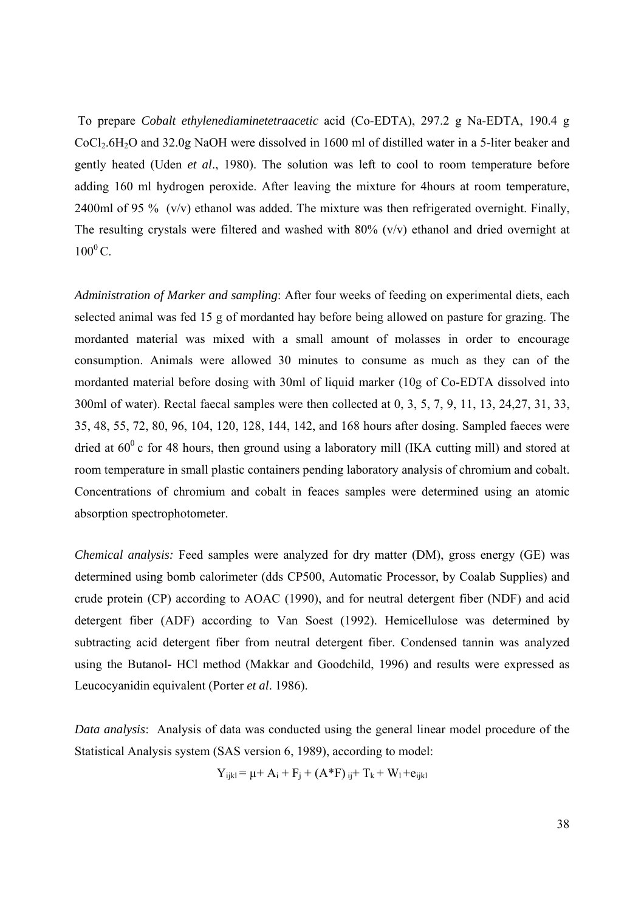To prepare *Cobalt ethylenediaminetetraacetic* acid (Co-EDTA), 297.2 g Na-EDTA, 190.4 g $CoCl_2.6H_2O$ and 32.0g NaOH were dissolved in 1600 ml of distilled water in a 5-liter beaker and gently heated (Uden *et al*., 1980). The solution was left to cool to room temperature before adding 160 ml hydrogen peroxide. After leaving the mixture for 4hours at room temperature, 2400ml of 95 % (v/v) ethanol was added. The mixture was then refrigerated overnight. Finally, The resulting crystals were filtered and washed with 80% (v/v) ethanol and dried overnight at $100^0$ C.

*Administration of Marker and sampling*: After four weeks of feeding on experimental diets, each selected animal was fed 15 g of mordanted hay before being allowed on pasture for grazing. The mordanted material was mixed with a small amount of molasses in order to encourage consumption. Animals were allowed 30 minutes to consume as much as they can of the mordanted material before dosing with 30ml of liquid marker (10g of Co-EDTA dissolved into 300ml of water). Rectal faecal samples were then collected at 0, 3, 5, 7, 9, 11, 13, 24,27, 31, 33, 35, 48, 55, 72, 80, 96, 104, 120, 128, 144, 142, and 168 hours after dosing. Sampled faeces were dried at $60^0$ c for 48 hours, then ground using a laboratory mill (IKA cutting mill) and stored at room temperature in small plastic containers pending laboratory analysis of chromium and cobalt. Concentrations of chromium and cobalt in feaces samples were determined using an atomic absorption spectrophotometer.

*Chemical analysis:* Feed samples were analyzed for dry matter (DM), gross energy (GE) was determined using bomb calorimeter (dds CP500, Automatic Processor, by Coalab Supplies) and crude protein (CP) according to AOAC (1990), and for neutral detergent fiber (NDF) and acid detergent fiber (ADF) according to Van Soest (1992). Hemicellulose was determined by subtracting acid detergent fiber from neutral detergent fiber. Condensed tannin was analyzed using the Butanol- HCl method (Makkar and Goodchild, 1996) and results were expressed as Leucocyanidin equivalent (Porter *et al*. 1986).

*Data analysis*: Analysis of data was conducted using the general linear model procedure of the Statistical Analysis system (SAS version 6, 1989), according to model:

$$Y_{ijkl} = \mu + A_i + F_j + (A*F)_{ij} + T_k + W_l + e_{ijkl}$$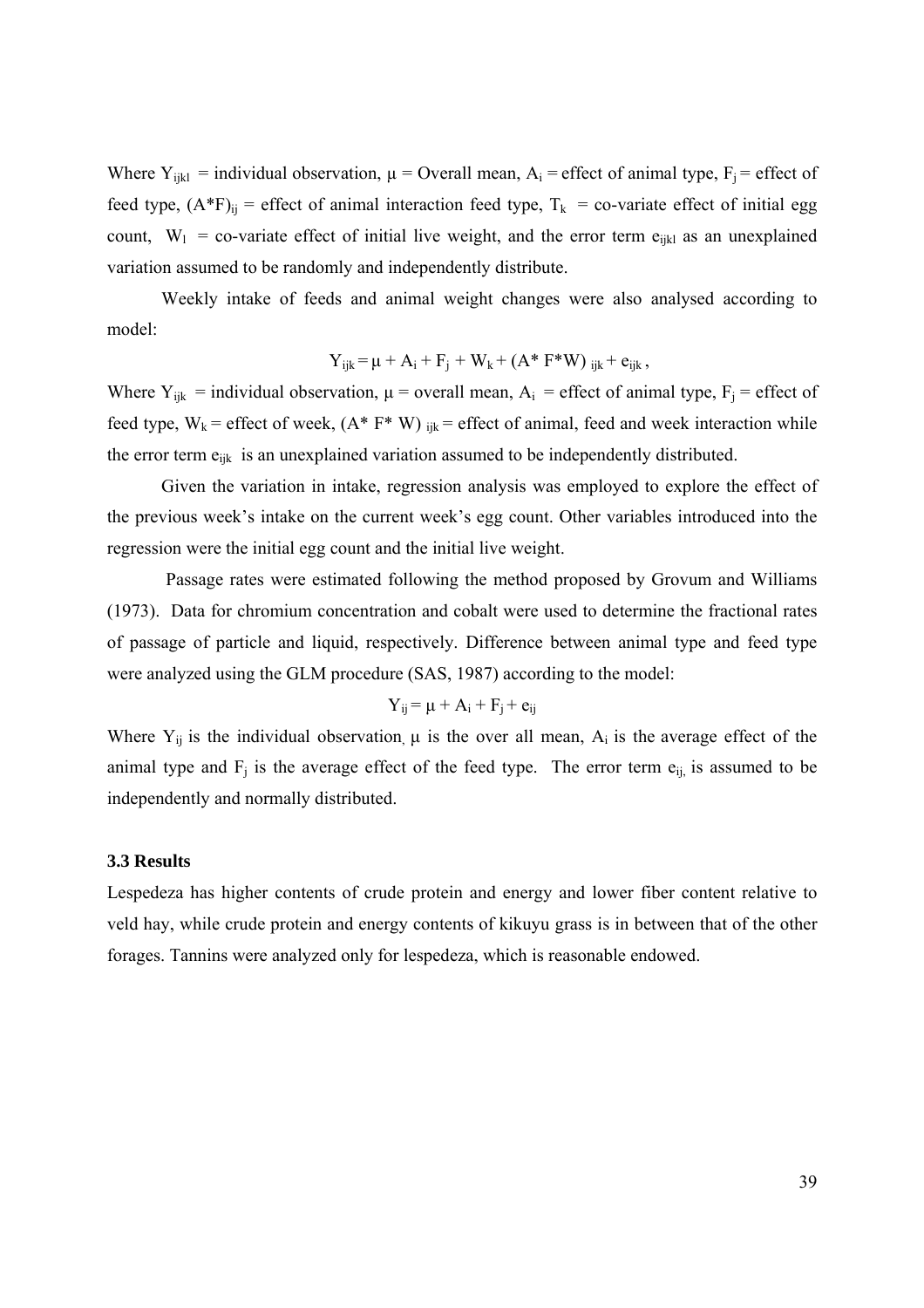Where $Y_{ijkl}$ = individual observation, $\mu$ = Overall mean, $A_i$ = effect of animal type, $F_j$ = effect of feed type, $(A*F)_{ij}$ = effect of animal interaction feed type, $T_k$ = co-variate effect of initial egg count, $W_l$ = co-variate effect of initial live weight, and the error term $e_{ijkl}$ as an unexplained variation assumed to be randomly and independently distribute.

Weekly intake of feeds and animal weight changes were also analysed according to model:

$$Y_{ijk} = \mu + A_i + F_j + W_k + (A* F*W)_{ijk} + e_{ijk},$$

Where $Y_{ijk}$ = individual observation, $\mu$ = overall mean, $A_i$ = effect of animal type, $F_j$ = effect of feed type, $W_k$ = effect of week, $(A* F* W)_{ijk}$ = effect of animal, feed and week interaction while the error term $e_{ijk}$ is an unexplained variation assumed to be independently distributed.

Given the variation in intake, regression analysis was employed to explore the effect of the previous week's intake on the current week's egg count. Other variables introduced into the regression were the initial egg count and the initial live weight.

Passage rates were estimated following the method proposed by Grovum and Williams (1973). Data for chromium concentration and cobalt were used to determine the fractional rates of passage of particle and liquid, respectively. Difference between animal type and feed type were analyzed using the GLM procedure (SAS, 1987) according to the model:

$$Y_{ij} = \mu + A_i + F_j + e_{ij}$$

Where $Y_{ij}$ is the individual observation, $\mu$ is the over all mean, $A_i$ is the average effect of the animal type and $F_j$ is the average effect of the feed type. The error term $e_{ij}$, is assumed to be independently and normally distributed.

### 3.3 Results

Lespedeza has higher contents of crude protein and energy and lower fiber content relative to veld hay, while crude protein and energy contents of kikuyu grass is in between that of the other forages. Tannins were analyzed only for lespedeza, which is reasonable endowed.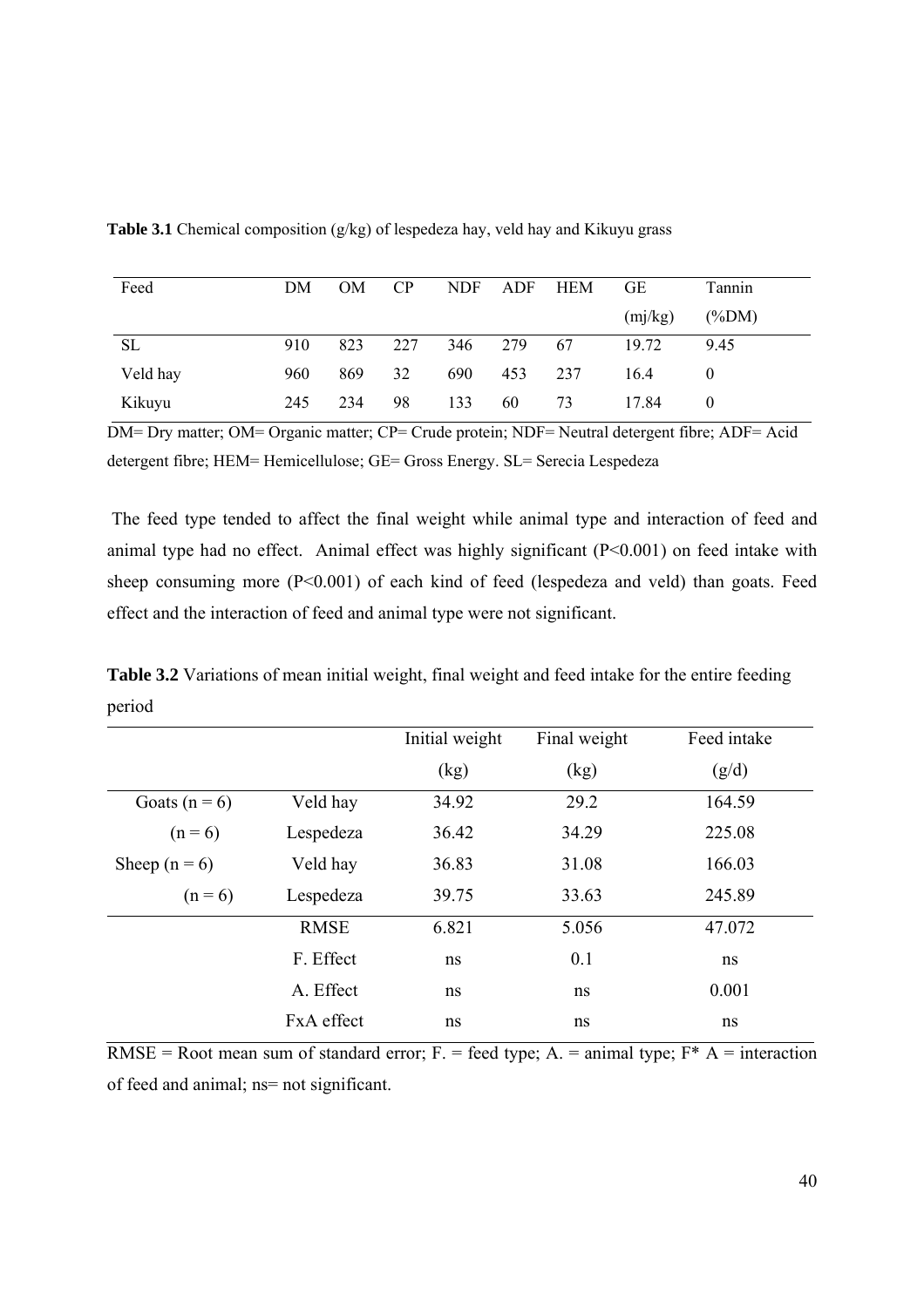**Table 3.1** Chemical composition (g/kg) of lespedeza hay, veld hay and Kikuyu grass

| Feed | DM | OM | CP | NDF | ADF | HEM | GE (mj/kg) | Tannin (%DM) |
|---|---|---|---|---|---|---|---|---|
| SL | 910 | 823 | 227 | 346 | 279 | 67 | 19.72 | 9.45 |
| Veld hay | 960 | 869 | 32 | 690 | 453 | 237 | 16.4 | 0 |
| Kikuyu | 245 | 234 | 98 | 133 | 60 | 73 | 17.84 | 0 |

DM= Dry matter; OM= Organic matter; CP= Crude protein; NDF= Neutral detergent fibre; ADF= Acid detergent fibre; HEM= Hemicellulose; GE= Gross Energy. SL= Serecia Lespedeza

The feed type tended to affect the final weight while animal type and interaction of feed and animal type had no effect. Animal effect was highly significant ($P<0.001$) on feed intake with sheep consuming more ($P<0.001$) of each kind of feed (lespedeza and veld) than goats. Feed effect and the interaction of feed and animal type were not significant.

**Table 3.2** Variations of mean initial weight, final weight and feed intake for the entire feeding period

| | | Initial weight (kg) | Final weight (kg) | Feed intake (g/d) |
|---|---|---|---|---|
| Goats (n = 6) | Veld hay | 34.92 | 29.2 | 164.59 |
| (n = 6) | Lespedeza | 36.42 | 34.29 | 225.08 |
| Sheep (n = 6) | Veld hay | 36.83 | 31.08 | 166.03 |
| (n = 6) | Lespedeza | 39.75 | 33.63 | 245.89 |
| | RMSE | 6.821 | 5.056 | 47.072 |
| | F. Effect | ns | 0.1 | ns |
| | A. Effect | ns | ns | 0.001 |
| | FxA effect | ns | ns | ns |

RMSE = Root mean sum of standard error; F. = feed type; A. = animal type; F* A = interaction of feed and animal; ns= not significant.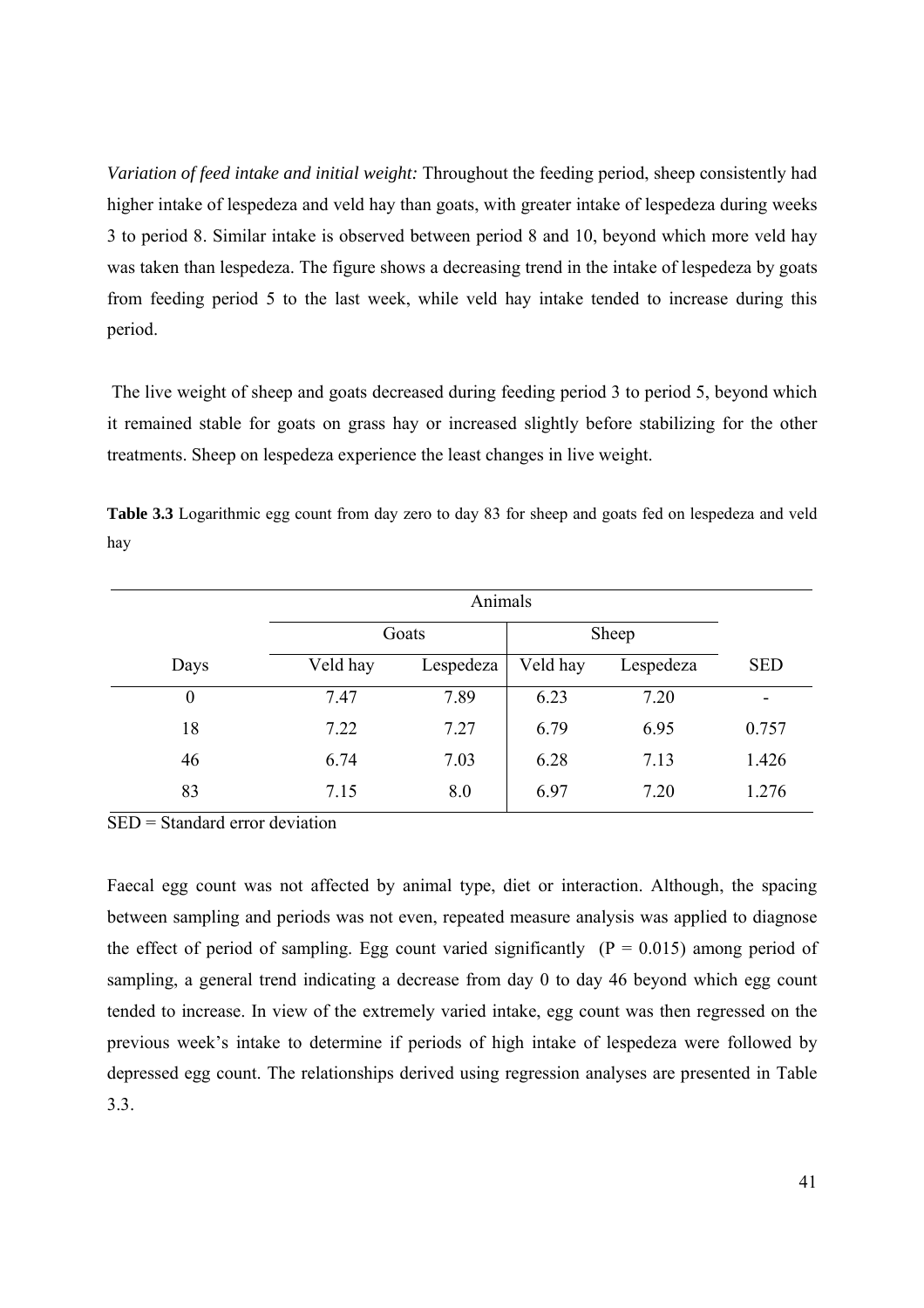*Variation of feed intake and initial weight:* Throughout the feeding period, sheep consistently had higher intake of lespedeza and veld hay than goats, with greater intake of lespedeza during weeks 3 to period 8. Similar intake is observed between period 8 and 10, beyond which more veld hay was taken than lespedeza. The figure shows a decreasing trend in the intake of lespedeza by goats from feeding period 5 to the last week, while veld hay intake tended to increase during this period.

The live weight of sheep and goats decreased during feeding period 3 to period 5, beyond which it remained stable for goats on grass hay or increased slightly before stabilizing for the other treatments. Sheep on lespedeza experience the least changes in live weight.

**Table 3.3** Logarithmic egg count from day zero to day 83 for sheep and goats fed on lespedeza and veld hay

| | Animals | | | | |
|---|---|---|---|---|---|
| | Goats | | Sheep | | |
| Days | Veld hay | Lespedeza | Veld hay | Lespedeza | SED |
| 0 | 7.47 | 7.89 | 6.23 | 7.20 | - |
| 18 | 7.22 | 7.27 | 6.79 | 6.95 | 0.757 |
| 46 | 6.74 | 7.03 | 6.28 | 7.13 | 1.426 |
| 83 | 7.15 | 8.0 | 6.97 | 7.20 | 1.276 |

SED = Standard error deviation

Faecal egg count was not affected by animal type, diet or interaction. Although, the spacing between sampling and periods was not even, repeated measure analysis was applied to diagnose the effect of period of sampling. Egg count varied significantly ($P = 0.015$) among period of sampling, a general trend indicating a decrease from day 0 to day 46 beyond which egg count tended to increase. In view of the extremely varied intake, egg count was then regressed on the previous week's intake to determine if periods of high intake of lespedeza were followed by depressed egg count. The relationships derived using regression analyses are presented in Table 3.3.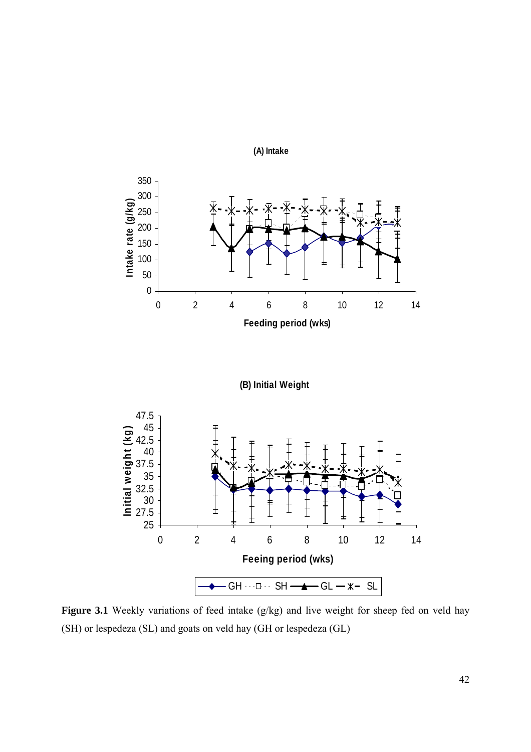**(A) Intake**

**(B) Initial Weight**

**Figure 3.1** Weekly variations of feed intake (g/kg) and live weight for sheep fed on veld hay (SH) or lespedeza (SL) and goats on veld hay (GH or lespedeza (GL)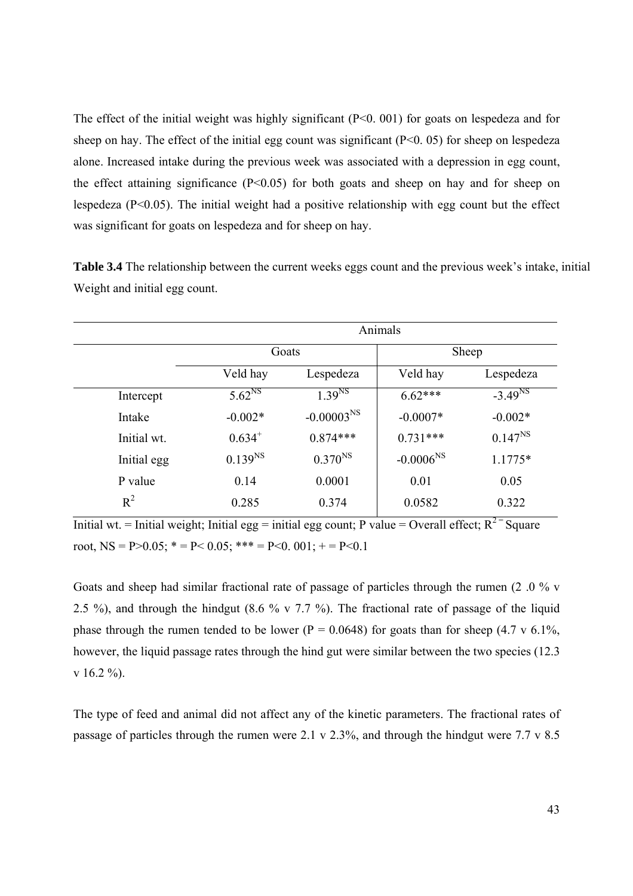The effect of the initial weight was highly significant (P<0. 001) for goats on lespedeza and for sheep on hay. The effect of the initial egg count was significant (P<0. 05) for sheep on lespedeza alone. Increased intake during the previous week was associated with a depression in egg count, the effect attaining significance (P<0.05) for both goats and sheep on hay and for sheep on lespedeza (P<0.05). The initial weight had a positive relationship with egg count but the effect was significant for goats on lespedeza and for sheep on hay.

**Table 3.4** The relationship between the current weeks eggs count and the previous week's intake, initial Weight and initial egg count.

| | Animals | | | |
|---|---|---|---|---|
| | Goats | | Sheep | |
| | Veld hay | Lespedeza | Veld hay | Lespedeza |
| Intercept | $5.62^{NS}$ | $1.39^{NS}$ | 6.62*** | $-3.49^{NS}$ |
| Intake | -0.002* | $-0.00003^{NS}$ | -0.0007* | -0.002* |
| Initial wt. | $0.634^{+}$ | 0.874*** | 0.731*** | $0.147^{NS}$ |
| Initial egg | $0.139^{NS}$ | $0.370^{NS}$ | $-0.0006^{NS}$ | 1.1775* |
| P value | 0.14 | 0.0001 | 0.01 | 0.05 |
| $R^2$ | 0.285 | 0.374 | 0.0582 | 0.322 |

Initial wt. = Initial weight; Initial egg = initial egg count; P value = Overall effect; $R^2$ = Square root, NS = P>0.05; * = P< 0.05; *** = P<0. 001; + = P<0.1

Goats and sheep had similar fractional rate of passage of particles through the rumen (2 .0 % v 2.5 %), and through the hindgut (8.6 % v 7.7 %). The fractional rate of passage of the liquid phase through the rumen tended to be lower (P = 0.0648) for goats than for sheep (4.7 v 6.1%, however, the liquid passage rates through the hind gut were similar between the two species (12.3 v 16.2 %).

The type of feed and animal did not affect any of the kinetic parameters. The fractional rates of passage of particles through the rumen were 2.1 v 2.3%, and through the hindgut were 7.7 v 8.5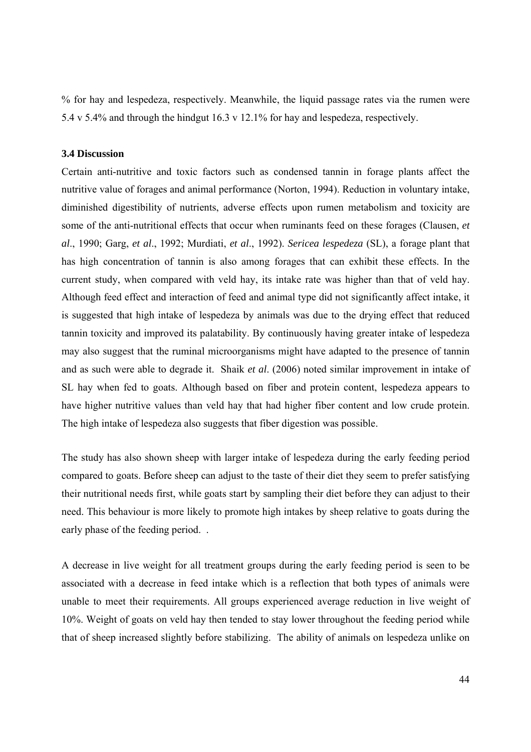% for hay and lespedeza, respectively. Meanwhile, the liquid passage rates via the rumen were 5.4 v 5.4% and through the hindgut 16.3 v 12.1% for hay and lespedeza, respectively.

### 3.4 Discussion

Certain anti-nutritive and toxic factors such as condensed tannin in forage plants affect the nutritive value of forages and animal performance (Norton, 1994). Reduction in voluntary intake, diminished digestibility of nutrients, adverse effects upon rumen metabolism and toxicity are some of the anti-nutritional effects that occur when ruminants feed on these forages (Clausen, *et al*., 1990; Garg, *et al*., 1992; Murdiati, *et al*., 1992). *Sericea lespedeza* (SL), a forage plant that has high concentration of tannin is also among forages that can exhibit these effects. In the current study, when compared with veld hay, its intake rate was higher than that of veld hay. Although feed effect and interaction of feed and animal type did not significantly affect intake, it is suggested that high intake of lespedeza by animals was due to the drying effect that reduced tannin toxicity and improved its palatability. By continuously having greater intake of lespedeza may also suggest that the ruminal microorganisms might have adapted to the presence of tannin and as such were able to degrade it. Shaik *et al*. (2006) noted similar improvement in intake of SL hay when fed to goats. Although based on fiber and protein content, lespedeza appears to have higher nutritive values than veld hay that had higher fiber content and low crude protein. The high intake of lespedeza also suggests that fiber digestion was possible.

The study has also shown sheep with larger intake of lespedeza during the early feeding period compared to goats. Before sheep can adjust to the taste of their diet they seem to prefer satisfying their nutritional needs first, while goats start by sampling their diet before they can adjust to their need. This behaviour is more likely to promote high intakes by sheep relative to goats during the early phase of the feeding period. .

A decrease in live weight for all treatment groups during the early feeding period is seen to be associated with a decrease in feed intake which is a reflection that both types of animals were unable to meet their requirements. All groups experienced average reduction in live weight of 10%. Weight of goats on veld hay then tended to stay lower throughout the feeding period while that of sheep increased slightly before stabilizing. The ability of animals on lespedeza unlike on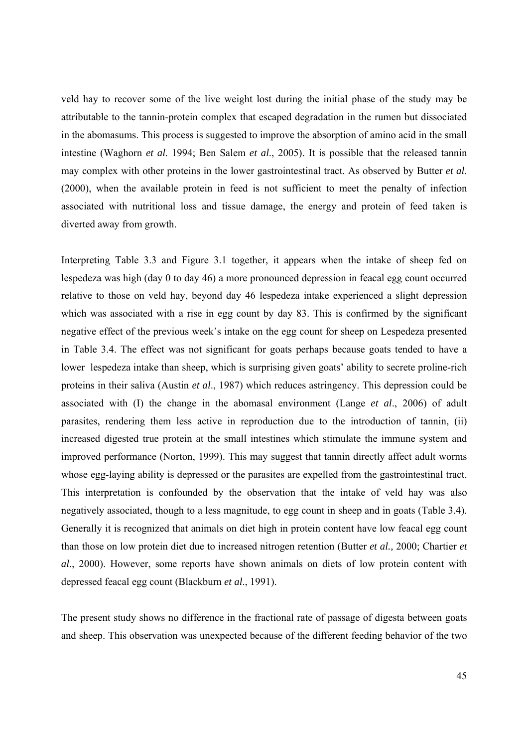veld hay to recover some of the live weight lost during the initial phase of the study may be attributable to the tannin-protein complex that escaped degradation in the rumen but dissociated in the abomasums. This process is suggested to improve the absorption of amino acid in the small intestine (Waghorn *et al.* 1994; Ben Salem *et al*., 2005). It is possible that the released tannin may complex with other proteins in the lower gastrointestinal tract. As observed by Butter *et al*. (2000), when the available protein in feed is not sufficient to meet the penalty of infection associated with nutritional loss and tissue damage, the energy and protein of feed taken is diverted away from growth.

Interpreting Table 3.3 and Figure 3.1 together, it appears when the intake of sheep fed on lespedeza was high (day 0 to day 46) a more pronounced depression in feacal egg count occurred relative to those on veld hay, beyond day 46 lespedeza intake experienced a slight depression which was associated with a rise in egg count by day 83. This is confirmed by the significant negative effect of the previous week's intake on the egg count for sheep on Lespedeza presented in Table 3.4. The effect was not significant for goats perhaps because goats tended to have a lower lespedeza intake than sheep, which is surprising given goats' ability to secrete proline-rich proteins in their saliva (Austin *et al*., 1987) which reduces astringency. This depression could be associated with (I) the change in the abomasal environment (Lange *et al*., 2006) of adult parasites, rendering them less active in reproduction due to the introduction of tannin, (ii) increased digested true protein at the small intestines which stimulate the immune system and improved performance (Norton, 1999). This may suggest that tannin directly affect adult worms whose egg-laying ability is depressed or the parasites are expelled from the gastrointestinal tract. This interpretation is confounded by the observation that the intake of veld hay was also negatively associated, though to a less magnitude, to egg count in sheep and in goats (Table 3.4). Generally it is recognized that animals on diet high in protein content have low feacal egg count than those on low protein diet due to increased nitrogen retention (Butter *et al.,* 2000; Chartier *et al*., 2000). However, some reports have shown animals on diets of low protein content with depressed feacal egg count (Blackburn *et al*., 1991).

The present study shows no difference in the fractional rate of passage of digesta between goats and sheep. This observation was unexpected because of the different feeding behavior of the two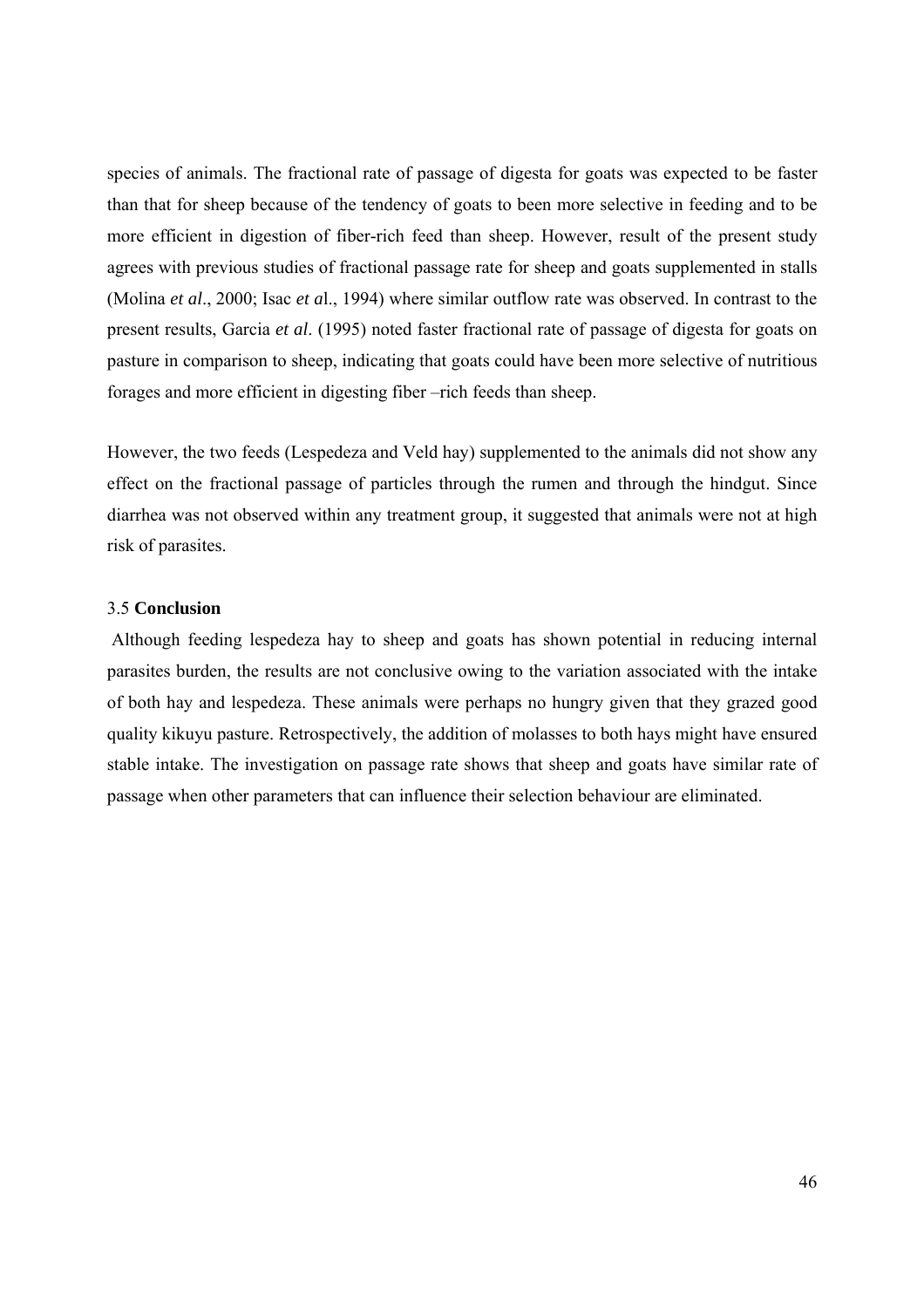species of animals. The fractional rate of passage of digesta for goats was expected to be faster than that for sheep because of the tendency of goats to been more selective in feeding and to be more efficient in digestion of fiber-rich feed than sheep. However, result of the present study agrees with previous studies of fractional passage rate for sheep and goats supplemented in stalls (Molina *et al*., 2000; Isac *et a*l., 1994) where similar outflow rate was observed. In contrast to the present results, Garcia *et al*. (1995) noted faster fractional rate of passage of digesta for goats on pasture in comparison to sheep, indicating that goats could have been more selective of nutritious forages and more efficient in digesting fiber –rich feeds than sheep.

However, the two feeds (Lespedeza and Veld hay) supplemented to the animals did not show any effect on the fractional passage of particles through the rumen and through the hindgut. Since diarrhea was not observed within any treatment group, it suggested that animals were not at high risk of parasites.

### 3.5 **Conclusion**

Although feeding lespedeza hay to sheep and goats has shown potential in reducing internal parasites burden, the results are not conclusive owing to the variation associated with the intake of both hay and lespedeza. These animals were perhaps no hungry given that they grazed good quality kikuyu pasture. Retrospectively, the addition of molasses to both hays might have ensured stable intake. The investigation on passage rate shows that sheep and goats have similar rate of passage when other parameters that can influence their selection behaviour are eliminated.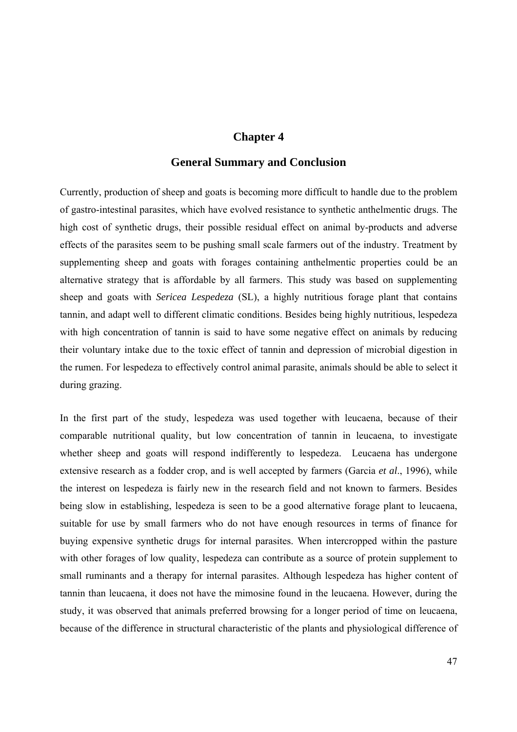# Chapter 4

## General Summary and Conclusion

Currently, production of sheep and goats is becoming more difficult to handle due to the problem of gastro-intestinal parasites, which have evolved resistance to synthetic anthelmentic drugs. The high cost of synthetic drugs, their possible residual effect on animal by-products and adverse effects of the parasites seem to be pushing small scale farmers out of the industry. Treatment by supplementing sheep and goats with forages containing anthelmentic properties could be an alternative strategy that is affordable by all farmers. This study was based on supplementing sheep and goats with ***Sericea Lespedeza*** (SL), a highly nutritious forage plant that contains tannin, and adapt well to different climatic conditions. Besides being highly nutritious, lespedeza with high concentration of tannin is said to have some negative effect on animals by reducing their voluntary intake due to the toxic effect of tannin and depression of microbial digestion in the rumen. For lespedeza to effectively control animal parasite, animals should be able to select it during grazing.

In the first part of the study, lespedeza was used together with leucaena, because of their comparable nutritional quality, but low concentration of tannin in leucaena, to investigate whether sheep and goats will respond indifferently to lespedeza. Leucaena has undergone extensive research as a fodder crop, and is well accepted by farmers (Garcia *et al*., 1996), while the interest on lespedeza is fairly new in the research field and not known to farmers. Besides being slow in establishing, lespedeza is seen to be a good alternative forage plant to leucaena, suitable for use by small farmers who do not have enough resources in terms of finance for buying expensive synthetic drugs for internal parasites. When intercropped within the pasture with other forages of low quality, lespedeza can contribute as a source of protein supplement to small ruminants and a therapy for internal parasites. Although lespedeza has higher content of tannin than leucaena, it does not have the mimosine found in the leucaena. However, during the study, it was observed that animals preferred browsing for a longer period of time on leucaena, because of the difference in structural characteristic of the plants and physiological difference of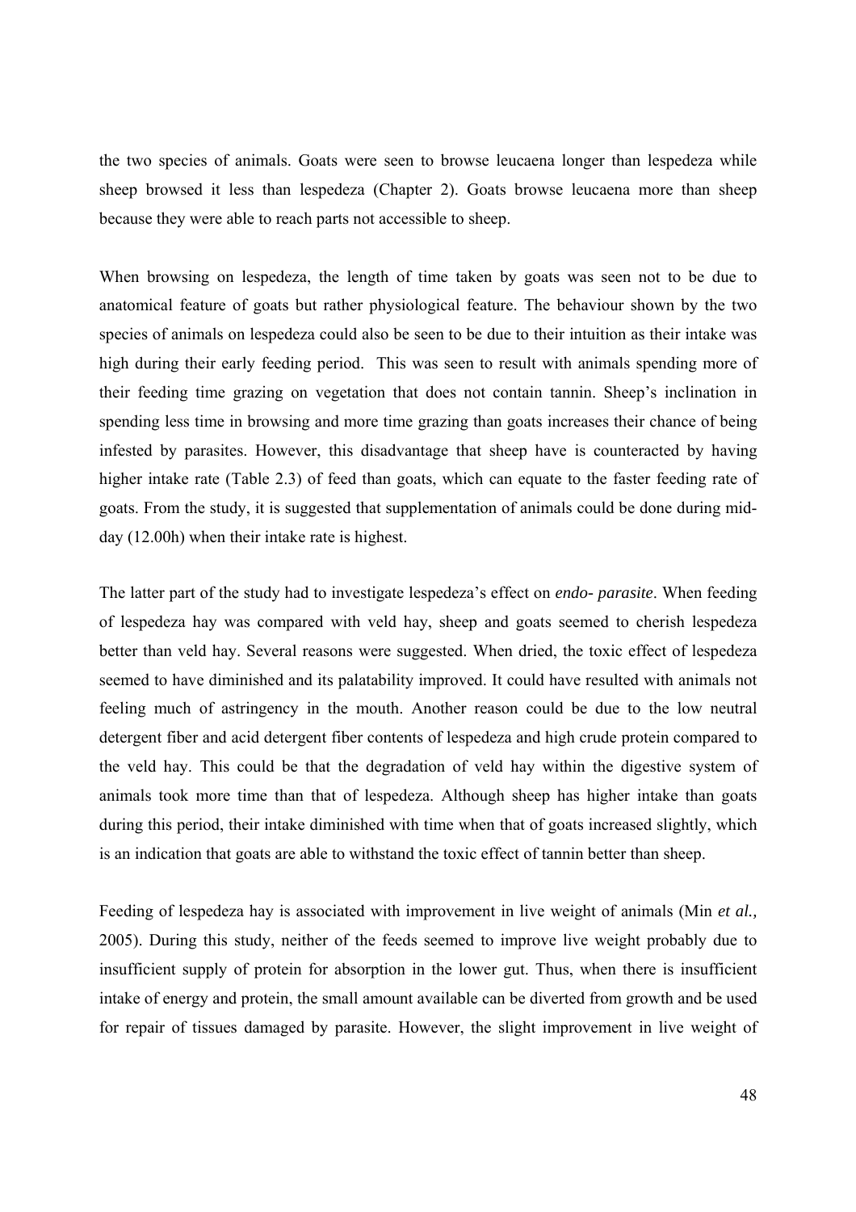the two species of animals. Goats were seen to browse leucaena longer than lespedeza while sheep browsed it less than lespedeza (Chapter 2). Goats browse leucaena more than sheep because they were able to reach parts not accessible to sheep.

When browsing on lespedeza, the length of time taken by goats was seen not to be due to anatomical feature of goats but rather physiological feature. The behaviour shown by the two species of animals on lespedeza could also be seen to be due to their intuition as their intake was high during their early feeding period. This was seen to result with animals spending more of their feeding time grazing on vegetation that does not contain tannin. Sheep's inclination in spending less time in browsing and more time grazing than goats increases their chance of being infested by parasites. However, this disadvantage that sheep have is counteracted by having higher intake rate (Table 2.3) of feed than goats, which can equate to the faster feeding rate of goats. From the study, it is suggested that supplementation of animals could be done during mid-day (12.00h) when their intake rate is highest.

The latter part of the study had to investigate lespedeza's effect on *endo- parasite*. When feeding of lespedeza hay was compared with veld hay, sheep and goats seemed to cherish lespedeza better than veld hay. Several reasons were suggested. When dried, the toxic effect of lespedeza seemed to have diminished and its palatability improved. It could have resulted with animals not feeling much of astringency in the mouth. Another reason could be due to the low neutral detergent fiber and acid detergent fiber contents of lespedeza and high crude protein compared to the veld hay. This could be that the degradation of veld hay within the digestive system of animals took more time than that of lespedeza. Although sheep has higher intake than goats during this period, their intake diminished with time when that of goats increased slightly, which is an indication that goats are able to withstand the toxic effect of tannin better than sheep.

Feeding of lespedeza hay is associated with improvement in live weight of animals (Min *et al.,* 2005). During this study, neither of the feeds seemed to improve live weight probably due to insufficient supply of protein for absorption in the lower gut. Thus, when there is insufficient intake of energy and protein, the small amount available can be diverted from growth and be used for repair of tissues damaged by parasite. However, the slight improvement in live weight of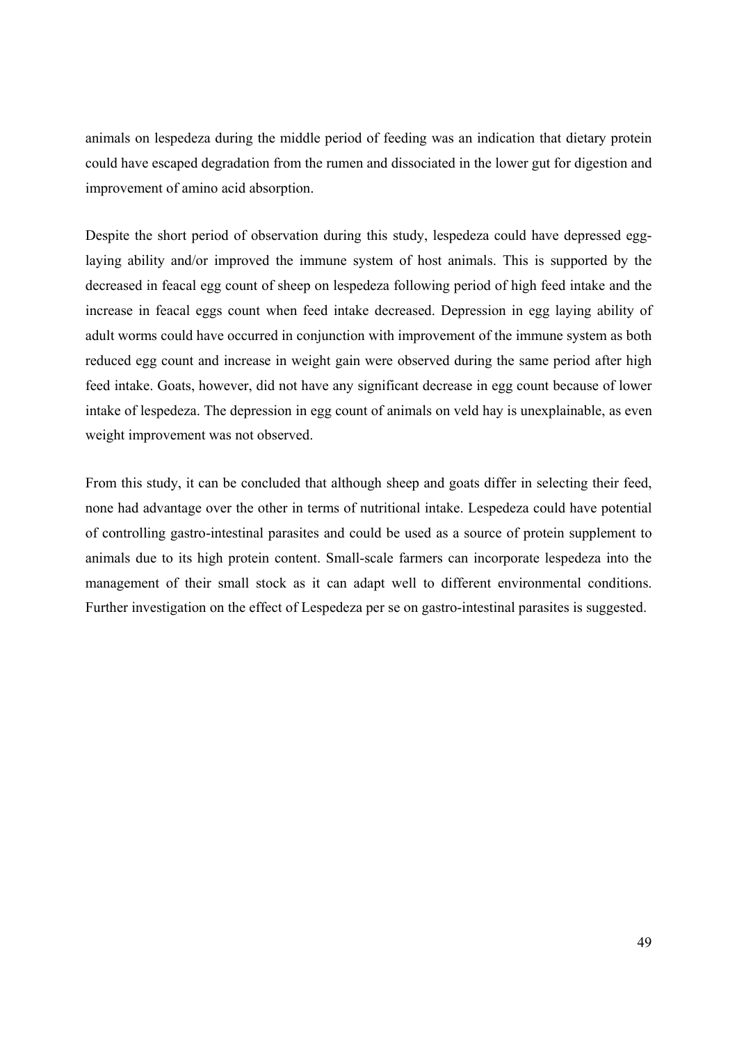animals on lespedeza during the middle period of feeding was an indication that dietary protein could have escaped degradation from the rumen and dissociated in the lower gut for digestion and improvement of amino acid absorption.

Despite the short period of observation during this study, lespedeza could have depressed egg-laying ability and/or improved the immune system of host animals. This is supported by the decreased in feacal egg count of sheep on lespedeza following period of high feed intake and the increase in feacal eggs count when feed intake decreased. Depression in egg laying ability of adult worms could have occurred in conjunction with improvement of the immune system as both reduced egg count and increase in weight gain were observed during the same period after high feed intake. Goats, however, did not have any significant decrease in egg count because of lower intake of lespedeza. The depression in egg count of animals on veld hay is unexplainable, as even weight improvement was not observed.

From this study, it can be concluded that although sheep and goats differ in selecting their feed, none had advantage over the other in terms of nutritional intake. Lespedeza could have potential of controlling gastro-intestinal parasites and could be used as a source of protein supplement to animals due to its high protein content. Small-scale farmers can incorporate lespedeza into the management of their small stock as it can adapt well to different environmental conditions. Further investigation on the effect of Lespedeza per se on gastro-intestinal parasites is suggested.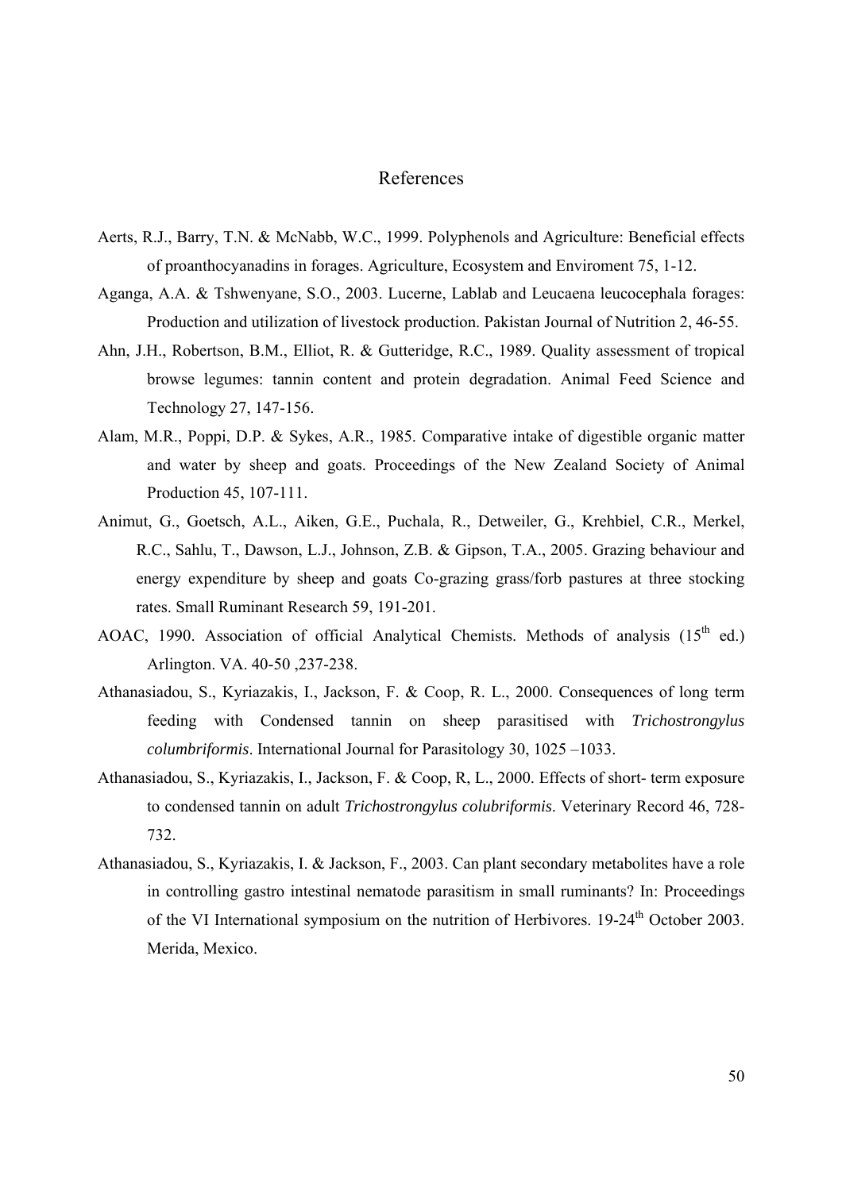# References

Aerts, R.J., Barry, T.N. & McNabb, W.C., 1999. Polyphenols and Agriculture: Beneficial effects of proanthocyanadins in forages. Agriculture, Ecosystem and Enviroment 75, 1-12.

Aganga, A.A. & Tshwenyane, S.O., 2003. Lucerne, Lablab and Leucaena leucocephala forages: Production and utilization of livestock production. Pakistan Journal of Nutrition 2, 46-55.

Ahn, J.H., Robertson, B.M., Elliot, R. & Gutteridge, R.C., 1989. Quality assessment of tropical browse legumes: tannin content and protein degradation. Animal Feed Science and Technology 27, 147-156.

Alam, M.R., Poppi, D.P. & Sykes, A.R., 1985. Comparative intake of digestible organic matter and water by sheep and goats. Proceedings of the New Zealand Society of Animal Production 45, 107-111.

Animut, G., Goetsch, A.L., Aiken, G.E., Puchala, R., Detweiler, G., Krehbiel, C.R., Merkel, R.C., Sahlu, T., Dawson, L.J., Johnson, Z.B. & Gipson, T.A., 2005. Grazing behaviour and energy expenditure by sheep and goats Co-grazing grass/forb pastures at three stocking rates. Small Ruminant Research 59, 191-201.

AOAC, 1990. Association of official Analytical Chemists. Methods of analysis (15th ed.) Arlington. VA. 40-50 ,237-238.

Athanasiadou, S., Kyriazakis, I., Jackson, F. & Coop, R. L., 2000. Consequences of long term feeding with Condensed tannin on sheep parasitised with *Trichostrongylus columbriformis*. International Journal for Parasitology 30, 1025 –1033.

Athanasiadou, S., Kyriazakis, I., Jackson, F. & Coop, R, L., 2000. Effects of short- term exposure to condensed tannin on adult *Trichostrongylus colubriformis*. Veterinary Record 46, 728-732.

Athanasiadou, S., Kyriazakis, I. & Jackson, F., 2003. Can plant secondary metabolites have a role in controlling gastro intestinal nematode parasitism in small ruminants? In: Proceedings of the VI International symposium on the nutrition of Herbivores. 19-24th October 2003. Merida, Mexico.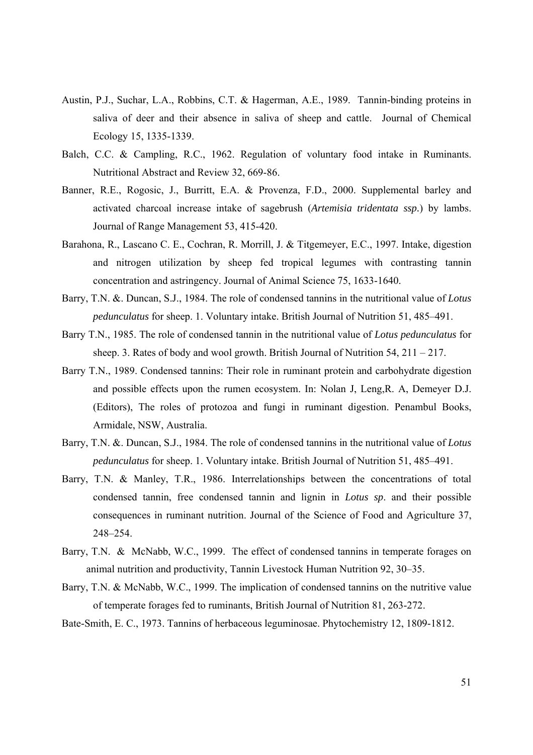Austin, P.J., Suchar, L.A., Robbins, C.T. & Hagerman, A.E., 1989. Tannin-binding proteins in saliva of deer and their absence in saliva of sheep and cattle. Journal of Chemical Ecology 15, 1335-1339.

Balch, C.C. & Campling, R.C., 1962. Regulation of voluntary food intake in Ruminants. Nutritional Abstract and Review 32, 669-86.

Banner, R.E., Rogosic, J., Burritt, E.A. & Provenza, F.D., 2000. Supplemental barley and activated charcoal increase intake of sagebrush (*Artemisia tridentata ssp.*) by lambs. Journal of Range Management 53, 415-420.

Barahona, R., Lascano C. E., Cochran, R. Morrill, J. & Titgemeyer, E.C., 1997. Intake, digestion and nitrogen utilization by sheep fed tropical legumes with contrasting tannin concentration and astringency. Journal of Animal Science 75, 1633-1640.

Barry, T.N. &. Duncan, S.J., 1984. The role of condensed tannins in the nutritional value of *Lotus pedunculatus* for sheep. 1. Voluntary intake. British Journal of Nutrition 51, 485–491.

Barry T.N., 1985. The role of condensed tannin in the nutritional value of *Lotus pedunculatus* for sheep. 3. Rates of body and wool growth. British Journal of Nutrition 54, 211 – 217.

Barry T.N., 1989. Condensed tannins: Their role in ruminant protein and carbohydrate digestion and possible effects upon the rumen ecosystem. In: Nolan J, Leng,R. A, Demeyer D.J. (Editors), The roles of protozoa and fungi in ruminant digestion. Penambul Books, Armidale, NSW, Australia.

Barry, T.N. &. Duncan, S.J., 1984. The role of condensed tannins in the nutritional value of *Lotus pedunculatus* for sheep. 1. Voluntary intake. British Journal of Nutrition 51, 485–491.

Barry, T.N. & Manley, T.R., 1986. Interrelationships between the concentrations of total condensed tannin, free condensed tannin and lignin in *Lotus sp*. and their possible consequences in ruminant nutrition. Journal of the Science of Food and Agriculture 37, 248–254.

Barry, T.N. & McNabb, W.C., 1999. The effect of condensed tannins in temperate forages on animal nutrition and productivity, Tannin Livestock Human Nutrition 92, 30–35.

Barry, T.N. & McNabb, W.C., 1999. The implication of condensed tannins on the nutritive value of temperate forages fed to ruminants, British Journal of Nutrition 81, 263-272.

Bate-Smith, E. C., 1973. Tannins of herbaceous leguminosae. Phytochemistry 12, 1809-1812.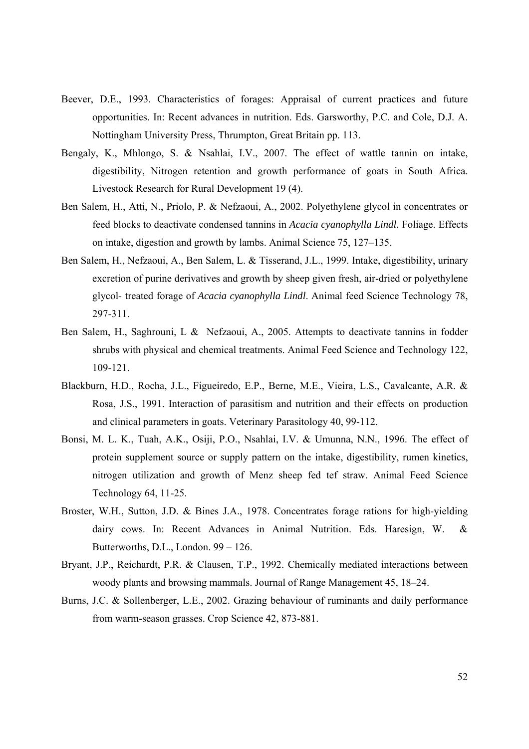Beever, D.E., 1993. Characteristics of forages: Appraisal of current practices and future opportunities. In: Recent advances in nutrition. Eds. Garsworthy, P.C. and Cole, D.J. A. Nottingham University Press, Thrumpton, Great Britain pp. 113.

Bengaly, K., Mhlongo, S. & Nsahlai, I.V., 2007. The effect of wattle tannin on intake, digestibility, Nitrogen retention and growth performance of goats in South Africa. Livestock Research for Rural Development 19 (4).

Ben Salem, H., Atti, N., Priolo, P. & Nefzaoui, A., 2002. Polyethylene glycol in concentrates or feed blocks to deactivate condensed tannins in *Acacia cyanophylla Lindl.* Foliage. Effects on intake, digestion and growth by lambs. Animal Science 75, 127–135.

Ben Salem, H., Nefzaoui, A., Ben Salem, L. & Tisserand, J.L., 1999. Intake, digestibility, urinary excretion of purine derivatives and growth by sheep given fresh, air-dried or polyethylene glycol- treated forage of *Acacia cyanophylla Lindl*. Animal feed Science Technology 78, 297-311.

Ben Salem, H., Saghrouni, L & Nefzaoui, A., 2005. Attempts to deactivate tannins in fodder shrubs with physical and chemical treatments. Animal Feed Science and Technology 122, 109-121.

Blackburn, H.D., Rocha, J.L., Figueiredo, E.P., Berne, M.E., Vieira, L.S., Cavalcante, A.R. & Rosa, J.S., 1991. Interaction of parasitism and nutrition and their effects on production and clinical parameters in goats. Veterinary Parasitology 40, 99-112.

Bonsi, M. L. K., Tuah, A.K., Osiji, P.O., Nsahlai, I.V. & Umunna, N.N., 1996. The effect of protein supplement source or supply pattern on the intake, digestibility, rumen kinetics, nitrogen utilization and growth of Menz sheep fed tef straw. Animal Feed Science Technology 64, 11-25.

Broster, W.H., Sutton, J.D. & Bines J.A., 1978. Concentrates forage rations for high-yielding dairy cows. In: Recent Advances in Animal Nutrition. Eds. Haresign, W. & Butterworths, D.L., London. 99 – 126.

Bryant, J.P., Reichardt, P.R. & Clausen, T.P., 1992. Chemically mediated interactions between woody plants and browsing mammals. Journal of Range Management 45, 18–24.

Burns, J.C. & Sollenberger, L.E., 2002. Grazing behaviour of ruminants and daily performance from warm-season grasses. Crop Science 42, 873-881.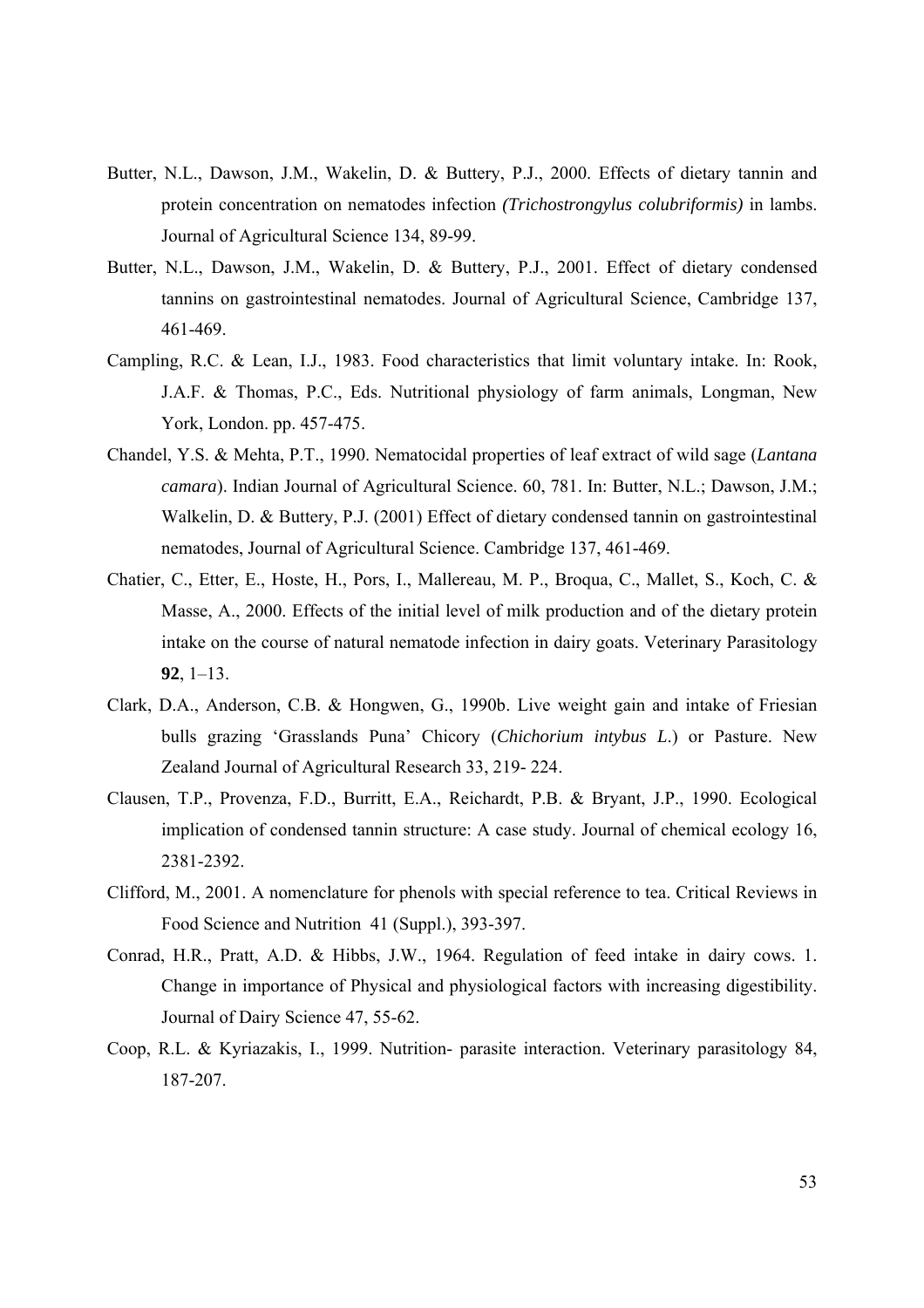Butter, N.L., Dawson, J.M., Wakelin, D. & Buttery, P.J., 2000. Effects of dietary tannin and protein concentration on nematodes infection *(Trichostrongylus colubriformis)* in lambs. Journal of Agricultural Science 134, 89-99.

Butter, N.L., Dawson, J.M., Wakelin, D. & Buttery, P.J., 2001. Effect of dietary condensed tannins on gastrointestinal nematodes. Journal of Agricultural Science, Cambridge 137, 461-469.

Campling, R.C. & Lean, I.J., 1983. Food characteristics that limit voluntary intake. In: Rook, J.A.F. & Thomas, P.C., Eds. Nutritional physiology of farm animals, Longman, New York, London. pp. 457-475.

Chandel, Y.S. & Mehta, P.T., 1990. Nematocidal properties of leaf extract of wild sage (*Lantana camara*). Indian Journal of Agricultural Science. 60, 781. In: Butter, N.L.; Dawson, J.M.; Walkelin, D. & Buttery, P.J. (2001) Effect of dietary condensed tannin on gastrointestinal nematodes, Journal of Agricultural Science. Cambridge 137, 461-469.

Chatier, C., Etter, E., Hoste, H., Pors, I., Mallereau, M. P., Broqua, C., Mallet, S., Koch, C. & Masse, A., 2000. Effects of the initial level of milk production and of the dietary protein intake on the course of natural nematode infection in dairy goats. Veterinary Parasitology **92**, 1–13.

Clark, D.A., Anderson, C.B. & Hongwen, G., 1990b. Live weight gain and intake of Friesian bulls grazing 'Grasslands Puna' Chicory (*Chichorium intybus L*.) or Pasture. New Zealand Journal of Agricultural Research 33, 219- 224.

Clausen, T.P., Provenza, F.D., Burritt, E.A., Reichardt, P.B. & Bryant, J.P., 1990. Ecological implication of condensed tannin structure: A case study. Journal of chemical ecology 16, 2381-2392.

Clifford, M., 2001. A nomenclature for phenols with special reference to tea. Critical Reviews in Food Science and Nutrition 41 (Suppl.), 393-397.

Conrad, H.R., Pratt, A.D. & Hibbs, J.W., 1964. Regulation of feed intake in dairy cows. 1. Change in importance of Physical and physiological factors with increasing digestibility. Journal of Dairy Science 47, 55-62.

Coop, R.L. & Kyriazakis, I., 1999. Nutrition- parasite interaction. Veterinary parasitology 84, 187-207.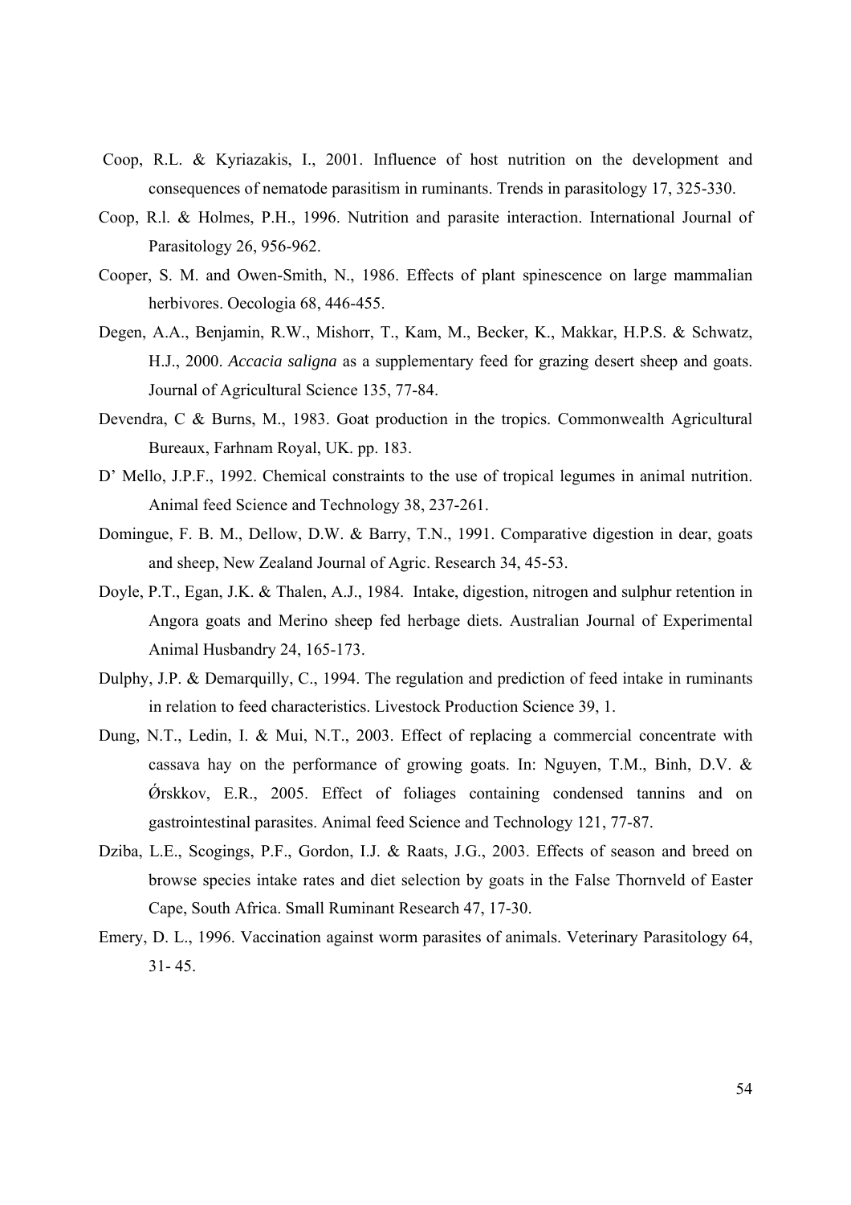Coop, R.L. & Kyriazakis, I., 2001. Influence of host nutrition on the development and consequences of nematode parasitism in ruminants. Trends in parasitology 17, 325-330.

Coop, R.l. & Holmes, P.H., 1996. Nutrition and parasite interaction. International Journal of Parasitology 26, 956-962.

Cooper, S. M. and Owen-Smith, N., 1986. Effects of plant spinescence on large mammalian herbivores. Oecologia 68, 446-455.

Degen, A.A., Benjamin, R.W., Mishorr, T., Kam, M., Becker, K., Makkar, H.P.S. & Schwatz, H.J., 2000. *Accacia saligna* as a supplementary feed for grazing desert sheep and goats. Journal of Agricultural Science 135, 77-84.

Devendra, C & Burns, M., 1983. Goat production in the tropics. Commonwealth Agricultural Bureaux, Farhnam Royal, UK. pp. 183.

D' Mello, J.P.F., 1992. Chemical constraints to the use of tropical legumes in animal nutrition. Animal feed Science and Technology 38, 237-261.

Domingue, F. B. M., Dellow, D.W. & Barry, T.N., 1991. Comparative digestion in dear, goats and sheep, New Zealand Journal of Agric. Research 34, 45-53.

Doyle, P.T., Egan, J.K. & Thalen, A.J., 1984. Intake, digestion, nitrogen and sulphur retention in Angora goats and Merino sheep fed herbage diets. Australian Journal of Experimental Animal Husbandry 24, 165-173.

Dulphy, J.P. & Demarquilly, C., 1994. The regulation and prediction of feed intake in ruminants in relation to feed characteristics. Livestock Production Science 39, 1.

Dung, N.T., Ledin, I. & Mui, N.T., 2003. Effect of replacing a commercial concentrate with cassava hay on the performance of growing goats. In: Nguyen, T.M., Binh, D.V. & Ǿrskkov, E.R., 2005. Effect of foliages containing condensed tannins and on gastrointestinal parasites. Animal feed Science and Technology 121, 77-87.

Dziba, L.E., Scogings, P.F., Gordon, I.J. & Raats, J.G., 2003. Effects of season and breed on browse species intake rates and diet selection by goats in the False Thornveld of Easter Cape, South Africa. Small Ruminant Research 47, 17-30.

Emery, D. L., 1996. Vaccination against worm parasites of animals. Veterinary Parasitology 64, 31- 45.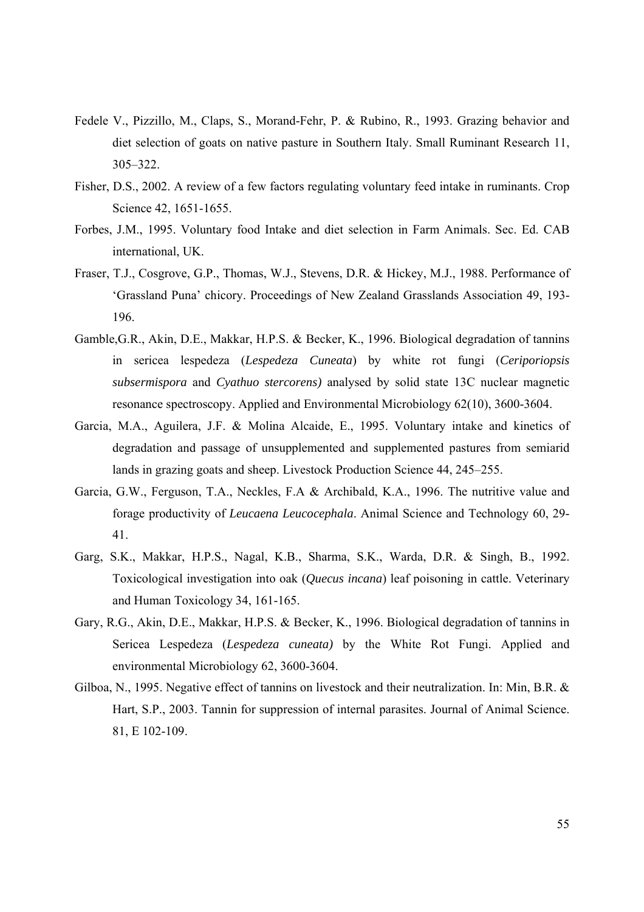Fedele V., Pizzillo, M., Claps, S., Morand-Fehr, P. & Rubino, R., 1993. Grazing behavior and diet selection of goats on native pasture in Southern Italy. Small Ruminant Research 11, 305–322.

Fisher, D.S., 2002. A review of a few factors regulating voluntary feed intake in ruminants. Crop Science 42, 1651-1655.

Forbes, J.M., 1995. Voluntary food Intake and diet selection in Farm Animals. Sec. Ed. CAB international, UK.

Fraser, T.J., Cosgrove, G.P., Thomas, W.J., Stevens, D.R. & Hickey, M.J., 1988. Performance of 'Grassland Puna' chicory. Proceedings of New Zealand Grasslands Association 49, 193-196.

Gamble,G.R., Akin, D.E., Makkar, H.P.S. & Becker, K., 1996. Biological degradation of tannins in sericea lespedeza (*Lespedeza Cuneata*) by white rot fungi (*Ceriporiopsis subsermispora* and *Cyathuo stercorens)* analysed by solid state 13C nuclear magnetic resonance spectroscopy. Applied and Environmental Microbiology 62(10), 3600-3604.

Garcia, M.A., Aguilera, J.F. & Molina Alcaide, E., 1995. Voluntary intake and kinetics of degradation and passage of unsupplemented and supplemented pastures from semiarid lands in grazing goats and sheep. Livestock Production Science 44, 245–255.

Garcia, G.W., Ferguson, T.A., Neckles, F.A & Archibald, K.A., 1996. The nutritive value and forage productivity of *Leucaena Leucocephala*. Animal Science and Technology 60, 29-41.

Garg, S.K., Makkar, H.P.S., Nagal, K.B., Sharma, S.K., Warda, D.R. & Singh, B., 1992. Toxicological investigation into oak (*Quecus incana*) leaf poisoning in cattle. Veterinary and Human Toxicology 34, 161-165.

Gary, R.G., Akin, D.E., Makkar, H.P.S. & Becker, K., 1996. Biological degradation of tannins in Sericea Lespedeza (*Lespedeza cuneata)* by the White Rot Fungi. Applied and environmental Microbiology 62, 3600-3604.

Gilboa, N., 1995. Negative effect of tannins on livestock and their neutralization. In: Min, B.R. & Hart, S.P., 2003. Tannin for suppression of internal parasites. Journal of Animal Science. 81, E 102-109.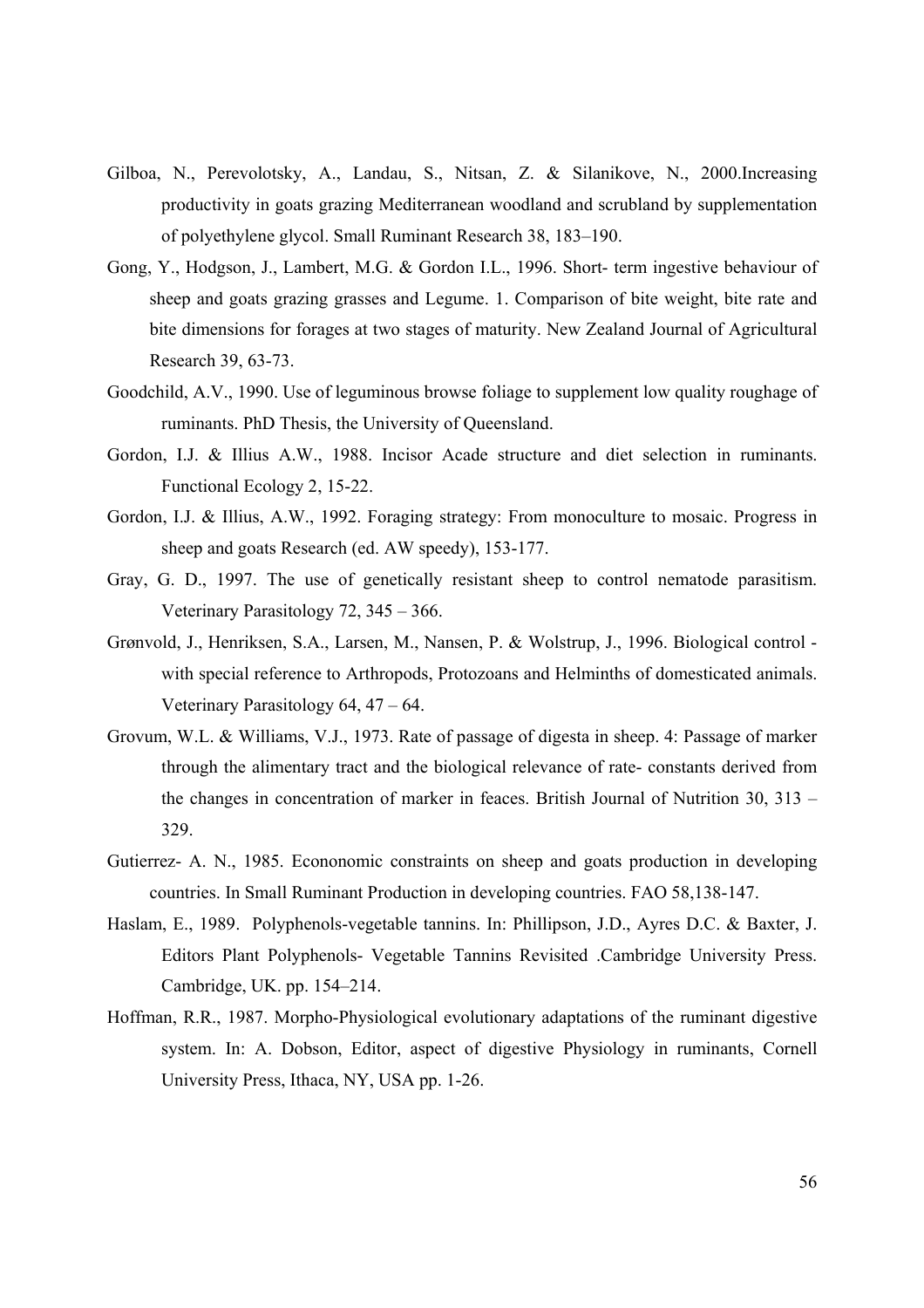Gilboa, N., Perevolotsky, A., Landau, S., Nitsan, Z. & Silanikove, N., 2000.Increasing productivity in goats grazing Mediterranean woodland and scrubland by supplementation of polyethylene glycol. Small Ruminant Research 38, 183–190.

Gong, Y., Hodgson, J., Lambert, M.G. & Gordon I.L., 1996. Short- term ingestive behaviour of sheep and goats grazing grasses and Legume. 1. Comparison of bite weight, bite rate and bite dimensions for forages at two stages of maturity. New Zealand Journal of Agricultural Research 39, 63-73.

Goodchild, A.V., 1990. Use of leguminous browse foliage to supplement low quality roughage of ruminants. PhD Thesis, the University of Queensland.

Gordon, I.J. & Illius A.W., 1988. Incisor Acade structure and diet selection in ruminants. Functional Ecology 2, 15-22.

Gordon, I.J. & Illius, A.W., 1992. Foraging strategy: From monoculture to mosaic. Progress in sheep and goats Research (ed. AW speedy), 153-177.

Gray, G. D., 1997. The use of genetically resistant sheep to control nematode parasitism. Veterinary Parasitology 72, 345 – 366.

Grønvold, J., Henriksen, S.A., Larsen, M., Nansen, P. & Wolstrup, J., 1996. Biological control - with special reference to Arthropods, Protozoans and Helminths of domesticated animals. Veterinary Parasitology 64, 47 – 64.

Grovum, W.L. & Williams, V.J., 1973. Rate of passage of digesta in sheep. 4: Passage of marker through the alimentary tract and the biological relevance of rate- constants derived from the changes in concentration of marker in feaces. British Journal of Nutrition 30, 313 – 329.

Gutierrez- A. N., 1985. Econonomic constraints on sheep and goats production in developing countries. In Small Ruminant Production in developing countries. FAO 58,138-147.

Haslam, E., 1989. Polyphenols-vegetable tannins. In: Phillipson, J.D., Ayres D.C. & Baxter, J. Editors Plant Polyphenols- Vegetable Tannins Revisited .Cambridge University Press. Cambridge, UK. pp. 154–214.

Hoffman, R.R., 1987. Morpho-Physiological evolutionary adaptations of the ruminant digestive system. In: A. Dobson, Editor, aspect of digestive Physiology in ruminants, Cornell University Press, Ithaca, NY, USA pp. 1-26.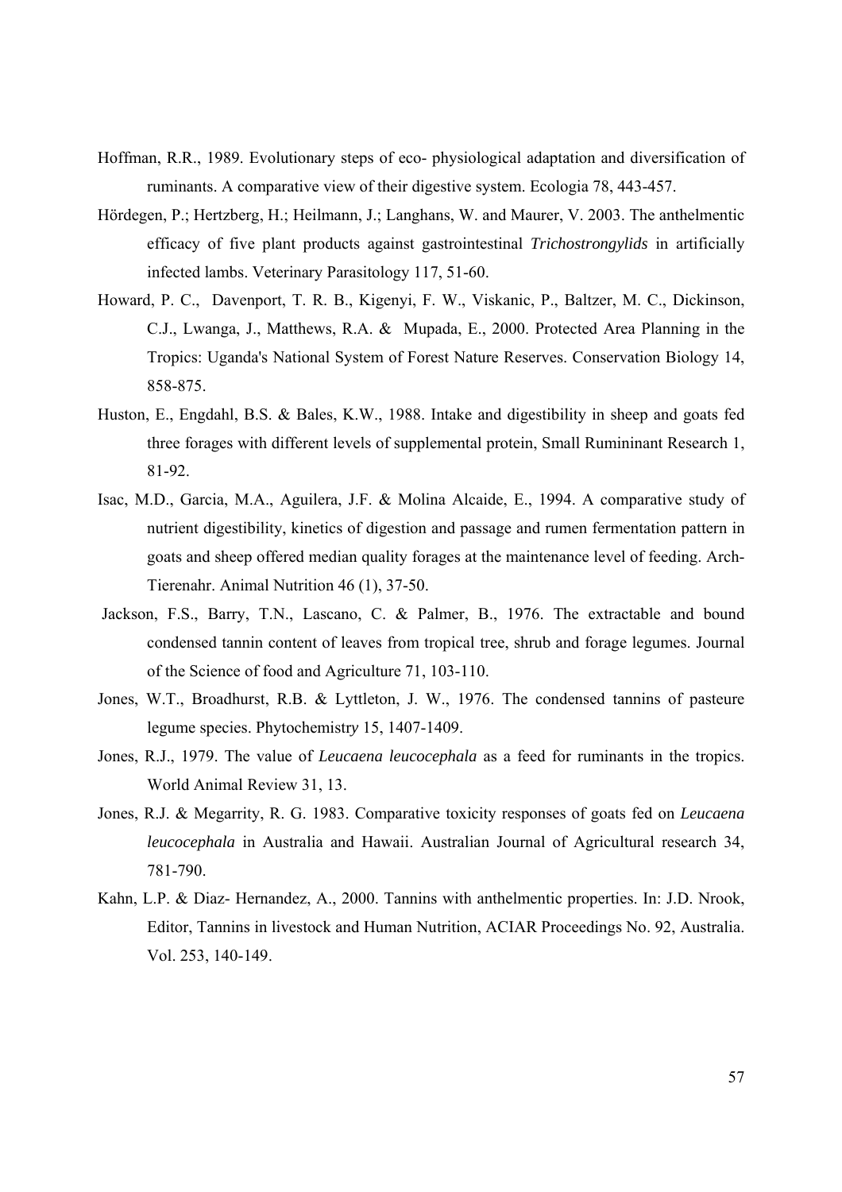Hoffman, R.R., 1989. Evolutionary steps of eco- physiological adaptation and diversification of ruminants. A comparative view of their digestive system. Ecologia 78, 443-457.

Hördegen, P.; Hertzberg, H.; Heilmann, J.; Langhans, W. and Maurer, V. 2003. The anthelmentic efficacy of five plant products against gastrointestinal *Trichostrongylids* in artificially infected lambs. Veterinary Parasitology 117, 51-60.

Howard, P. C., Davenport, T. R. B., Kigenyi, F. W., Viskanic, P., Baltzer, M. C., Dickinson, C.J., Lwanga, J., Matthews, R.A. & Mupada, E., 2000. Protected Area Planning in the Tropics: Uganda's National System of Forest Nature Reserves. Conservation Biology 14, 858-875.

Huston, E., Engdahl, B.S. & Bales, K.W., 1988. Intake and digestibility in sheep and goats fed three forages with different levels of supplemental protein, Small Ruminінant Research 1, 81-92.

Isac, M.D., Garcia, M.A., Aguilera, J.F. & Molina Alcaide, E., 1994. A comparative study of nutrient digestibility, kinetics of digestion and passage and rumen fermentation pattern in goats and sheep offered median quality forages at the maintenance level of feeding. Arch-Tierenahr. Animal Nutrition 46 (1), 37-50.

Jackson, F.S., Barry, T.N., Lascano, C. & Palmer, B., 1976. The extractable and bound condensed tannin content of leaves from tropical tree, shrub and forage legumes. Journal of the Science of food and Agriculture 71, 103-110.

Jones, W.T., Broadhurst, R.B. & Lyttleton, J. W., 1976. The condensed tannins of pasteure legume species. Phytochemistry 15, 1407-1409.

Jones, R.J., 1979. The value of *Leucaena leucocephala* as a feed for ruminants in the tropics. World Animal Review 31, 13.

Jones, R.J. & Megarrity, R. G. 1983. Comparative toxicity responses of goats fed on *Leucaena leucocephala* in Australia and Hawaii. Australian Journal of Agricultural research 34, 781-790.

Kahn, L.P. & Diaz- Hernandez, A., 2000. Tannins with anthelmentic properties. In: J.D. Nrook, Editor, Tannins in livestock and Human Nutrition, ACIAR Proceedings No. 92, Australia. Vol. 253, 140-149.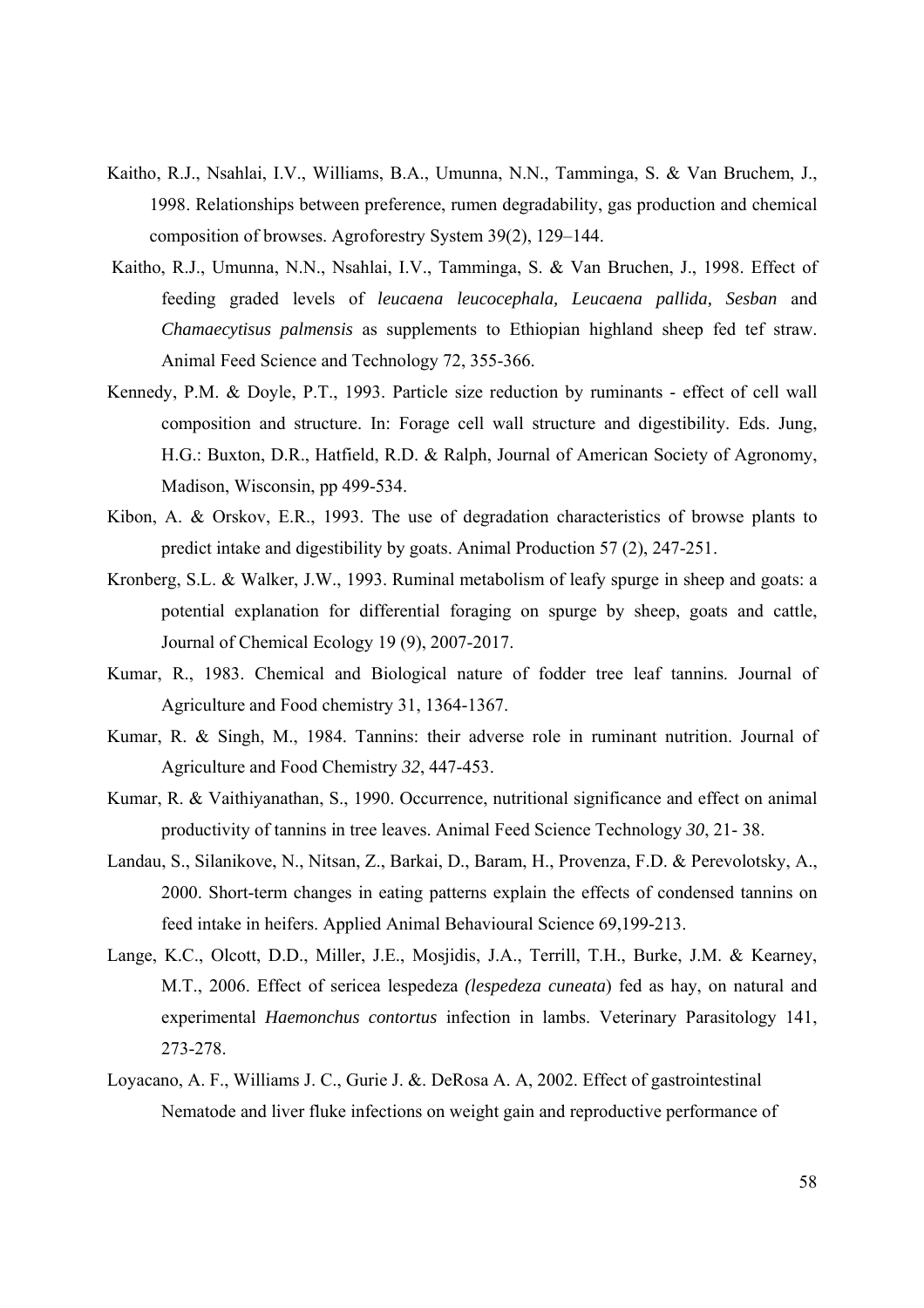Kaitho, R.J., Nsahlai, I.V., Williams, B.A., Umunna, N.N., Tamminga, S. & Van Bruchem, J., 1998. Relationships between preference, rumen degradability, gas production and chemical composition of browses. Agroforestry System 39(2), 129–144.

Kaitho, R.J., Umunna, N.N., Nsahlai, I.V., Tamminga, S. & Van Bruchen, J., 1998. Effect of feeding graded levels of *leucaena leucocephala, Leucaena pallida, Sesban* and *Chamaecytisus palmensis* as supplements to Ethiopian highland sheep fed tef straw. Animal Feed Science and Technology 72, 355-366.

Kennedy, P.M. & Doyle, P.T., 1993. Particle size reduction by ruminants - effect of cell wall composition and structure. In: Forage cell wall structure and digestibility. Eds. Jung, H.G.: Buxton, D.R., Hatfield, R.D. & Ralph, Journal of American Society of Agronomy, Madison, Wisconsin, pp 499-534.

Kibon, A. & Orskov, E.R., 1993. The use of degradation characteristics of browse plants to predict intake and digestibility by goats. Animal Production 57 (2), 247-251.

Kronberg, S.L. & Walker, J.W., 1993. Ruminal metabolism of leafy spurge in sheep and goats: a potential explanation for differential foraging on spurge by sheep, goats and cattle, Journal of Chemical Ecology 19 (9), 2007-2017.

Kumar, R., 1983. Chemical and Biological nature of fodder tree leaf tannins. Journal of Agriculture and Food chemistry 31, 1364-1367.

Kumar, R. & Singh, M., 1984. Tannins: their adverse role in ruminant nutrition. Journal of Agriculture and Food Chemistry *32*, 447-453.

Kumar, R. & Vaithiyanathan, S., 1990. Occurrence, nutritional significance and effect on animal productivity of tannins in tree leaves. Animal Feed Science Technology *30*, 21- 38.

Landau, S., Silanikove, N., Nitsan, Z., Barkai, D., Baram, H., Provenza, F.D. & Perevolotsky, A., 2000. Short-term changes in eating patterns explain the effects of condensed tannins on feed intake in heifers. Applied Animal Behavioural Science 69,199-213.

Lange, K.C., Olcott, D.D., Miller, J.E., Mosjidis, J.A., Terrill, T.H., Burke, J.M. & Kearney, M.T., 2006. Effect of sericea lespedeza *(lespedeza cuneata*) fed as hay, on natural and experimental *Haemonchus contortus* infection in lambs. Veterinary Parasitology 141, 273-278.

Loyacano, A. F., Williams J. C., Gurie J. &. DeRosa A. A, 2002. Effect of gastrointestinal Nematode and liver fluke infections on weight gain and reproductive performance of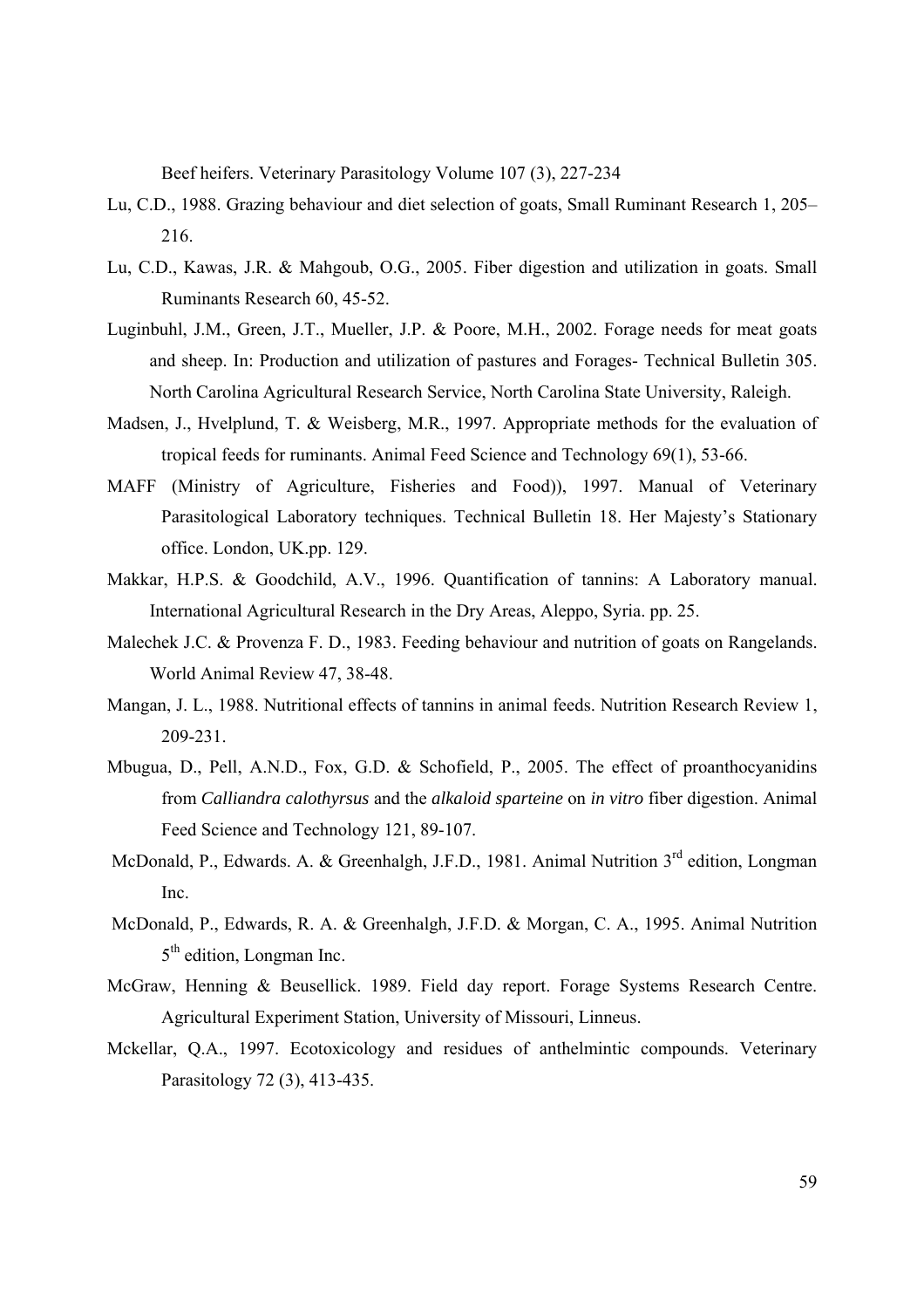Beef heifers. Veterinary Parasitology Volume 107 (3), 227-234

Lu, C.D., 1988. Grazing behaviour and diet selection of goats, Small Ruminant Research 1, 205–216.

Lu, C.D., Kawas, J.R. & Mahgoub, O.G., 2005. Fiber digestion and utilization in goats. Small Ruminants Research 60, 45-52.

Luginbuhl, J.M., Green, J.T., Mueller, J.P. & Poore, M.H., 2002. Forage needs for meat goats and sheep. In: Production and utilization of pastures and Forages- Technical Bulletin 305. North Carolina Agricultural Research Service, North Carolina State University, Raleigh.

Madsen, J., Hvelplund, T. & Weisberg, M.R., 1997. Appropriate methods for the evaluation of tropical feeds for ruminants. Animal Feed Science and Technology 69(1), 53-66.

MAFF (Ministry of Agriculture, Fisheries and Food)), 1997. Manual of Veterinary Parasitological Laboratory techniques. Technical Bulletin 18. Her Majesty's Stationary office. London, UK.pp. 129.

Makkar, H.P.S. & Goodchild, A.V., 1996. Quantification of tannins: A Laboratory manual. International Agricultural Research in the Dry Areas, Aleppo, Syria. pp. 25.

Malechek J.C. & Provenza F. D., 1983. Feeding behaviour and nutrition of goats on Rangelands. World Animal Review 47, 38-48.

Mangan, J. L., 1988. Nutritional effects of tannins in animal feeds. Nutrition Research Review 1, 209-231.

Mbugua, D., Pell, A.N.D., Fox, G.D. & Schofield, P., 2005. The effect of proanthocyanidins from *Calliandra calothyrsus* and the *alkaloid sparteine* on *in vitro* fiber digestion. Animal Feed Science and Technology 121, 89-107.

McDonald, P., Edwards. A. & Greenhalgh, J.F.D., 1981. Animal Nutrition 3rd edition, Longman Inc.

McDonald, P., Edwards, R. A. & Greenhalgh, J.F.D. & Morgan, C. A., 1995. Animal Nutrition 5th edition, Longman Inc.

McGraw, Henning & Beusellick. 1989. Field day report. Forage Systems Research Centre. Agricultural Experiment Station, University of Missouri, Linneus.

Mckellar, Q.A., 1997. Ecotoxicology and residues of anthelmintic compounds. Veterinary Parasitology 72 (3), 413-435.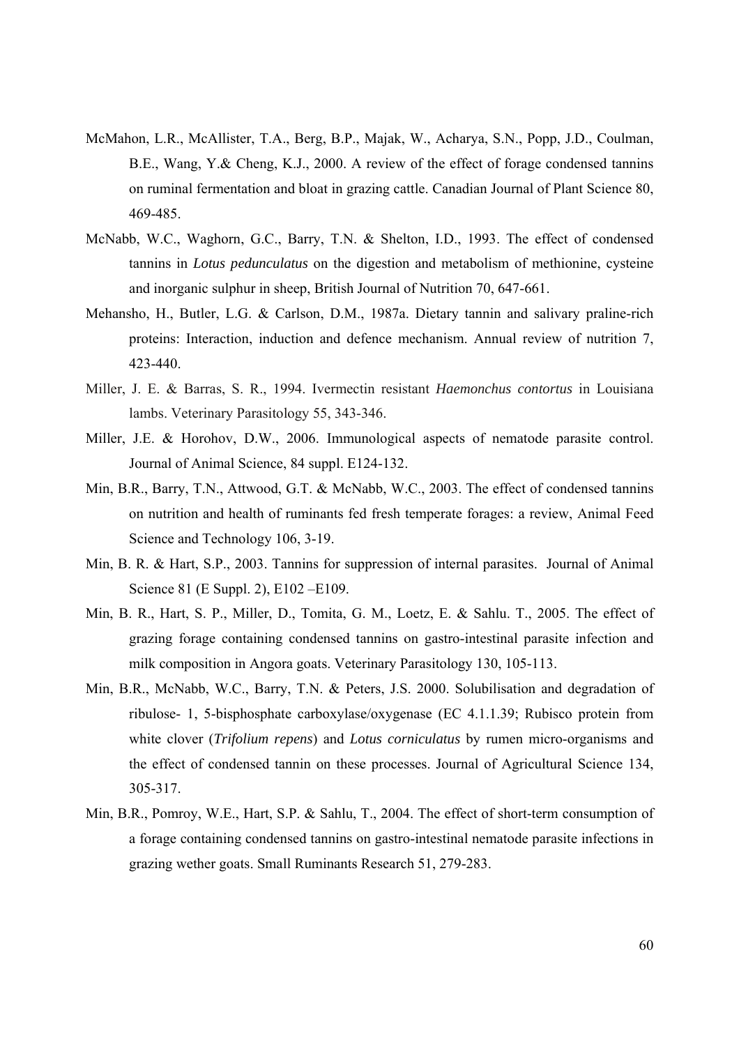McMahon, L.R., McAllister, T.A., Berg, B.P., Majak, W., Acharya, S.N., Popp, J.D., Coulman, B.E., Wang, Y.& Cheng, K.J., 2000. A review of the effect of forage condensed tannins on ruminal fermentation and bloat in grazing cattle. Canadian Journal of Plant Science 80, 469-485.

McNabb, W.C., Waghorn, G.C., Barry, T.N. & Shelton, I.D., 1993. The effect of condensed tannins in *Lotus pedunculatus* on the digestion and metabolism of methionine, cysteine and inorganic sulphur in sheep, British Journal of Nutrition 70, 647-661.

Mehansho, H., Butler, L.G. & Carlson, D.M., 1987a. Dietary tannin and salivary praline-rich proteins: Interaction, induction and defence mechanism. Annual review of nutrition 7, 423-440.

Miller, J. E. & Barras, S. R., 1994. Ivermectin resistant *Haemonchus contortus* in Louisiana lambs. Veterinary Parasitology 55, 343-346.

Miller, J.E. & Horohov, D.W., 2006. Immunological aspects of nematode parasite control. Journal of Animal Science, 84 suppl. E124-132.

Min, B.R., Barry, T.N., Attwood, G.T. & McNabb, W.C., 2003. The effect of condensed tannins on nutrition and health of ruminants fed fresh temperate forages: a review, Animal Feed Science and Technology 106, 3-19.

Min, B. R. & Hart, S.P., 2003. Tannins for suppression of internal parasites. Journal of Animal Science 81 (E Suppl. 2), E102 –E109.

Min, B. R., Hart, S. P., Miller, D., Tomita, G. M., Loetz, E. & Sahlu. T., 2005. The effect of grazing forage containing condensed tannins on gastro-intestinal parasite infection and milk composition in Angora goats. Veterinary Parasitology 130, 105-113.

Min, B.R., McNabb, W.C., Barry, T.N. & Peters, J.S. 2000. Solubilisation and degradation of ribulose- 1, 5-bisphosphate carboxylase/oxygenase (EC 4.1.1.39; Rubisco protein from white clover (*Trifolium repens*) and *Lotus corniculatus* by rumen micro-organisms and the effect of condensed tannin on these processes. Journal of Agricultural Science 134, 305-317.

Min, B.R., Pomroy, W.E., Hart, S.P. & Sahlu, T., 2004. The effect of short-term consumption of a forage containing condensed tannins on gastro-intestinal nematode parasite infections in grazing wether goats. Small Ruminants Research 51, 279-283.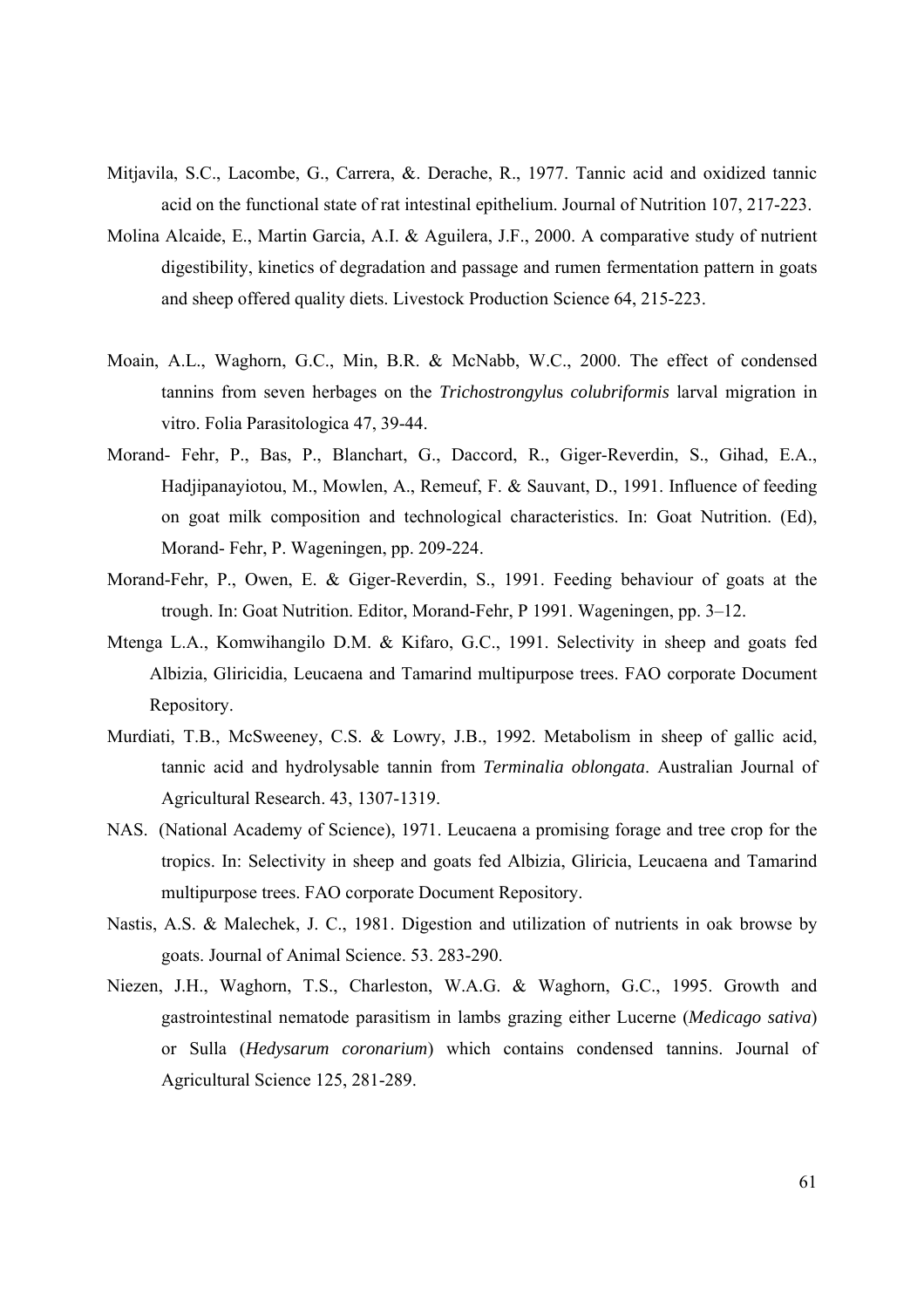Mitjavila, S.C., Lacombe, G., Carrera, &. Derache, R., 1977. Tannic acid and oxidized tannic acid on the functional state of rat intestinal epithelium. Journal of Nutrition 107, 217-223.

Molina Alcaide, E., Martin Garcia, A.I. & Aguilera, J.F., 2000. A comparative study of nutrient digestibility, kinetics of degradation and passage and rumen fermentation pattern in goats and sheep offered quality diets. Livestock Production Science 64, 215-223.

Moain, A.L., Waghorn, G.C., Min, B.R. & McNabb, W.C., 2000. The effect of condensed tannins from seven herbages on the *Trichostrongylus colubriformis* larval migration in vitro. Folia Parasitologica 47, 39-44.

Morand- Fehr, P., Bas, P., Blanchart, G., Daccord, R., Giger-Reverdin, S., Gihad, E.A., Hadjipanayiotou, M., Mowlen, A., Remeuf, F. & Sauvant, D., 1991. Influence of feeding on goat milk composition and technological characteristics. In: Goat Nutrition. (Ed), Morand- Fehr, P. Wageningen, pp. 209-224.

Morand-Fehr, P., Owen, E. & Giger-Reverdin, S., 1991. Feeding behaviour of goats at the trough. In: Goat Nutrition. Editor, Morand-Fehr, P 1991. Wageningen, pp. 3–12.

Mtenga L.A., Komwihangilo D.M. & Kifaro, G.C., 1991. Selectivity in sheep and goats fed Albizia, Gliricidia, Leucaena and Tamarind multipurpose trees. FAO corporate Document Repository.

Murdiati, T.B., McSweeney, C.S. & Lowry, J.B., 1992. Metabolism in sheep of gallic acid, tannic acid and hydrolysable tannin from *Terminalia oblongata*. Australian Journal of Agricultural Research. 43, 1307-1319.

NAS. (National Academy of Science), 1971. Leucaena a promising forage and tree crop for the tropics. In: Selectivity in sheep and goats fed Albizia, Gliricia, Leucaena and Tamarind multipurpose trees. FAO corporate Document Repository.

Nastis, A.S. & Malechek, J. C., 1981. Digestion and utilization of nutrients in oak browse by goats. Journal of Animal Science. 53. 283-290.

Niezen, J.H., Waghorn, T.S., Charleston, W.A.G. & Waghorn, G.C., 1995. Growth and gastrointestinal nematode parasitism in lambs grazing either Lucerne (*Medicago sativa*) or Sulla (*Hedysarum coronarium*) which contains condensed tannins. Journal of Agricultural Science 125, 281-289.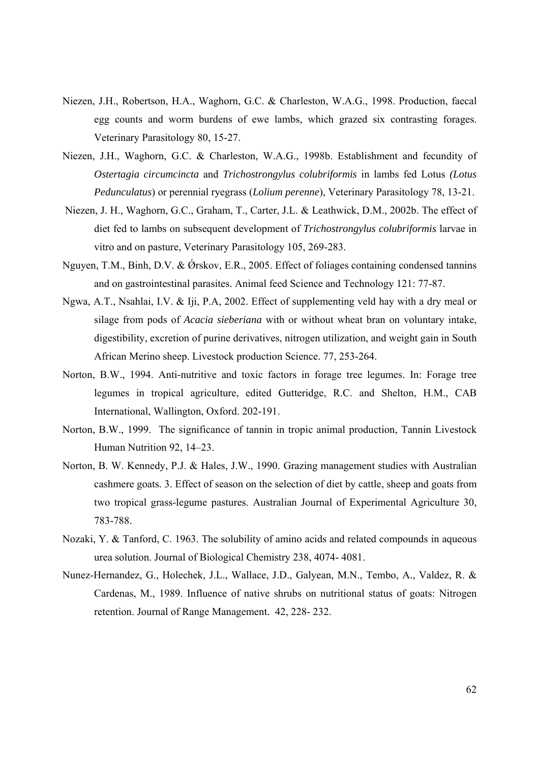Niezen, J.H., Robertson, H.A., Waghorn, G.C. & Charleston, W.A.G., 1998. Production, faecal egg counts and worm burdens of ewe lambs, which grazed six contrasting forages. Veterinary Parasitology 80, 15-27.

Niezen, J.H., Waghorn, G.C. & Charleston, W.A.G., 1998b. Establishment and fecundity of *Ostertagia circumcincta* and *Trichostrongylus colubriformis* in lambs fed Lotus *(Lotus Pedunculatus*) or perennial ryegrass (*Lolium perenne*), Veterinary Parasitology 78, 13-21.

Niezen, J. H., Waghorn, G.C., Graham, T., Carter, J.L. & Leathwick, D.M., 2002b. The effect of diet fed to lambs on subsequent development of *Trichostrongylus colubriformis* larvae in vitro and on pasture, Veterinary Parasitology 105, 269-283.

Nguyen, T.M., Binh, D.V. & Ǿrskov, E.R., 2005. Effect of foliages containing condensed tannins and on gastrointestinal parasites. Animal feed Science and Technology 121: 77-87.

Ngwa, A.T., Nsahlai, I.V. & Iji, P.A, 2002. Effect of supplementing veld hay with a dry meal or silage from pods of *Acacia sieberiana* with or without wheat bran on voluntary intake, digestibility, excretion of purine derivatives, nitrogen utilization, and weight gain in South African Merino sheep. Livestock production Science. 77, 253-264.

Norton, B.W., 1994. Anti-nutritive and toxic factors in forage tree legumes. In: Forage tree legumes in tropical agriculture, edited Gutteridge, R.C. and Shelton, H.M., CAB International, Wallington, Oxford. 202-191.

Norton, B.W., 1999. The significance of tannin in tropic animal production, Tannin Livestock Human Nutrition 92, 14–23.

Norton, B. W. Kennedy, P.J. & Hales, J.W., 1990. Grazing management studies with Australian cashmere goats. 3. Effect of season on the selection of diet by cattle, sheep and goats from two tropical grass-legume pastures. Australian Journal of Experimental Agriculture 30, 783-788.

Nozaki, Y. & Tanford, C. 1963. The solubility of amino acids and related compounds in aqueous urea solution. Journal of Biological Chemistry 238, 4074- 4081.

Nunez-Hernandez, G., Holechek, J.L., Wallace, J.D., Galyean, M.N., Tembo, A., Valdez, R. & Cardenas, M., 1989. Influence of native shrubs on nutritional status of goats: Nitrogen retention. Journal of Range Management. 42, 228- 232.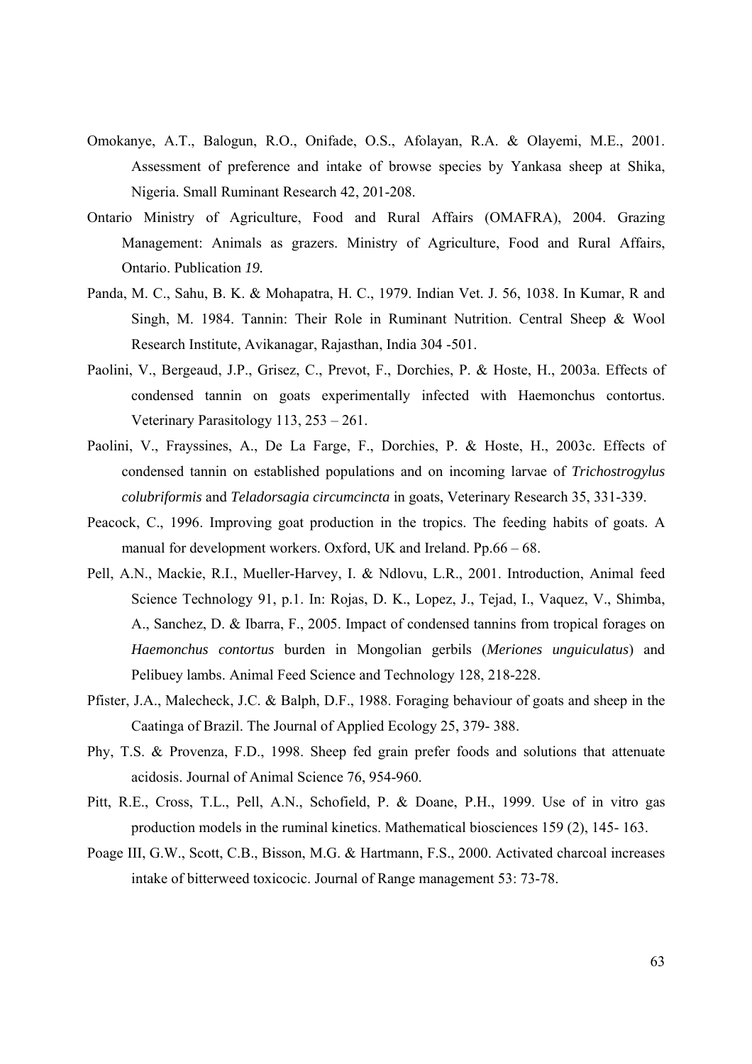Omokanye, A.T., Balogun, R.O., Onifade, O.S., Afolayan, R.A. & Olayemi, M.E., 2001. Assessment of preference and intake of browse species by Yankasa sheep at Shika, Nigeria. Small Ruminant Research 42, 201-208.

Ontario Ministry of Agriculture, Food and Rural Affairs (OMAFRA), 2004. Grazing Management: Animals as grazers. Ministry of Agriculture, Food and Rural Affairs, Ontario. Publication *19.*

Panda, M. C., Sahu, B. K. & Mohapatra, H. C., 1979. Indian Vet. J. 56, 1038. In Kumar, R and Singh, M. 1984. Tannin: Their Role in Ruminant Nutrition. Central Sheep & Wool Research Institute, Avikanagar, Rajasthan, India 304 -501.

Paolini, V., Bergeaud, J.P., Grisez, C., Prevot, F., Dorchies, P. & Hoste, H., 2003a. Effects of condensed tannin on goats experimentally infected with Haemonchus contortus. Veterinary Parasitology 113, 253 – 261.

Paolini, V., Frayssines, A., De La Farge, F., Dorchies, P. & Hoste, H., 2003c. Effects of condensed tannin on established populations and on incoming larvae of *Trichostrogylus colubriformis* and *Teladorsagia circumcincta* in goats, Veterinary Research 35, 331-339.

Peacock, C., 1996. Improving goat production in the tropics. The feeding habits of goats. A manual for development workers. Oxford, UK and Ireland. Pp.66 – 68.

Pell, A.N., Mackie, R.I., Mueller-Harvey, I. & Ndlovu, L.R., 2001. Introduction, Animal feed Science Technology 91, p.1. In: Rojas, D. K., Lopez, J., Tejad, I., Vaquez, V., Shimba, A., Sanchez, D. & Ibarra, F., 2005. Impact of condensed tannins from tropical forages on *Haemonchus contortus* burden in Mongolian gerbils (*Meriones unguiculatus*) and Pelibuey lambs. Animal Feed Science and Technology 128, 218-228.

Pfister, J.A., Malecheck, J.C. & Balph, D.F., 1988. Foraging behaviour of goats and sheep in the Caatinga of Brazil. The Journal of Applied Ecology 25, 379- 388.

Phy, T.S. & Provenza, F.D., 1998. Sheep fed grain prefer foods and solutions that attenuate acidosis. Journal of Animal Science 76, 954-960.

Pitt, R.E., Cross, T.L., Pell, A.N., Schofield, P. & Doane, P.H., 1999. Use of in vitro gas production models in the ruminal kinetics. Mathematical biosciences 159 (2), 145- 163.

Poage III, G.W., Scott, C.B., Bisson, M.G. & Hartmann, F.S., 2000. Activated charcoal increases intake of bitterweed toxicocic. Journal of Range management 53: 73-78.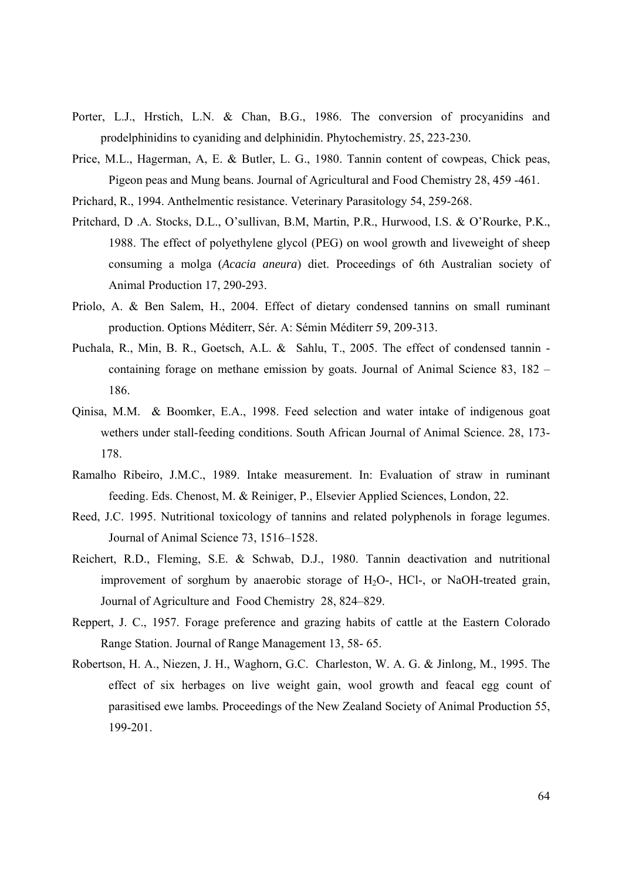Porter, L.J., Hrstich, L.N. & Chan, B.G., 1986. The conversion of procyanidins and prodelphinidins to cyaniding and delphinidin. Phytochemistry. 25, 223-230.

Price, M.L., Hagerman, A, E. & Butler, L. G., 1980. Tannin content of cowpeas, Chick peas, Pigeon peas and Mung beans. Journal of Agricultural and Food Chemistry 28, 459 -461.

Prichard, R., 1994. Anthelmentic resistance. Veterinary Parasitology 54, 259-268.

Pritchard, D .A. Stocks, D.L., O'sullivan, B.M, Martin, P.R., Hurwood, I.S. & O'Rourke, P.K., 1988. The effect of polyethylene glycol (PEG) on wool growth and liveweight of sheep consuming a molga (*Acacia aneura*) diet. Proceedings of 6th Australian society of Animal Production 17, 290-293.

Priolo, A. & Ben Salem, H., 2004. Effect of dietary condensed tannins on small ruminant production. Options Méditerr, Sér. A: Sémin Méditerr 59, 209-313.

Puchala, R., Min, B. R., Goetsch, A.L. & Sahlu, T., 2005. The effect of condensed tannin - containing forage on methane emission by goats. Journal of Animal Science 83, 182 – 186.

Qinisa, M.M. & Boomker, E.A., 1998. Feed selection and water intake of indigenous goat wethers under stall-feeding conditions. South African Journal of Animal Science. 28, 173-178.

Ramalho Ribeiro, J.M.C., 1989. Intake measurement. In: Evaluation of straw in ruminant feeding. Eds. Chenost, M. & Reiniger, P., Elsevier Applied Sciences, London, 22.

Reed, J.C. 1995. Nutritional toxicology of tannins and related polyphenols in forage legumes. Journal of Animal Science 73, 1516–1528.

Reichert, R.D., Fleming, S.E. & Schwab, D.J., 1980. Tannin deactivation and nutritional improvement of sorghum by anaerobic storage of $H_2O$-, HCl-, or NaOH-treated grain, Journal of Agriculture and Food Chemistry 28, 824–829.

Reppert, J. C., 1957. Forage preference and grazing habits of cattle at the Eastern Colorado Range Station. Journal of Range Management 13, 58- 65.

Robertson, H. A., Niezen, J. H., Waghorn, G.C. Charleston, W. A. G. & Jinlong, M., 1995. The effect of six herbages on live weight gain, wool growth and feacal egg count of parasitised ewe lambs. Proceedings of the New Zealand Society of Animal Production 55, 199-201.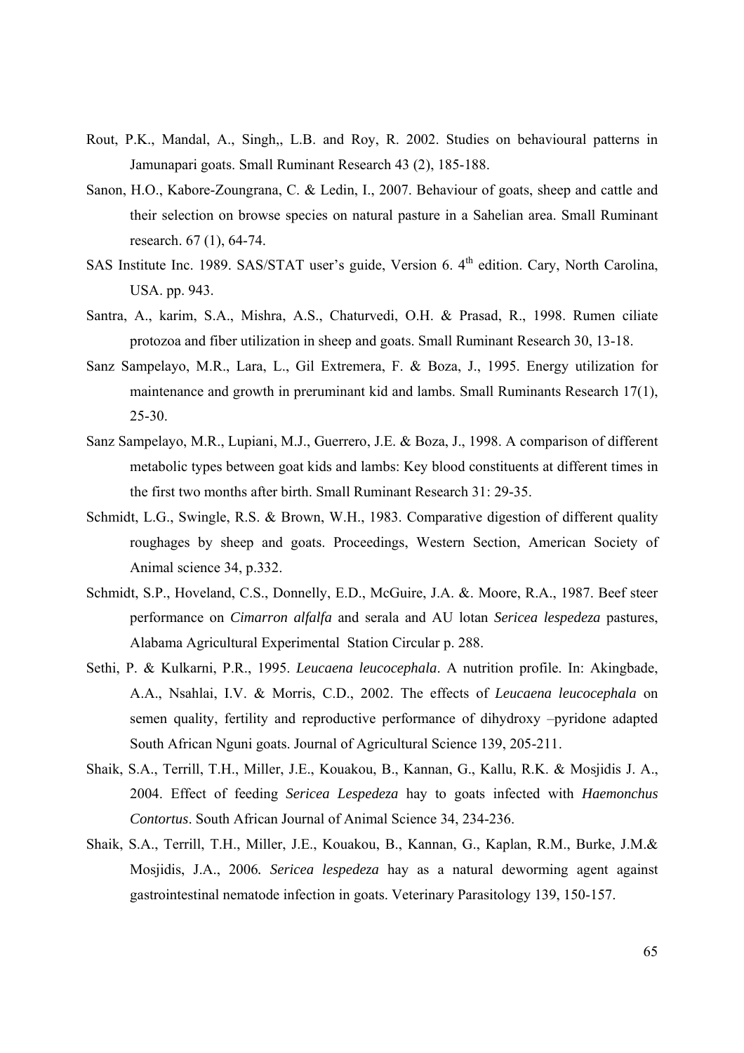Rout, P.K., Mandal, A., Singh,, L.B. and Roy, R. 2002. Studies on behavioural patterns in Jamunapari goats. Small Ruminant Research 43 (2), 185-188.

Sanon, H.O., Kabore-Zoungrana, C. & Ledin, I., 2007. Behaviour of goats, sheep and cattle and their selection on browse species on natural pasture in a Sahelian area. Small Ruminant research. 67 (1), 64-74.

SAS Institute Inc. 1989. SAS/STAT user's guide, Version 6. 4th edition. Cary, North Carolina, USA. pp. 943.

Santra, A., karim, S.A., Mishra, A.S., Chaturvedi, O.H. & Prasad, R., 1998. Rumen ciliate protozoa and fiber utilization in sheep and goats. Small Ruminant Research 30, 13-18.

Sanz Sampelayo, M.R., Lara, L., Gil Extremera, F. & Boza, J., 1995. Energy utilization for maintenance and growth in preruminant kid and lambs. Small Ruminants Research 17(1), 25-30.

Sanz Sampelayo, M.R., Lupiani, M.J., Guerrero, J.E. & Boza, J., 1998. A comparison of different metabolic types between goat kids and lambs: Key blood constituents at different times in the first two months after birth. Small Ruminant Research 31: 29-35.

Schmidt, L.G., Swingle, R.S. & Brown, W.H., 1983. Comparative digestion of different quality roughages by sheep and goats. Proceedings, Western Section, American Society of Animal science 34, p.332.

Schmidt, S.P., Hoveland, C.S., Donnelly, E.D., McGuire, J.A. &. Moore, R.A., 1987. Beef steer performance on *Cimarron alfalfa* and serala and AU lotan *Sericea lespedeza* pastures, Alabama Agricultural Experimental Station Circular p. 288.

Sethi, P. & Kulkarni, P.R., 1995. *Leucaena leucocephala*. A nutrition profile. In: Akingbade, A.A., Nsahlai, I.V. & Morris, C.D., 2002. The effects of *Leucaena leucocephala* on semen quality, fertility and reproductive performance of dihydroxy –pyridone adapted South African Nguni goats. Journal of Agricultural Science 139, 205-211.

Shaik, S.A., Terrill, T.H., Miller, J.E., Kouakou, B., Kannan, G., Kallu, R.K. & Mosjidis J. A., 2004. Effect of feeding *Sericea Lespedeza* hay to goats infected with *Haemonchus Contortus*. South African Journal of Animal Science 34, 234-236.

Shaik, S.A., Terrill, T.H., Miller, J.E., Kouakou, B., Kannan, G., Kaplan, R.M., Burke, J.M.& Mosjidis, J.A., 2006. *Sericea lespedeza* hay as a natural deworming agent against gastrointestinal nematode infection in goats. Veterinary Parasitology 139, 150-157.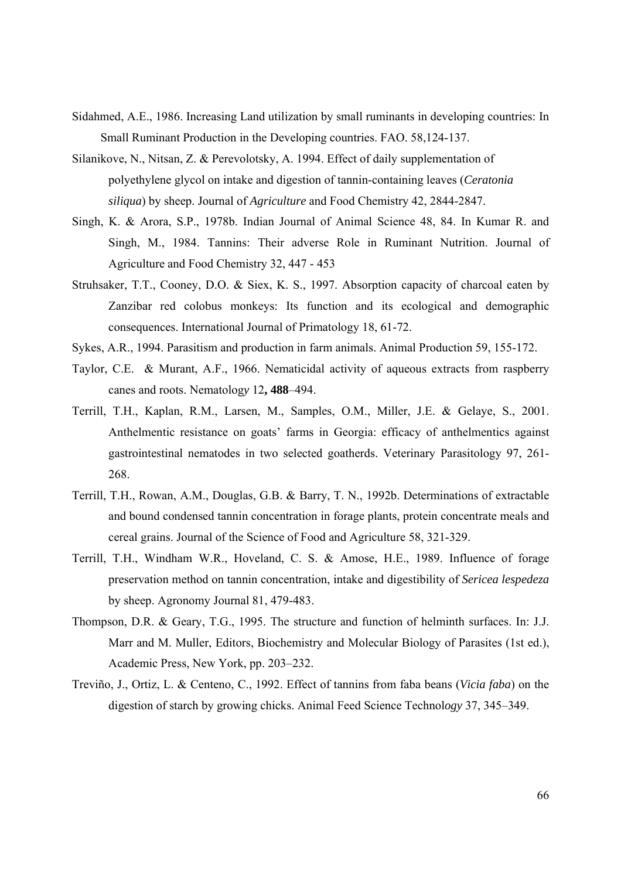Sidahmed, A.E., 1986. Increasing Land utilization by small ruminants in developing countries: In Small Ruminant Production in the Developing countries. FAO. 58,124-137.

Silanikove, N., Nitsan, Z. & Perevolotsky, A. 1994. Effect of daily supplementation of polyethylene glycol on intake and digestion of tannin-containing leaves (*Ceratonia siliqua*) by sheep. Journal of *Agriculture* and Food Chemistry 42, 2844-2847.

Singh, K. & Arora, S.P., 1978b. Indian Journal of Animal Science 48, 84. In Kumar R. and Singh, M., 1984. Tannins: Their adverse Role in Ruminant Nutrition. Journal of Agriculture and Food Chemistry 32, 447 - 453

Struhsaker, T.T., Cooney, D.O. & Siex, K. S., 1997. Absorption capacity of charcoal eaten by Zanzibar red colobus monkeys: Its function and its ecological and demographic consequences. International Journal of Primatology 18, 61-72.

Sykes, A.R., 1994. Parasitism and production in farm animals. Animal Production 59, 155-172.

Taylor, C.E. & Murant, A.F., 1966. Nematicidal activity of aqueous extracts from raspberry canes and roots. Nematology 12**, 488**–494.

Terrill, T.H., Kaplan, R.M., Larsen, M., Samples, O.M., Miller, J.E. & Gelaye, S., 2001. Anthelmentic resistance on goats' farms in Georgia: efficacy of anthelmentics against gastrointestinal nematodes in two selected goatherds. Veterinary Parasitology 97, 261-268.

Terrill, T.H., Rowan, A.M., Douglas, G.B. & Barry, T. N., 1992b. Determinations of extractable and bound condensed tannin concentration in forage plants, protein concentrate meals and cereal grains. Journal of the Science of Food and Agriculture 58, 321-329.

Terrill, T.H., Windham W.R., Hoveland, C. S. & Amose, H.E., 1989. Influence of forage preservation method on tannin concentration, intake and digestibility of *Sericea lespedeza* by sheep. Agronomy Journal 81, 479-483.

Thompson, D.R. & Geary, T.G., 1995. The structure and function of helminth surfaces. In: J.J. Marr and M. Muller, Editors, Biochemistry and Molecular Biology of Parasites (1st ed.), Academic Press, New York, pp. 203–232.

Treviño, J., Ortiz, L. & Centeno, C., 1992. Effect of tannins from faba beans (*Vicia faba*) on the digestion of starch by growing chicks. Animal Feed Science Technol*ogy* 37, 345–349.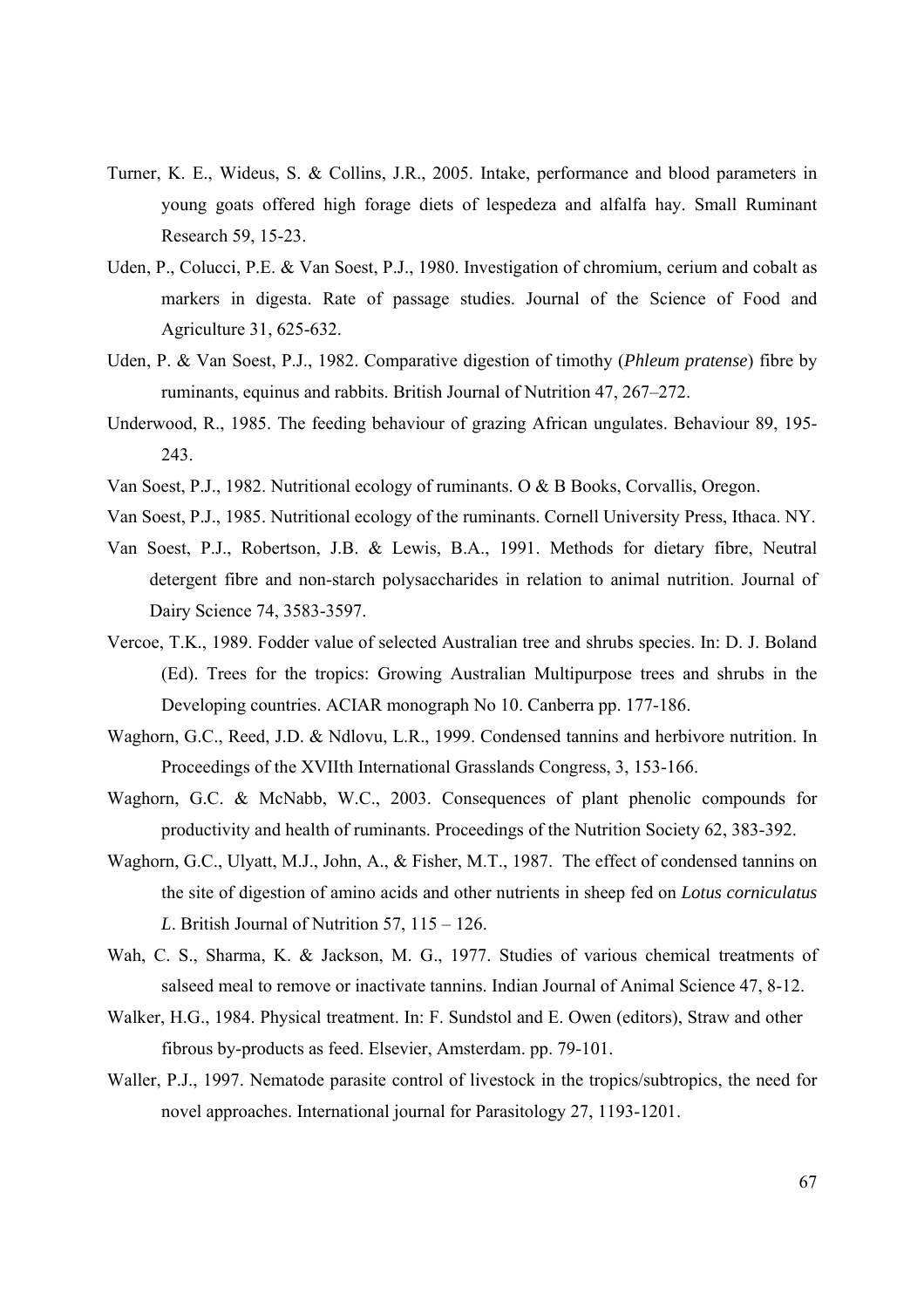Turner, K. E., Wideus, S. & Collins, J.R., 2005. Intake, performance and blood parameters in young goats offered high forage diets of lespedeza and alfalfa hay. Small Ruminant Research 59, 15-23.

Uden, P., Colucci, P.E. & Van Soest, P.J., 1980. Investigation of chromium, cerium and cobalt as markers in digesta. Rate of passage studies. Journal of the Science of Food and Agriculture 31, 625-632.

Uden, P. & Van Soest, P.J., 1982. Comparative digestion of timothy (*Phleum pratense*) fibre by ruminants, equinus and rabbits. British Journal of Nutrition 47, 267–272.

Underwood, R., 1985. The feeding behaviour of grazing African ungulates. Behaviour 89, 195-243.

Van Soest, P.J., 1982. Nutritional ecology of ruminants. O & B Books, Corvallis, Oregon.

Van Soest, P.J., 1985. Nutritional ecology of the ruminants. Cornell University Press, Ithaca. NY.

Van Soest, P.J., Robertson, J.B. & Lewis, B.A., 1991. Methods for dietary fibre, Neutral detergent fibre and non-starch polysaccharides in relation to animal nutrition. Journal of Dairy Science 74, 3583-3597.

Vercoe, T.K., 1989. Fodder value of selected Australian tree and shrubs species. In: D. J. Boland (Ed). Trees for the tropics: Growing Australian Multipurpose trees and shrubs in the Developing countries. ACIAR monograph No 10. Canberra pp. 177-186.

Waghorn, G.C., Reed, J.D. & Ndlovu, L.R., 1999. Condensed tannins and herbivore nutrition. In Proceedings of the XVIIth International Grasslands Congress, 3, 153-166.

Waghorn, G.C. & McNabb, W.C., 2003. Consequences of plant phenolic compounds for productivity and health of ruminants. Proceedings of the Nutrition Society 62, 383-392.

Waghorn, G.C., Ulyatt, M.J., John, A., & Fisher, M.T., 1987. The effect of condensed tannins on the site of digestion of amino acids and other nutrients in sheep fed on *Lotus corniculatus L*. British Journal of Nutrition 57, 115 – 126.

Wah, C. S., Sharma, K. & Jackson, M. G., 1977. Studies of various chemical treatments of salseed meal to remove or inactivate tannins. Indian Journal of Animal Science 47, 8-12.

Walker, H.G., 1984. Physical treatment. In: F. Sundstol and E. Owen (editors), Straw and other fibrous by-products as feed. Elsevier, Amsterdam. pp. 79-101.

Waller, P.J., 1997. Nematode parasite control of livestock in the tropics/subtropics, the need for novel approaches. International journal for Parasitology 27, 1193-1201.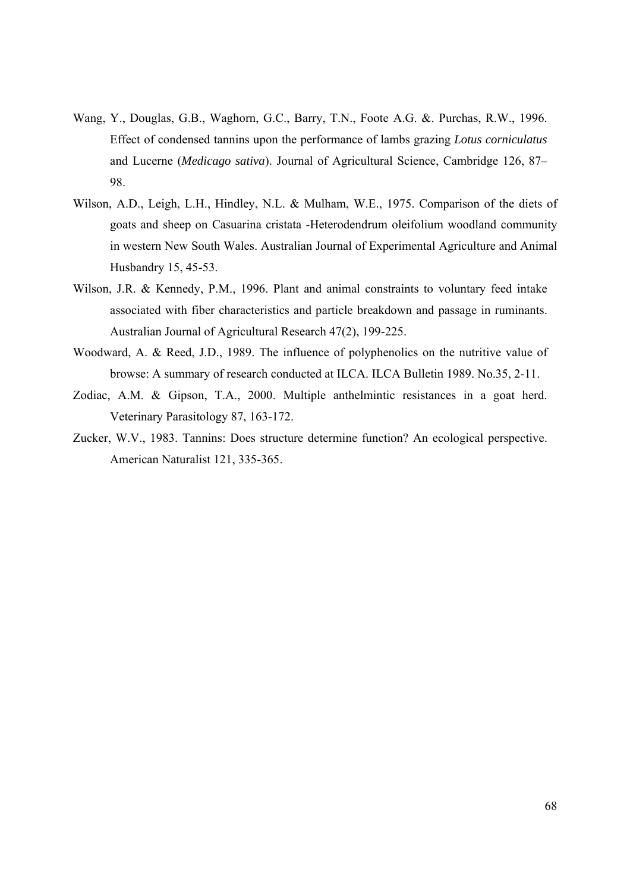Wang, Y., Douglas, G.B., Waghorn, G.C., Barry, T.N., Foote A.G. &. Purchas, R.W., 1996. Effect of condensed tannins upon the performance of lambs grazing *Lotus corniculatus* and Lucerne (*Medicago sativa*). Journal of Agricultural Science, Cambridge 126, 87–98.

Wilson, A.D., Leigh, L.H., Hindley, N.L. & Mulham, W.E., 1975. Comparison of the diets of goats and sheep on Casuarina cristata -Heterodendrum oleifolium woodland community in western New South Wales. Australian Journal of Experimental Agriculture and Animal Husbandry 15, 45-53.

Wilson, J.R. & Kennedy, P.M., 1996. Plant and animal constraints to voluntary feed intake associated with fiber characteristics and particle breakdown and passage in ruminants. Australian Journal of Agricultural Research 47(2), 199-225.

Woodward, A. & Reed, J.D., 1989. The influence of polyphenolics on the nutritive value of browse: A summary of research conducted at ILCA. ILCA Bulletin 1989. No.35, 2-11.

Zodiac, A.M. & Gipson, T.A., 2000. Multiple anthelmintic resistances in a goat herd. Veterinary Parasitology 87, 163-172.

Zucker, W.V., 1983. Tannins: Does structure determine function? An ecological perspective. American Naturalist 121, 335-365.